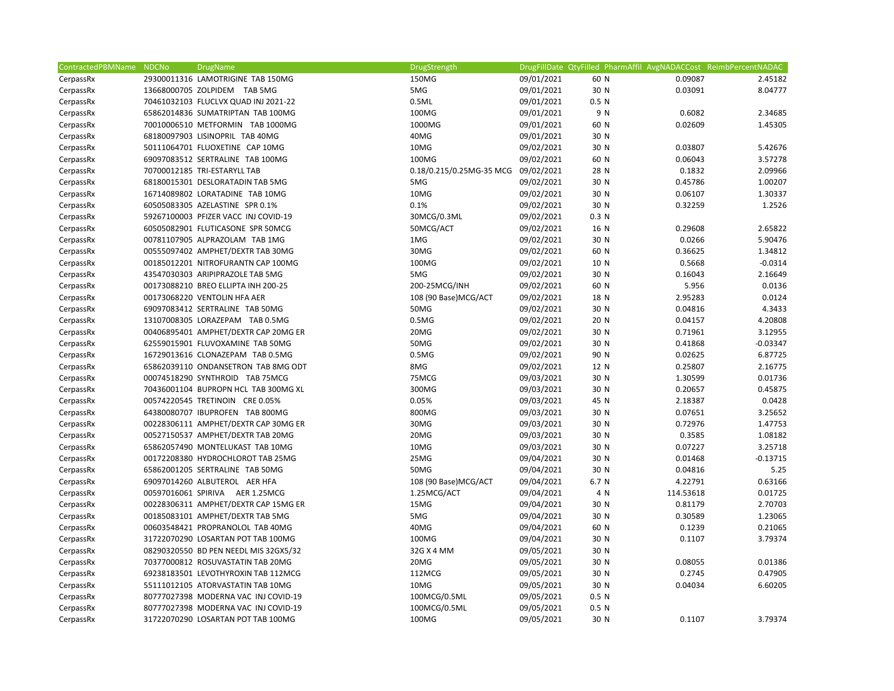| ContractedPBMName | NDCNo | DrugName | DrugStrength | DrugFillDate | QtyFilled | PharmAffil | AvgNADACCost | ReimbPercentNADAC |
|---|---|---|---|---|---|---|---|---|
| CerpassRx | 29300011316 | LAMOTRIGINE TAB 150MG | 150MG | 09/01/2021 | 60 | N | 0.09087 | 2.45182 |
| CerpassRx | 13668000705 | ZOLPIDEM TAB 5MG | 5MG | 09/01/2021 | 30 | N | 0.03091 | 8.04777 |
| CerpassRx | 70461032103 | FLUCLVX QUAD INJ 2021-22 | 0.5ML | 09/01/2021 | 0.5 | N | | |
| CerpassRx | 65862014836 | SUMATRIPTAN TAB 100MG | 100MG | 09/01/2021 | 9 | N | 0.6082 | 2.34685 |
| CerpassRx | 70010006510 | METFORMIN TAB 1000MG | 1000MG | 09/01/2021 | 60 | N | 0.02609 | 1.45305 |
| CerpassRx | 68180097903 | LISINOPRIL TAB 40MG | 40MG | 09/01/2021 | 30 | N | | |
| CerpassRx | 50111064701 | FLUOXETINE CAP 10MG | 10MG | 09/02/2021 | 30 | N | 0.03807 | 5.42676 |
| CerpassRx | 69097083512 | SERTRALINE TAB 100MG | 100MG | 09/02/2021 | 60 | N | 0.06043 | 3.57278 |
| CerpassRx | 70700012185 | TRI-ESTARYLL TAB | 0.18/0.215/0.25MG-35 MCG | 09/02/2021 | 28 | N | 0.1832 | 2.09966 |
| CerpassRx | 68180015301 | DESLORATADIN TAB 5MG | 5MG | 09/02/2021 | 30 | N | 0.45786 | 1.00207 |
| CerpassRx | 16714089802 | LORATADINE TAB 10MG | 10MG | 09/02/2021 | 30 | N | 0.06107 | 1.30337 |
| CerpassRx | 60505083305 | AZELASTINE SPR 0.1% | 0.1% | 09/02/2021 | 30 | N | 0.32259 | 1.2526 |
| CerpassRx | 59267100003 | PFIZER VACC INJ COVID-19 | 30MCG/0.3ML | 09/02/2021 | 0.3 | N | | |
| CerpassRx | 60505082901 | FLUTICASONE SPR 50MCG | 50MCG/ACT | 09/02/2021 | 16 | N | 0.29608 | 2.65822 |
| CerpassRx | 00781107905 | ALPRAZOLAM TAB 1MG | 1MG | 09/02/2021 | 30 | N | 0.0266 | 5.90476 |
| CerpassRx | 00555097402 | AMPHET/DEXTR TAB 30MG | 30MG | 09/02/2021 | 60 | N | 0.36625 | 1.34812 |
| CerpassRx | 00185012201 | NITROFURANTN CAP 100MG | 100MG | 09/02/2021 | 10 | N | 0.5668 | -0.0314 |
| CerpassRx | 43547030303 | ARIPIPRAZOLE TAB 5MG | 5MG | 09/02/2021 | 30 | N | 0.16043 | 2.16649 |
| CerpassRx | 00173088210 | BREO ELLIPTA INH 200-25 | 200-25MCG/INH | 09/02/2021 | 60 | N | 5.956 | 0.0136 |
| CerpassRx | 00173068220 | VENTOLIN HFA AER | 108 (90 Base)MCG/ACT | 09/02/2021 | 18 | N | 2.95283 | 0.0124 |
| CerpassRx | 69097083412 | SERTRALINE TAB 50MG | 50MG | 09/02/2021 | 30 | N | 0.04816 | 4.3433 |
| CerpassRx | 13107008305 | LORAZEPAM TAB 0.5MG | 0.5MG | 09/02/2021 | 20 | N | 0.04157 | 4.20808 |
| CerpassRx | 00406895401 | AMPHET/DEXTR CAP 20MG ER | 20MG | 09/02/2021 | 30 | N | 0.71961 | 3.12955 |
| CerpassRx | 62559015901 | FLUVOXAMINE TAB 50MG | 50MG | 09/02/2021 | 30 | N | 0.41868 | -0.03347 |
| CerpassRx | 16729013616 | CLONAZEPAM TAB 0.5MG | 0.5MG | 09/02/2021 | 90 | N | 0.02625 | 6.87725 |
| CerpassRx | 65862039110 | ONDANSETRON TAB 8MG ODT | 8MG | 09/02/2021 | 12 | N | 0.25807 | 2.16775 |
| CerpassRx | 00074518290 | SYNTHROID TAB 75MCG | 75MCG | 09/03/2021 | 30 | N | 1.30599 | 0.01736 |
| CerpassRx | 70436001104 | BUPROPN HCL TAB 300MG XL | 300MG | 09/03/2021 | 30 | N | 0.20657 | 0.45875 |
| CerpassRx | 00574220545 | TRETINOIN CRE 0.05% | 0.05% | 09/03/2021 | 45 | N | 2.18387 | 0.0428 |
| CerpassRx | 64380080707 | IBUPROFEN TAB 800MG | 800MG | 09/03/2021 | 30 | N | 0.07651 | 3.25652 |
| CerpassRx | 00228306111 | AMPHET/DEXTR CAP 30MG ER | 30MG | 09/03/2021 | 30 | N | 0.72976 | 1.47753 |
| CerpassRx | 00527150537 | AMPHET/DEXTR TAB 20MG | 20MG | 09/03/2021 | 30 | N | 0.3585 | 1.08182 |
| CerpassRx | 65862057490 | MONTELUKAST TAB 10MG | 10MG | 09/03/2021 | 30 | N | 0.07227 | 3.25718 |
| CerpassRx | 00172208380 | HYDROCHLOROT TAB 25MG | 25MG | 09/04/2021 | 30 | N | 0.01468 | -0.13715 |
| CerpassRx | 65862001205 | SERTRALINE TAB 50MG | 50MG | 09/04/2021 | 30 | N | 0.04816 | 5.25 |
| CerpassRx | 69097014260 | ALBUTEROL AER HFA | 108 (90 Base)MCG/ACT | 09/04/2021 | 6.7 | N | 4.22791 | 0.63166 |
| CerpassRx | 00597016061 | SPIRIVA AER 1.25MCG | 1.25MCG/ACT | 09/04/2021 | 4 | N | 114.53618 | 0.01725 |
| CerpassRx | 00228306311 | AMPHET/DEXTR CAP 15MG ER | 15MG | 09/04/2021 | 30 | N | 0.81179 | 2.70703 |
| CerpassRx | 00185083101 | AMPHET/DEXTR TAB 5MG | 5MG | 09/04/2021 | 30 | N | 0.30589 | 1.23065 |
| CerpassRx | 00603548421 | PROPRANOLOL TAB 40MG | 40MG | 09/04/2021 | 60 | N | 0.1239 | 0.21065 |
| CerpassRx | 31722070290 | LOSARTAN POT TAB 100MG | 100MG | 09/04/2021 | 30 | N | 0.1107 | 3.79374 |
| CerpassRx | 08290320550 | BD PEN NEEDL MIS 32GX5/32 | 32G X 4 MM | 09/05/2021 | 30 | N | | |
| CerpassRx | 70377000812 | ROSUVASTATIN TAB 20MG | 20MG | 09/05/2021 | 30 | N | 0.08055 | 0.01386 |
| CerpassRx | 69238183501 | LEVOTHYROXIN TAB 112MCG | 112MCG | 09/05/2021 | 30 | N | 0.2745 | 0.47905 |
| CerpassRx | 55111012105 | ATORVASTATIN TAB 10MG | 10MG | 09/05/2021 | 30 | N | 0.04034 | 6.60205 |
| CerpassRx | 80777027398 | MODERNA VAC INJ COVID-19 | 100MCG/0.5ML | 09/05/2021 | 0.5 | N | | |
| CerpassRx | 80777027398 | MODERNA VAC INJ COVID-19 | 100MCG/0.5ML | 09/05/2021 | 0.5 | N | | |
| CerpassRx | 31722070290 | LOSARTAN POT TAB 100MG | 100MG | 09/05/2021 | 30 | N | 0.1107 | 3.79374 |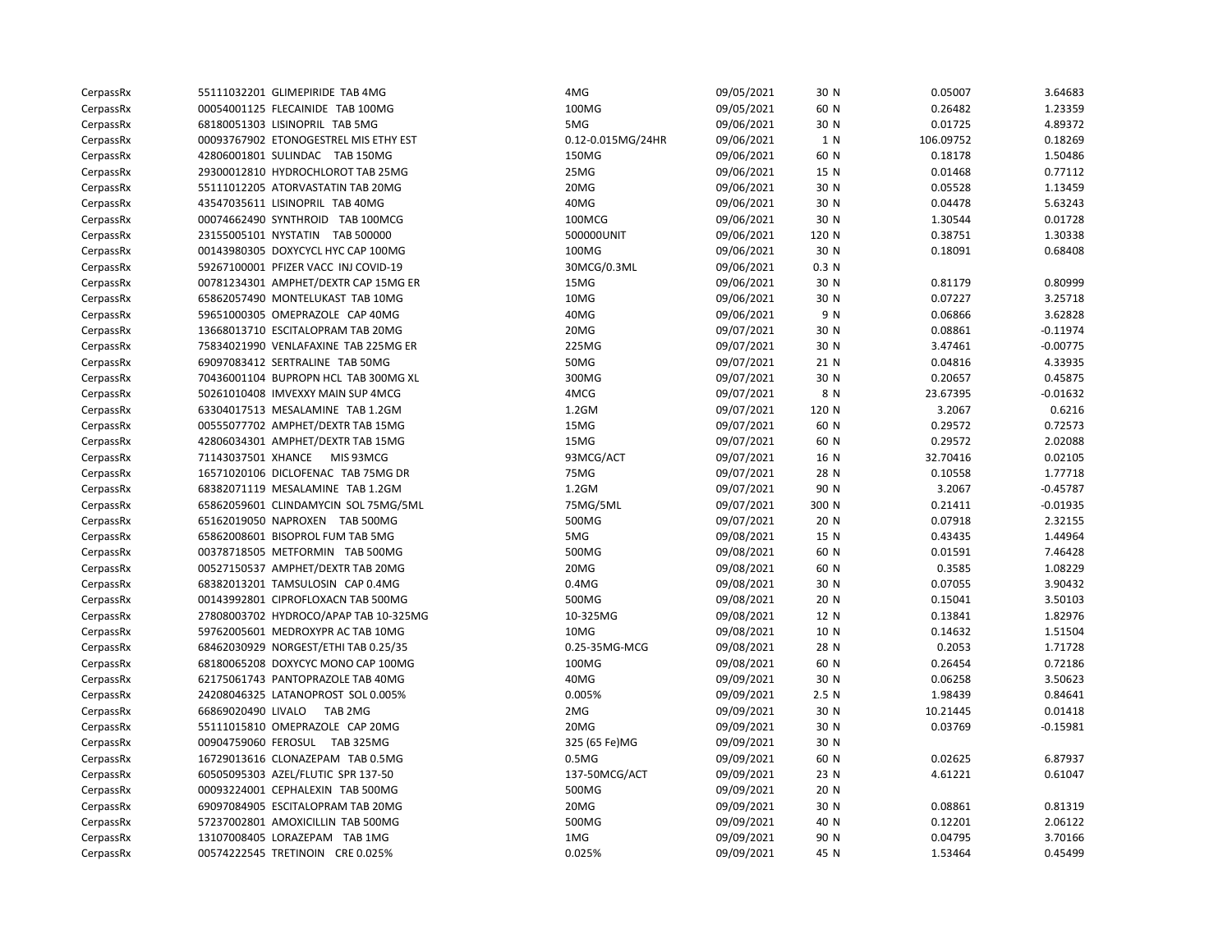| | | | | | | | |
|---|---|---|---|---|---|---|---|
| CerpassRx | 55111032201 GLIMEPIRIDE TAB 4MG | 4MG | 09/05/2021 | 30 N | 0.05007 | 3.64683 |
| CerpassRx | 00054001125 FLECAINIDE TAB 100MG | 100MG | 09/05/2021 | 60 N | 0.26482 | 1.23359 |
| CerpassRx | 68180051303 LISINOPRIL TAB 5MG | 5MG | 09/06/2021 | 30 N | 0.01725 | 4.89372 |
| CerpassRx | 00093767902 ETONOGESTREL MIS ETHY EST | 0.12-0.015MG/24HR | 09/06/2021 | 1 N | 106.09752 | 0.18269 |
| CerpassRx | 42806001801 SULINDAC TAB 150MG | 150MG | 09/06/2021 | 60 N | 0.18178 | 1.50486 |
| CerpassRx | 29300012810 HYDROCHLOROT TAB 25MG | 25MG | 09/06/2021 | 15 N | 0.01468 | 0.77112 |
| CerpassRx | 55111012205 ATORVASTATIN TAB 20MG | 20MG | 09/06/2021 | 30 N | 0.05528 | 1.13459 |
| CerpassRx | 43547035611 LISINOPRIL TAB 40MG | 40MG | 09/06/2021 | 30 N | 0.04478 | 5.63243 |
| CerpassRx | 00074662490 SYNTHROID TAB 100MCG | 100MCG | 09/06/2021 | 30 N | 1.30544 | 0.01728 |
| CerpassRx | 23155005101 NYSTATIN TAB 500000 | 500000UNIT | 09/06/2021 | 120 N | 0.38751 | 1.30338 |
| CerpassRx | 00143980305 DOXYCYCL HYC CAP 100MG | 100MG | 09/06/2021 | 30 N | 0.18091 | 0.68408 |
| CerpassRx | 59267100001 PFIZER VACC INJ COVID-19 | 30MCG/0.3ML | 09/06/2021 | 0.3 N | | |
| CerpassRx | 00781234301 AMPHET/DEXTR CAP 15MG ER | 15MG | 09/06/2021 | 30 N | 0.81179 | 0.80999 |
| CerpassRx | 65862057490 MONTELUKAST TAB 10MG | 10MG | 09/06/2021 | 30 N | 0.07227 | 3.25718 |
| CerpassRx | 59651000305 OMEPRAZOLE CAP 40MG | 40MG | 09/06/2021 | 9 N | 0.06866 | 3.62828 |
| CerpassRx | 13668013710 ESCITALOPRAM TAB 20MG | 20MG | 09/07/2021 | 30 N | 0.08861 | -0.11974 |
| CerpassRx | 75834021990 VENLAFAXINE TAB 225MG ER | 225MG | 09/07/2021 | 30 N | 3.47461 | -0.00775 |
| CerpassRx | 69097083412 SERTRALINE TAB 50MG | 50MG | 09/07/2021 | 21 N | 0.04816 | 4.33935 |
| CerpassRx | 70436001104 BUPROPN HCL TAB 300MG XL | 300MG | 09/07/2021 | 30 N | 0.20657 | 0.45875 |
| CerpassRx | 50261010408 IMVEXXY MAIN SUP 4MCG | 4MCG | 09/07/2021 | 8 N | 23.67395 | -0.01632 |
| CerpassRx | 63304017513 MESALAMINE TAB 1.2GM | 1.2GM | 09/07/2021 | 120 N | 3.2067 | 0.6216 |
| CerpassRx | 00555077702 AMPHET/DEXTR TAB 15MG | 15MG | 09/07/2021 | 60 N | 0.29572 | 0.72573 |
| CerpassRx | 42806034301 AMPHET/DEXTR TAB 15MG | 15MG | 09/07/2021 | 60 N | 0.29572 | 2.02088 |
| CerpassRx | 71143037501 XHANCE MIS 93MCG | 93MCG/ACT | 09/07/2021 | 16 N | 32.70416 | 0.02105 |
| CerpassRx | 16571020106 DICLOFENAC TAB 75MG DR | 75MG | 09/07/2021 | 28 N | 0.10558 | 1.77718 |
| CerpassRx | 68382071119 MESALAMINE TAB 1.2GM | 1.2GM | 09/07/2021 | 90 N | 3.2067 | -0.45787 |
| CerpassRx | 65862059601 CLINDAMYCIN SOL 75MG/5ML | 75MG/5ML | 09/07/2021 | 300 N | 0.21411 | -0.01935 |
| CerpassRx | 65162019050 NAPROXEN TAB 500MG | 500MG | 09/07/2021 | 20 N | 0.07918 | 2.32155 |
| CerpassRx | 65862008601 BISOPROL FUM TAB 5MG | 5MG | 09/08/2021 | 15 N | 0.43435 | 1.44964 |
| CerpassRx | 00378718505 METFORMIN TAB 500MG | 500MG | 09/08/2021 | 60 N | 0.01591 | 7.46428 |
| CerpassRx | 00527150537 AMPHET/DEXTR TAB 20MG | 20MG | 09/08/2021 | 60 N | 0.3585 | 1.08229 |
| CerpassRx | 68382013201 TAMSULOSIN CAP 0.4MG | 0.4MG | 09/08/2021 | 30 N | 0.07055 | 3.90432 |
| CerpassRx | 00143992801 CIPROFLOXACN TAB 500MG | 500MG | 09/08/2021 | 20 N | 0.15041 | 3.50103 |
| CerpassRx | 27808003702 HYDROCO/APAP TAB 10-325MG | 10-325MG | 09/08/2021 | 12 N | 0.13841 | 1.82976 |
| CerpassRx | 59762005601 MEDROXYPR AC TAB 10MG | 10MG | 09/08/2021 | 10 N | 0.14632 | 1.51504 |
| CerpassRx | 68462030929 NORGEST/ETHI TAB 0.25/35 | 0.25-35MG-MCG | 09/08/2021 | 28 N | 0.2053 | 1.71728 |
| CerpassRx | 68180065208 DOXYCYC MONO CAP 100MG | 100MG | 09/08/2021 | 60 N | 0.26454 | 0.72186 |
| CerpassRx | 62175061743 PANTOPRAZOLE TAB 40MG | 40MG | 09/09/2021 | 30 N | 0.06258 | 3.50623 |
| CerpassRx | 24208046325 LATANOPROST SOL 0.005% | 0.005% | 09/09/2021 | 2.5 N | 1.98439 | 0.84641 |
| CerpassRx | 66869020490 LIVALO TAB 2MG | 2MG | 09/09/2021 | 30 N | 10.21445 | 0.01418 |
| CerpassRx | 55111015810 OMEPRAZOLE CAP 20MG | 20MG | 09/09/2021 | 30 N | 0.03769 | -0.15981 |
| CerpassRx | 00904759060 FEROSUL TAB 325MG | 325 (65 Fe)MG | 09/09/2021 | 30 N | | |
| CerpassRx | 16729013616 CLONAZEPAM TAB 0.5MG | 0.5MG | 09/09/2021 | 60 N | 0.02625 | 6.87937 |
| CerpassRx | 60505095303 AZEL/FLUTIC SPR 137-50 | 137-50MCG/ACT | 09/09/2021 | 23 N | 4.61221 | 0.61047 |
| CerpassRx | 00093224001 CEPHALEXIN TAB 500MG | 500MG | 09/09/2021 | 20 N | | |
| CerpassRx | 69097084905 ESCITALOPRAM TAB 20MG | 20MG | 09/09/2021 | 30 N | 0.08861 | 0.81319 |
| CerpassRx | 57237002801 AMOXICILLIN TAB 500MG | 500MG | 09/09/2021 | 40 N | 0.12201 | 2.06122 |
| CerpassRx | 13107008405 LORAZEPAM TAB 1MG | 1MG | 09/09/2021 | 90 N | 0.04795 | 3.70166 |
| CerpassRx | 00574222545 TRETINOIN CRE 0.025% | 0.025% | 09/09/2021 | 45 N | 1.53464 | 0.45499 |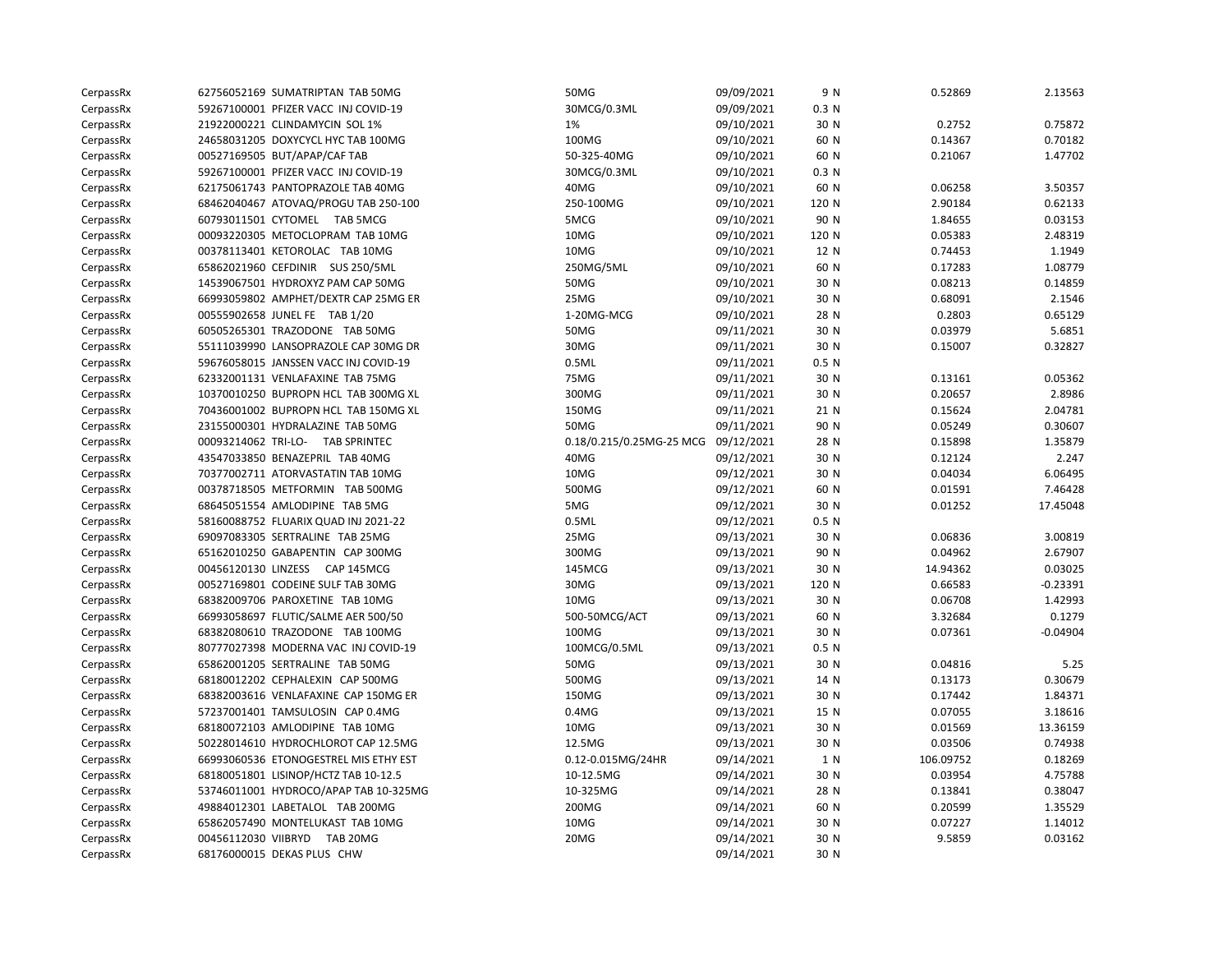| | | | | | | | |
|---|---|---|---|---|---|---|---|
| CerpassRx | 62756052169 SUMATRIPTAN TAB 50MG | 50MG | 09/09/2021 | 9 N | | 0.52869 | 2.13563 |
| CerpassRx | 59267100001 PFIZER VACC INJ COVID-19 | 30MCG/0.3ML | 09/09/2021 | 0.3 N | | | |
| CerpassRx | 21922000221 CLINDAMYCIN SOL 1% | 1% | 09/10/2021 | 30 N | | 0.2752 | 0.75872 |
| CerpassRx | 24658031205 DOXYCYCL HYC TAB 100MG | 100MG | 09/10/2021 | 60 N | | 0.14367 | 0.70182 |
| CerpassRx | 00527169505 BUT/APAP/CAF TAB | 50-325-40MG | 09/10/2021 | 60 N | | 0.21067 | 1.47702 |
| CerpassRx | 59267100001 PFIZER VACC INJ COVID-19 | 30MCG/0.3ML | 09/10/2021 | 0.3 N | | | |
| CerpassRx | 62175061743 PANTOPRAZOLE TAB 40MG | 40MG | 09/10/2021 | 60 N | | 0.06258 | 3.50357 |
| CerpassRx | 68462040467 ATOVAQ/PROGU TAB 250-100 | 250-100MG | 09/10/2021 | 120 N | | 2.90184 | 0.62133 |
| CerpassRx | 60793011501 CYTOMEL TAB 5MCG | 5MCG | 09/10/2021 | 90 N | | 1.84655 | 0.03153 |
| CerpassRx | 00093220305 METOCLOPRAM TAB 10MG | 10MG | 09/10/2021 | 120 N | | 0.05383 | 2.48319 |
| CerpassRx | 00378113401 KETOROLAC TAB 10MG | 10MG | 09/10/2021 | 12 N | | 0.74453 | 1.1949 |
| CerpassRx | 65862021960 CEFDINIR SUS 250/5ML | 250MG/5ML | 09/10/2021 | 60 N | | 0.17283 | 1.08779 |
| CerpassRx | 14539067501 HYDROXYZ PAM CAP 50MG | 50MG | 09/10/2021 | 30 N | | 0.08213 | 0.14859 |
| CerpassRx | 66993059802 AMPHET/DEXTR CAP 25MG ER | 25MG | 09/10/2021 | 30 N | | 0.68091 | 2.1546 |
| CerpassRx | 00555902658 JUNEL FE TAB 1/20 | 1-20MG-MCG | 09/10/2021 | 28 N | | 0.2803 | 0.65129 |
| CerpassRx | 60505265301 TRAZODONE TAB 50MG | 50MG | 09/11/2021 | 30 N | | 0.03979 | 5.6851 |
| CerpassRx | 55111039990 LANSOPRAZOLE CAP 30MG DR | 30MG | 09/11/2021 | 30 N | | 0.15007 | 0.32827 |
| CerpassRx | 59676058015 JANSSEN VACC INJ COVID-19 | 0.5ML | 09/11/2021 | 0.5 N | | | |
| CerpassRx | 62332001131 VENLAFAXINE TAB 75MG | 75MG | 09/11/2021 | 30 N | | 0.13161 | 0.05362 |
| CerpassRx | 10370010250 BUPROPN HCL TAB 300MG XL | 300MG | 09/11/2021 | 30 N | | 0.20657 | 2.8986 |
| CerpassRx | 70436001002 BUPROPN HCL TAB 150MG XL | 150MG | 09/11/2021 | 21 N | | 0.15624 | 2.04781 |
| CerpassRx | 23155000301 HYDRALAZINE TAB 50MG | 50MG | 09/11/2021 | 90 N | | 0.05249 | 0.30607 |
| CerpassRx | 00093214062 TRI-LO- TAB SPRINTEC | 0.18/0.215/0.25MG-25 MCG | 09/12/2021 | 28 N | | 0.15898 | 1.35879 |
| CerpassRx | 43547033850 BENAZEPRIL TAB 40MG | 40MG | 09/12/2021 | 30 N | | 0.12124 | 2.247 |
| CerpassRx | 70377002711 ATORVASTATIN TAB 10MG | 10MG | 09/12/2021 | 30 N | | 0.04034 | 6.06495 |
| CerpassRx | 00378718505 METFORMIN TAB 500MG | 500MG | 09/12/2021 | 60 N | | 0.01591 | 7.46428 |
| CerpassRx | 68645051554 AMLODIPINE TAB 5MG | 5MG | 09/12/2021 | 30 N | | 0.01252 | 17.45048 |
| CerpassRx | 58160088752 FLUARIX QUAD INJ 2021-22 | 0.5ML | 09/12/2021 | 0.5 N | | | |
| CerpassRx | 69097083305 SERTRALINE TAB 25MG | 25MG | 09/13/2021 | 30 N | | 0.06836 | 3.00819 |
| CerpassRx | 65162010250 GABAPENTIN CAP 300MG | 300MG | 09/13/2021 | 90 N | | 0.04962 | 2.67907 |
| CerpassRx | 00456120130 LINZESS CAP 145MCG | 145MCG | 09/13/2021 | 30 N | | 14.94362 | 0.03025 |
| CerpassRx | 00527169801 CODEINE SULF TAB 30MG | 30MG | 09/13/2021 | 120 N | | 0.66583 | -0.23391 |
| CerpassRx | 68382009706 PAROXETINE TAB 10MG | 10MG | 09/13/2021 | 30 N | | 0.06708 | 1.42993 |
| CerpassRx | 66993058697 FLUTIC/SALME AER 500/50 | 500-50MCG/ACT | 09/13/2021 | 60 N | | 3.32684 | 0.1279 |
| CerpassRx | 68382080610 TRAZODONE TAB 100MG | 100MG | 09/13/2021 | 30 N | | 0.07361 | -0.04904 |
| CerpassRx | 80777027398 MODERNA VAC INJ COVID-19 | 100MCG/0.5ML | 09/13/2021 | 0.5 N | | | |
| CerpassRx | 65862001205 SERTRALINE TAB 50MG | 50MG | 09/13/2021 | 30 N | | 0.04816 | 5.25 |
| CerpassRx | 68180012202 CEPHALEXIN CAP 500MG | 500MG | 09/13/2021 | 14 N | | 0.13173 | 0.30679 |
| CerpassRx | 68382003616 VENLAFAXINE CAP 150MG ER | 150MG | 09/13/2021 | 30 N | | 0.17442 | 1.84371 |
| CerpassRx | 57237001401 TAMSULOSIN CAP 0.4MG | 0.4MG | 09/13/2021 | 15 N | | 0.07055 | 3.18616 |
| CerpassRx | 68180072103 AMLODIPINE TAB 10MG | 10MG | 09/13/2021 | 30 N | | 0.01569 | 13.36159 |
| CerpassRx | 50228014610 HYDROCHLOROT CAP 12.5MG | 12.5MG | 09/13/2021 | 30 N | | 0.03506 | 0.74938 |
| CerpassRx | 66993060536 ETONOGESTREL MIS ETHY EST | 0.12-0.015MG/24HR | 09/14/2021 | 1 N | | 106.09752 | 0.18269 |
| CerpassRx | 68180051801 LISINOP/HCTZ TAB 10-12.5 | 10-12.5MG | 09/14/2021 | 30 N | | 0.03954 | 4.75788 |
| CerpassRx | 53746011001 HYDROCO/APAP TAB 10-325MG | 10-325MG | 09/14/2021 | 28 N | | 0.13841 | 0.38047 |
| CerpassRx | 49884012301 LABETALOL TAB 200MG | 200MG | 09/14/2021 | 60 N | | 0.20599 | 1.35529 |
| CerpassRx | 65862057490 MONTELUKAST TAB 10MG | 10MG | 09/14/2021 | 30 N | | 0.07227 | 1.14012 |
| CerpassRx | 00456112030 VIIBRYD TAB 20MG | 20MG | 09/14/2021 | 30 N | | 9.5859 | 0.03162 |
| CerpassRx | 68176000015 DEKAS PLUS CHW | | 09/14/2021 | 30 N | | | |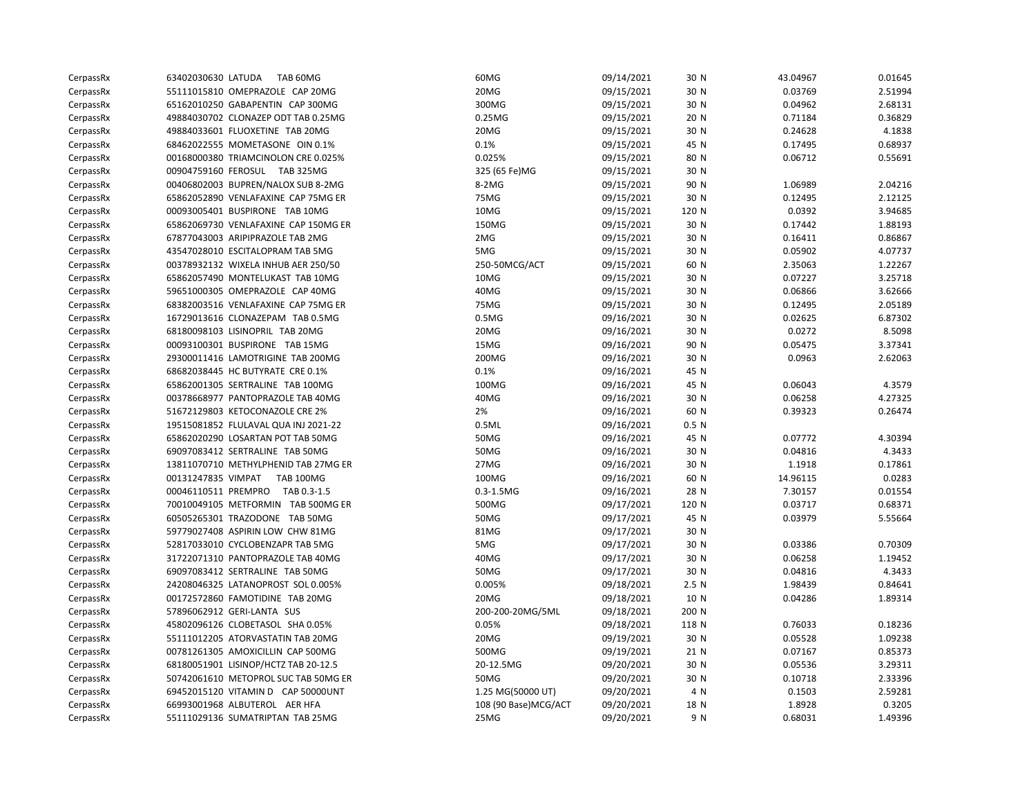| | | | | | | | |
|---|---|---|---|---|---|---|---|
| CerpassRx | 63402030630 LATUDA TAB 60MG | 60MG | 09/14/2021 | 30 N | | 43.04967 | 0.01645 |
| CerpassRx | 55111015810 OMEPRAZOLE CAP 20MG | 20MG | 09/15/2021 | 30 N | | 0.03769 | 2.51994 |
| CerpassRx | 65162010250 GABAPENTIN CAP 300MG | 300MG | 09/15/2021 | 30 N | | 0.04962 | 2.68131 |
| CerpassRx | 49884030702 CLONAZEP ODT TAB 0.25MG | 0.25MG | 09/15/2021 | 20 N | | 0.71184 | 0.36829 |
| CerpassRx | 49884033601 FLUOXETINE TAB 20MG | 20MG | 09/15/2021 | 30 N | | 0.24628 | 4.1838 |
| CerpassRx | 68462022555 MOMETASONE OIN 0.1% | 0.1% | 09/15/2021 | 45 N | | 0.17495 | 0.68937 |
| CerpassRx | 00168000380 TRIAMCINOLON CRE 0.025% | 0.025% | 09/15/2021 | 80 N | | 0.06712 | 0.55691 |
| CerpassRx | 00904759160 FEROSUL TAB 325MG | 325 (65 Fe)MG | 09/15/2021 | 30 N | | | |
| CerpassRx | 00406802003 BUPREN/NALOX SUB 8-2MG | 8-2MG | 09/15/2021 | 90 N | | 1.06989 | 2.04216 |
| CerpassRx | 65862052890 VENLAFAXINE CAP 75MG ER | 75MG | 09/15/2021 | 30 N | | 0.12495 | 2.12125 |
| CerpassRx | 00093005401 BUSPIRONE TAB 10MG | 10MG | 09/15/2021 | 120 N | | 0.0392 | 3.94685 |
| CerpassRx | 65862069730 VENLAFAXINE CAP 150MG ER | 150MG | 09/15/2021 | 30 N | | 0.17442 | 1.88193 |
| CerpassRx | 67877043003 ARIPIPRAZOLE TAB 2MG | 2MG | 09/15/2021 | 30 N | | 0.16411 | 0.86867 |
| CerpassRx | 43547028010 ESCITALOPRAM TAB 5MG | 5MG | 09/15/2021 | 30 N | | 0.05902 | 4.07737 |
| CerpassRx | 00378932132 WIXELA INHUB AER 250/50 | 250-50MCG/ACT | 09/15/2021 | 60 N | | 2.35063 | 1.22267 |
| CerpassRx | 65862057490 MONTELUKAST TAB 10MG | 10MG | 09/15/2021 | 30 N | | 0.07227 | 3.25718 |
| CerpassRx | 59651000305 OMEPRAZOLE CAP 40MG | 40MG | 09/15/2021 | 30 N | | 0.06866 | 3.62666 |
| CerpassRx | 68382003516 VENLAFAXINE CAP 75MG ER | 75MG | 09/15/2021 | 30 N | | 0.12495 | 2.05189 |
| CerpassRx | 16729013616 CLONAZEPAM TAB 0.5MG | 0.5MG | 09/16/2021 | 30 N | | 0.02625 | 6.87302 |
| CerpassRx | 68180098103 LISINOPRIL TAB 20MG | 20MG | 09/16/2021 | 30 N | | 0.0272 | 8.5098 |
| CerpassRx | 00093100301 BUSPIRONE TAB 15MG | 15MG | 09/16/2021 | 90 N | | 0.05475 | 3.37341 |
| CerpassRx | 29300011416 LAMOTRIGINE TAB 200MG | 200MG | 09/16/2021 | 30 N | | 0.0963 | 2.62063 |
| CerpassRx | 68682038445 HC BUTYRATE CRE 0.1% | 0.1% | 09/16/2021 | 45 N | | | |
| CerpassRx | 65862001305 SERTRALINE TAB 100MG | 100MG | 09/16/2021 | 45 N | | 0.06043 | 4.3579 |
| CerpassRx | 00378668977 PANTOPRAZOLE TAB 40MG | 40MG | 09/16/2021 | 30 N | | 0.06258 | 4.27325 |
| CerpassRx | 51672129803 KETOCONAZOLE CRE 2% | 2% | 09/16/2021 | 60 N | | 0.39323 | 0.26474 |
| CerpassRx | 19515081852 FLULAVAL QUA INJ 2021-22 | 0.5ML | 09/16/2021 | 0.5 N | | | |
| CerpassRx | 65862020290 LOSARTAN POT TAB 50MG | 50MG | 09/16/2021 | 45 N | | 0.07772 | 4.30394 |
| CerpassRx | 69097083412 SERTRALINE TAB 50MG | 50MG | 09/16/2021 | 30 N | | 0.04816 | 4.3433 |
| CerpassRx | 13811070710 METHYLPHENID TAB 27MG ER | 27MG | 09/16/2021 | 30 N | | 1.1918 | 0.17861 |
| CerpassRx | 00131247835 VIMPAT TAB 100MG | 100MG | 09/16/2021 | 60 N | | 14.96115 | 0.0283 |
| CerpassRx | 00046110511 PREMPRO TAB 0.3-1.5 | 0.3-1.5MG | 09/16/2021 | 28 N | | 7.30157 | 0.01554 |
| CerpassRx | 70010049105 METFORMIN TAB 500MG ER | 500MG | 09/17/2021 | 120 N | | 0.03717 | 0.68371 |
| CerpassRx | 60505265301 TRAZODONE TAB 50MG | 50MG | 09/17/2021 | 45 N | | 0.03979 | 5.55664 |
| CerpassRx | 59779027408 ASPIRIN LOW CHW 81MG | 81MG | 09/17/2021 | 30 N | | | |
| CerpassRx | 52817033010 CYCLOBENZAPR TAB 5MG | 5MG | 09/17/2021 | 30 N | | 0.03386 | 0.70309 |
| CerpassRx | 31722071310 PANTOPRAZOLE TAB 40MG | 40MG | 09/17/2021 | 30 N | | 0.06258 | 1.19452 |
| CerpassRx | 69097083412 SERTRALINE TAB 50MG | 50MG | 09/17/2021 | 30 N | | 0.04816 | 4.3433 |
| CerpassRx | 24208046325 LATANOPROST SOL 0.005% | 0.005% | 09/18/2021 | 2.5 N | | 1.98439 | 0.84641 |
| CerpassRx | 00172572860 FAMOTIDINE TAB 20MG | 20MG | 09/18/2021 | 10 N | | 0.04286 | 1.89314 |
| CerpassRx | 57896062912 GERI-LANTA SUS | 200-200-20MG/5ML | 09/18/2021 | 200 N | | | |
| CerpassRx | 45802096126 CLOBETASOL SHA 0.05% | 0.05% | 09/18/2021 | 118 N | | 0.76033 | 0.18236 |
| CerpassRx | 55111012205 ATORVASTATIN TAB 20MG | 20MG | 09/19/2021 | 30 N | | 0.05528 | 1.09238 |
| CerpassRx | 00781261305 AMOXICILLIN CAP 500MG | 500MG | 09/19/2021 | 21 N | | 0.07167 | 0.85373 |
| CerpassRx | 68180051901 LISINOP/HCTZ TAB 20-12.5 | 20-12.5MG | 09/20/2021 | 30 N | | 0.05536 | 3.29311 |
| CerpassRx | 50742061610 METOPROL SUC TAB 50MG ER | 50MG | 09/20/2021 | 30 N | | 0.10718 | 2.33396 |
| CerpassRx | 69452015120 VITAMIN D CAP 50000UNT | 1.25 MG(50000 UT) | 09/20/2021 | 4 N | | 0.1503 | 2.59281 |
| CerpassRx | 66993001968 ALBUTEROL AER HFA | 108 (90 Base)MCG/ACT | 09/20/2021 | 18 N | | 1.8928 | 0.3205 |
| CerpassRx | 55111029136 SUMATRIPTAN TAB 25MG | 25MG | 09/20/2021 | 9 N | | 0.68031 | 1.49396 |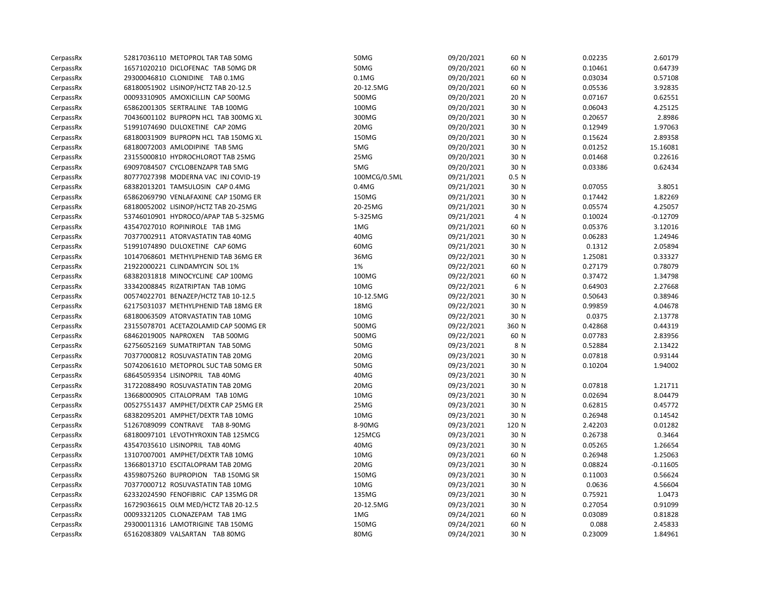| | | | | | | |
|---|---|---|---|---|---|---|
| CerpassRx | 52817036110 METOPROL TAR TAB 50MG | 50MG | 09/20/2021 | 60 N | 0.02235 | 2.60179 |
| CerpassRx | 16571020210 DICLOFENAC TAB 50MG DR | 50MG | 09/20/2021 | 60 N | 0.10461 | 0.64739 |
| CerpassRx | 29300046810 CLONIDINE TAB 0.1MG | 0.1MG | 09/20/2021 | 60 N | 0.03034 | 0.57108 |
| CerpassRx | 68180051902 LISINOP/HCTZ TAB 20-12.5 | 20-12.5MG | 09/20/2021 | 60 N | 0.05536 | 3.92835 |
| CerpassRx | 00093310905 AMOXICILLIN CAP 500MG | 500MG | 09/20/2021 | 20 N | 0.07167 | 0.62551 |
| CerpassRx | 65862001305 SERTRALINE TAB 100MG | 100MG | 09/20/2021 | 30 N | 0.06043 | 4.25125 |
| CerpassRx | 70436001102 BUPROPN HCL TAB 300MG XL | 300MG | 09/20/2021 | 30 N | 0.20657 | 2.8986 |
| CerpassRx | 51991074690 DULOXETINE CAP 20MG | 20MG | 09/20/2021 | 30 N | 0.12949 | 1.97063 |
| CerpassRx | 68180031909 BUPROPN HCL TAB 150MG XL | 150MG | 09/20/2021 | 30 N | 0.15624 | 2.89358 |
| CerpassRx | 68180072003 AMLODIPINE TAB 5MG | 5MG | 09/20/2021 | 30 N | 0.01252 | 15.16081 |
| CerpassRx | 23155000810 HYDROCHLOROT TAB 25MG | 25MG | 09/20/2021 | 30 N | 0.01468 | 0.22616 |
| CerpassRx | 69097084507 CYCLOBENZAPR TAB 5MG | 5MG | 09/20/2021 | 30 N | 0.03386 | 0.62434 |
| CerpassRx | 80777027398 MODERNA VAC INJ COVID-19 | 100MCG/0.5ML | 09/21/2021 | 0.5 N | | |
| CerpassRx | 68382013201 TAMSULOSIN CAP 0.4MG | 0.4MG | 09/21/2021 | 30 N | 0.07055 | 3.8051 |
| CerpassRx | 65862069790 VENLAFAXINE CAP 150MG ER | 150MG | 09/21/2021 | 30 N | 0.17442 | 1.82269 |
| CerpassRx | 68180052002 LISINOP/HCTZ TAB 20-25MG | 20-25MG | 09/21/2021 | 30 N | 0.05574 | 4.25057 |
| CerpassRx | 53746010901 HYDROCO/APAP TAB 5-325MG | 5-325MG | 09/21/2021 | 4 N | 0.10024 | -0.12709 |
| CerpassRx | 43547027010 ROPINIROLE TAB 1MG | 1MG | 09/21/2021 | 60 N | 0.05376 | 3.12016 |
| CerpassRx | 70377002911 ATORVASTATIN TAB 40MG | 40MG | 09/21/2021 | 30 N | 0.06283 | 1.24946 |
| CerpassRx | 51991074890 DULOXETINE CAP 60MG | 60MG | 09/21/2021 | 30 N | 0.1312 | 2.05894 |
| CerpassRx | 10147068601 METHYLPHENID TAB 36MG ER | 36MG | 09/22/2021 | 30 N | 1.25081 | 0.33327 |
| CerpassRx | 21922000221 CLINDAMYCIN SOL 1% | 1% | 09/22/2021 | 60 N | 0.27179 | 0.78079 |
| CerpassRx | 68382031818 MINOCYCLINE CAP 100MG | 100MG | 09/22/2021 | 60 N | 0.37472 | 1.34798 |
| CerpassRx | 33342008845 RIZATRIPTAN TAB 10MG | 10MG | 09/22/2021 | 6 N | 0.64903 | 2.27668 |
| CerpassRx | 00574022701 BENAZEP/HCTZ TAB 10-12.5 | 10-12.5MG | 09/22/2021 | 30 N | 0.50643 | 0.38946 |
| CerpassRx | 62175031037 METHYLPHENID TAB 18MG ER | 18MG | 09/22/2021 | 30 N | 0.99859 | 4.04678 |
| CerpassRx | 68180063509 ATORVASTATIN TAB 10MG | 10MG | 09/22/2021 | 30 N | 0.0375 | 2.13778 |
| CerpassRx | 23155078701 ACETAZOLAMID CAP 500MG ER | 500MG | 09/22/2021 | 360 N | 0.42868 | 0.44319 |
| CerpassRx | 68462019005 NAPROXEN TAB 500MG | 500MG | 09/22/2021 | 60 N | 0.07783 | 2.83956 |
| CerpassRx | 62756052169 SUMATRIPTAN TAB 50MG | 50MG | 09/23/2021 | 8 N | 0.52884 | 2.13422 |
| CerpassRx | 70377000812 ROSUVASTATIN TAB 20MG | 20MG | 09/23/2021 | 30 N | 0.07818 | 0.93144 |
| CerpassRx | 50742061610 METOPROL SUC TAB 50MG ER | 50MG | 09/23/2021 | 30 N | 0.10204 | 1.94002 |
| CerpassRx | 68645059354 LISINOPRIL TAB 40MG | 40MG | 09/23/2021 | 30 N | | |
| CerpassRx | 31722088490 ROSUVASTATIN TAB 20MG | 20MG | 09/23/2021 | 30 N | 0.07818 | 1.21711 |
| CerpassRx | 13668000905 CITALOPRAM TAB 10MG | 10MG | 09/23/2021 | 30 N | 0.02694 | 8.04479 |
| CerpassRx | 00527551437 AMPHET/DEXTR CAP 25MG ER | 25MG | 09/23/2021 | 30 N | 0.62815 | 0.45772 |
| CerpassRx | 68382095201 AMPHET/DEXTR TAB 10MG | 10MG | 09/23/2021 | 30 N | 0.26948 | 0.14542 |
| CerpassRx | 51267089099 CONTRAVE TAB 8-90MG | 8-90MG | 09/23/2021 | 120 N | 2.42203 | 0.01282 |
| CerpassRx | 68180097101 LEVOTHYROXIN TAB 125MCG | 125MCG | 09/23/2021 | 30 N | 0.26738 | 0.3464 |
| CerpassRx | 43547035610 LISINOPRIL TAB 40MG | 40MG | 09/23/2021 | 30 N | 0.05265 | 1.26654 |
| CerpassRx | 13107007001 AMPHET/DEXTR TAB 10MG | 10MG | 09/23/2021 | 60 N | 0.26948 | 1.25063 |
| CerpassRx | 13668013710 ESCITALOPRAM TAB 20MG | 20MG | 09/23/2021 | 30 N | 0.08824 | -0.11605 |
| CerpassRx | 43598075260 BUPROPION TAB 150MG SR | 150MG | 09/23/2021 | 30 N | 0.11003 | 0.56624 |
| CerpassRx | 70377000712 ROSUVASTATIN TAB 10MG | 10MG | 09/23/2021 | 30 N | 0.0636 | 4.56604 |
| CerpassRx | 62332024590 FENOFIBRIC CAP 135MG DR | 135MG | 09/23/2021 | 30 N | 0.75921 | 1.0473 |
| CerpassRx | 16729036615 OLM MED/HCTZ TAB 20-12.5 | 20-12.5MG | 09/23/2021 | 30 N | 0.27054 | 0.91099 |
| CerpassRx | 00093321205 CLONAZEPAM TAB 1MG | 1MG | 09/24/2021 | 60 N | 0.03089 | 0.81828 |
| CerpassRx | 29300011316 LAMOTRIGINE TAB 150MG | 150MG | 09/24/2021 | 60 N | 0.088 | 2.45833 |
| CerpassRx | 65162083809 VALSARTAN TAB 80MG | 80MG | 09/24/2021 | 30 N | 0.23009 | 1.84961 |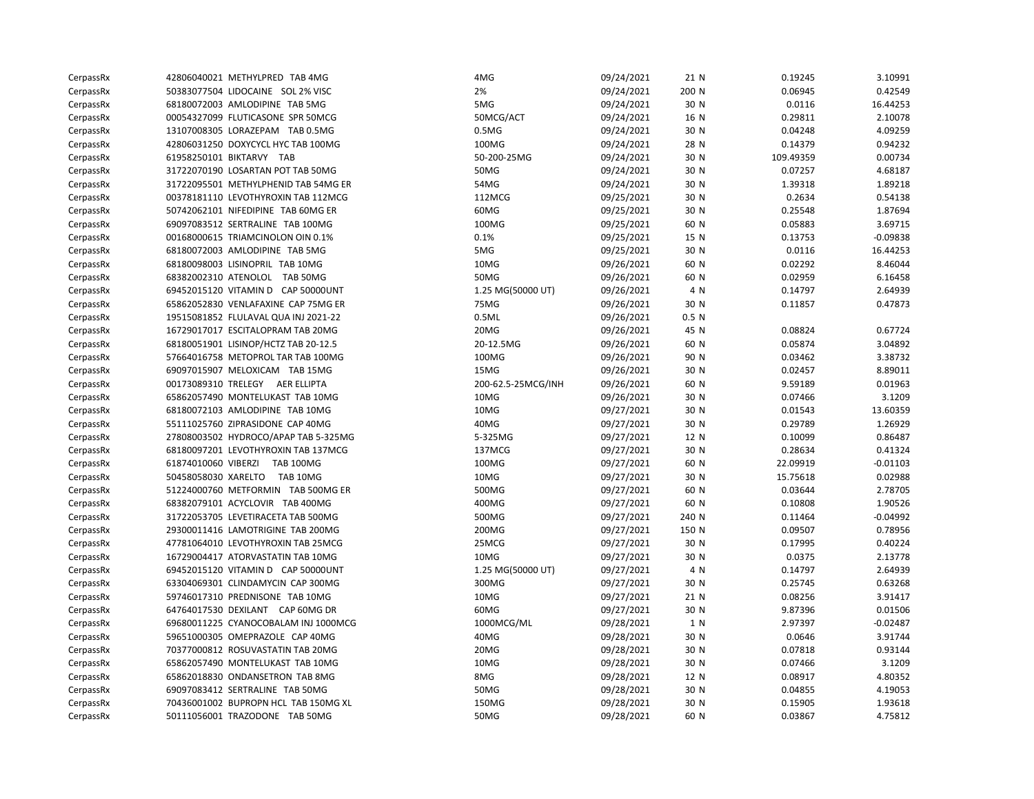| | | | | | | | |
|---|---|---|---|---|---|---|---|
| CerpassRx | 42806040021 METHYLPRED TAB 4MG | 4MG | 09/24/2021 | 21 N | 0.19245 | 3.10991 |
| CerpassRx | 50383077504 LIDOCAINE SOL 2% VISC | 2% | 09/24/2021 | 200 N | 0.06945 | 0.42549 |
| CerpassRx | 68180072003 AMLODIPINE TAB 5MG | 5MG | 09/24/2021 | 30 N | 0.0116 | 16.44253 |
| CerpassRx | 00054327099 FLUTICASONE SPR 50MCG | 50MCG/ACT | 09/24/2021 | 16 N | 0.29811 | 2.10078 |
| CerpassRx | 13107008305 LORAZEPAM TAB 0.5MG | 0.5MG | 09/24/2021 | 30 N | 0.04248 | 4.09259 |
| CerpassRx | 42806031250 DOXYCYCL HYC TAB 100MG | 100MG | 09/24/2021 | 28 N | 0.14379 | 0.94232 |
| CerpassRx | 61958250101 BIKTARVY TAB | 50-200-25MG | 09/24/2021 | 30 N | 109.49359 | 0.00734 |
| CerpassRx | 31722070190 LOSARTAN POT TAB 50MG | 50MG | 09/24/2021 | 30 N | 0.07257 | 4.68187 |
| CerpassRx | 31722095501 METHYLPHENID TAB 54MG ER | 54MG | 09/24/2021 | 30 N | 1.39318 | 1.89218 |
| CerpassRx | 00378181110 LEVOTHYROXIN TAB 112MCG | 112MCG | 09/25/2021 | 30 N | 0.2634 | 0.54138 |
| CerpassRx | 50742062101 NIFEDIPINE TAB 60MG ER | 60MG | 09/25/2021 | 30 N | 0.25548 | 1.87694 |
| CerpassRx | 69097083512 SERTRALINE TAB 100MG | 100MG | 09/25/2021 | 60 N | 0.05883 | 3.69715 |
| CerpassRx | 00168000615 TRIAMCINOLON OIN 0.1% | 0.1% | 09/25/2021 | 15 N | 0.13753 | -0.09838 |
| CerpassRx | 68180072003 AMLODIPINE TAB 5MG | 5MG | 09/25/2021 | 30 N | 0.0116 | 16.44253 |
| CerpassRx | 68180098003 LISINOPRIL TAB 10MG | 10MG | 09/26/2021 | 60 N | 0.02292 | 8.46044 |
| CerpassRx | 68382002310 ATENOLOL TAB 50MG | 50MG | 09/26/2021 | 60 N | 0.02959 | 6.16458 |
| CerpassRx | 69452015120 VITAMIN D CAP 50000UNT | 1.25 MG(50000 UT) | 09/26/2021 | 4 N | 0.14797 | 2.64939 |
| CerpassRx | 65862052830 VENLAFAXINE CAP 75MG ER | 75MG | 09/26/2021 | 30 N | 0.11857 | 0.47873 |
| CerpassRx | 19515081852 FLULAVAL QUA INJ 2021-22 | 0.5ML | 09/26/2021 | 0.5 N | | |
| CerpassRx | 16729017017 ESCITALOPRAM TAB 20MG | 20MG | 09/26/2021 | 45 N | 0.08824 | 0.67724 |
| CerpassRx | 68180051901 LISINOP/HCTZ TAB 20-12.5 | 20-12.5MG | 09/26/2021 | 60 N | 0.05874 | 3.04892 |
| CerpassRx | 57664016758 METOPROL TAR TAB 100MG | 100MG | 09/26/2021 | 90 N | 0.03462 | 3.38732 |
| CerpassRx | 69097015907 MELOXICAM TAB 15MG | 15MG | 09/26/2021 | 30 N | 0.02457 | 8.89011 |
| CerpassRx | 00173089310 TRELEGY AER ELLIPTA | 200-62.5-25MCG/INH | 09/26/2021 | 60 N | 9.59189 | 0.01963 |
| CerpassRx | 65862057490 MONTELUKAST TAB 10MG | 10MG | 09/26/2021 | 30 N | 0.07466 | 3.1209 |
| CerpassRx | 68180072103 AMLODIPINE TAB 10MG | 10MG | 09/27/2021 | 30 N | 0.01543 | 13.60359 |
| CerpassRx | 55111025760 ZIPRASIDONE CAP 40MG | 40MG | 09/27/2021 | 30 N | 0.29789 | 1.26929 |
| CerpassRx | 27808003502 HYDROCO/APAP TAB 5-325MG | 5-325MG | 09/27/2021 | 12 N | 0.10099 | 0.86487 |
| CerpassRx | 68180097201 LEVOTHYROXIN TAB 137MCG | 137MCG | 09/27/2021 | 30 N | 0.28634 | 0.41324 |
| CerpassRx | 61874010060 VIBERZI TAB 100MG | 100MG | 09/27/2021 | 60 N | 22.09919 | -0.01103 |
| CerpassRx | 50458058030 XARELTO TAB 10MG | 10MG | 09/27/2021 | 30 N | 15.75618 | 0.02988 |
| CerpassRx | 51224000760 METFORMIN TAB 500MG ER | 500MG | 09/27/2021 | 60 N | 0.03644 | 2.78705 |
| CerpassRx | 68382079101 ACYCLOVIR TAB 400MG | 400MG | 09/27/2021 | 60 N | 0.10808 | 1.90526 |
| CerpassRx | 31722053705 LEVETIRACETA TAB 500MG | 500MG | 09/27/2021 | 240 N | 0.11464 | -0.04992 |
| CerpassRx | 29300011416 LAMOTRIGINE TAB 200MG | 200MG | 09/27/2021 | 150 N | 0.09507 | 0.78956 |
| CerpassRx | 47781064010 LEVOTHYROXIN TAB 25MCG | 25MCG | 09/27/2021 | 30 N | 0.17995 | 0.40224 |
| CerpassRx | 16729004417 ATORVASTATIN TAB 10MG | 10MG | 09/27/2021 | 30 N | 0.0375 | 2.13778 |
| CerpassRx | 69452015120 VITAMIN D CAP 50000UNT | 1.25 MG(50000 UT) | 09/27/2021 | 4 N | 0.14797 | 2.64939 |
| CerpassRx | 63304069301 CLINDAMYCIN CAP 300MG | 300MG | 09/27/2021 | 30 N | 0.25745 | 0.63268 |
| CerpassRx | 59746017310 PREDNISONE TAB 10MG | 10MG | 09/27/2021 | 21 N | 0.08256 | 3.91417 |
| CerpassRx | 64764017530 DEXILANT CAP 60MG DR | 60MG | 09/27/2021 | 30 N | 9.87396 | 0.01506 |
| CerpassRx | 69680011225 CYANOCOBALAM INJ 1000MCG | 1000MCG/ML | 09/28/2021 | 1 N | 2.97397 | -0.02487 |
| CerpassRx | 59651000305 OMEPRAZOLE CAP 40MG | 40MG | 09/28/2021 | 30 N | 0.0646 | 3.91744 |
| CerpassRx | 70377000812 ROSUVASTATIN TAB 20MG | 20MG | 09/28/2021 | 30 N | 0.07818 | 0.93144 |
| CerpassRx | 65862057490 MONTELUKAST TAB 10MG | 10MG | 09/28/2021 | 30 N | 0.07466 | 3.1209 |
| CerpassRx | 65862018830 ONDANSETRON TAB 8MG | 8MG | 09/28/2021 | 12 N | 0.08917 | 4.80352 |
| CerpassRx | 69097083412 SERTRALINE TAB 50MG | 50MG | 09/28/2021 | 30 N | 0.04855 | 4.19053 |
| CerpassRx | 70436001002 BUPROPN HCL TAB 150MG XL | 150MG | 09/28/2021 | 30 N | 0.15905 | 1.93618 |
| CerpassRx | 50111056001 TRAZODONE TAB 50MG | 50MG | 09/28/2021 | 60 N | 0.03867 | 4.75812 |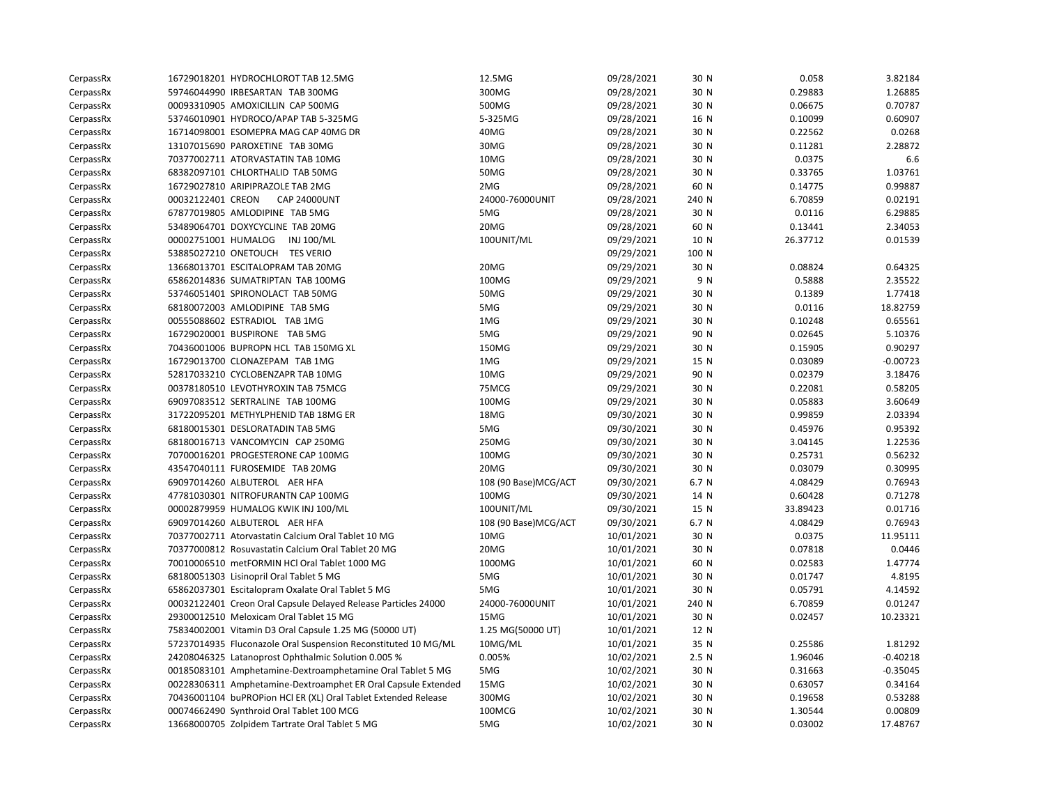| | | | | | | | |
|---|---|---|---|---|---|---|---|
| CerpassRx | 16729018201 HYDROCHLOROT TAB 12.5MG | 12.5MG | 09/28/2021 | 30 N | | 0.058 | 3.82184 |
| CerpassRx | 59746044990 IRBESARTAN TAB 300MG | 300MG | 09/28/2021 | 30 N | | 0.29883 | 1.26885 |
| CerpassRx | 00093310905 AMOXICILLIN CAP 500MG | 500MG | 09/28/2021 | 30 N | | 0.06675 | 0.70787 |
| CerpassRx | 53746010901 HYDROCO/APAP TAB 5-325MG | 5-325MG | 09/28/2021 | 16 N | | 0.10099 | 0.60907 |
| CerpassRx | 16714098001 ESOMEPRA MAG CAP 40MG DR | 40MG | 09/28/2021 | 30 N | | 0.22562 | 0.0268 |
| CerpassRx | 13107015690 PAROXETINE TAB 30MG | 30MG | 09/28/2021 | 30 N | | 0.11281 | 2.28872 |
| CerpassRx | 70377002711 ATORVASTATIN TAB 10MG | 10MG | 09/28/2021 | 30 N | | 0.0375 | 6.6 |
| CerpassRx | 68382097101 CHLORTHALID TAB 50MG | 50MG | 09/28/2021 | 30 N | | 0.33765 | 1.03761 |
| CerpassRx | 16729027810 ARIPIPRAZOLE TAB 2MG | 2MG | 09/28/2021 | 60 N | | 0.14775 | 0.99887 |
| CerpassRx | 00032122401 CREON CAP 24000UNT | 24000-76000UNIT | 09/28/2021 | 240 N | | 6.70859 | 0.02191 |
| CerpassRx | 67877019805 AMLODIPINE TAB 5MG | 5MG | 09/28/2021 | 30 N | | 0.0116 | 6.29885 |
| CerpassRx | 53489064701 DOXYCYCLINE TAB 20MG | 20MG | 09/28/2021 | 60 N | | 0.13441 | 2.34053 |
| CerpassRx | 00002751001 HUMALOG INJ 100/ML | 100UNIT/ML | 09/29/2021 | 10 N | | 26.37712 | 0.01539 |
| CerpassRx | 53885027210 ONETOUCH TES VERIO | | 09/29/2021 | 100 N | | | |
| CerpassRx | 13668013701 ESCITALOPRAM TAB 20MG | 20MG | 09/29/2021 | 30 N | | 0.08824 | 0.64325 |
| CerpassRx | 65862014836 SUMATRIPTAN TAB 100MG | 100MG | 09/29/2021 | 9 N | | 0.5888 | 2.35522 |
| CerpassRx | 53746051401 SPIRONOLACT TAB 50MG | 50MG | 09/29/2021 | 30 N | | 0.1389 | 1.77418 |
| CerpassRx | 68180072003 AMLODIPINE TAB 5MG | 5MG | 09/29/2021 | 30 N | | 0.0116 | 18.82759 |
| CerpassRx | 00555088602 ESTRADIOL TAB 1MG | 1MG | 09/29/2021 | 30 N | | 0.10248 | 0.65561 |
| CerpassRx | 16729020001 BUSPIRONE TAB 5MG | 5MG | 09/29/2021 | 90 N | | 0.02645 | 5.10376 |
| CerpassRx | 70436001006 BUPROPN HCL TAB 150MG XL | 150MG | 09/29/2021 | 30 N | | 0.15905 | 0.90297 |
| CerpassRx | 16729013700 CLONAZEPAM TAB 1MG | 1MG | 09/29/2021 | 15 N | | 0.03089 | -0.00723 |
| CerpassRx | 52817033210 CYCLOBENZAPR TAB 10MG | 10MG | 09/29/2021 | 90 N | | 0.02379 | 3.18476 |
| CerpassRx | 00378180510 LEVOTHYROXIN TAB 75MCG | 75MCG | 09/29/2021 | 30 N | | 0.22081 | 0.58205 |
| CerpassRx | 69097083512 SERTRALINE TAB 100MG | 100MG | 09/29/2021 | 30 N | | 0.05883 | 3.60649 |
| CerpassRx | 31722095201 METHYLPHENID TAB 18MG ER | 18MG | 09/30/2021 | 30 N | | 0.99859 | 2.03394 |
| CerpassRx | 68180015301 DESLORATADIN TAB 5MG | 5MG | 09/30/2021 | 30 N | | 0.45976 | 0.95392 |
| CerpassRx | 68180016713 VANCOMYCIN CAP 250MG | 250MG | 09/30/2021 | 30 N | | 3.04145 | 1.22536 |
| CerpassRx | 70700016201 PROGESTERONE CAP 100MG | 100MG | 09/30/2021 | 30 N | | 0.25731 | 0.56232 |
| CerpassRx | 43547040111 FUROSEMIDE TAB 20MG | 20MG | 09/30/2021 | 30 N | | 0.03079 | 0.30995 |
| CerpassRx | 69097014260 ALBUTEROL AER HFA | 108 (90 Base)MCG/ACT | 09/30/2021 | 6.7 N | | 4.08429 | 0.76943 |
| CerpassRx | 47781030301 NITROFURANTN CAP 100MG | 100MG | 09/30/2021 | 14 N | | 0.60428 | 0.71278 |
| CerpassRx | 00002879959 HUMALOG KWIK INJ 100/ML | 100UNIT/ML | 09/30/2021 | 15 N | | 33.89423 | 0.01716 |
| CerpassRx | 69097014260 ALBUTEROL AER HFA | 108 (90 Base)MCG/ACT | 09/30/2021 | 6.7 N | | 4.08429 | 0.76943 |
| CerpassRx | 70377002711 Atorvastatin Calcium Oral Tablet 10 MG | 10MG | 10/01/2021 | 30 N | | 0.0375 | 11.95111 |
| CerpassRx | 70377000812 Rosuvastatin Calcium Oral Tablet 20 MG | 20MG | 10/01/2021 | 30 N | | 0.07818 | 0.0446 |
| CerpassRx | 70010006510 metFORMIN HCl Oral Tablet 1000 MG | 1000MG | 10/01/2021 | 60 N | | 0.02583 | 1.47774 |
| CerpassRx | 68180051303 Lisinopril Oral Tablet 5 MG | 5MG | 10/01/2021 | 30 N | | 0.01747 | 4.8195 |
| CerpassRx | 65862037301 Escitalopram Oxalate Oral Tablet 5 MG | 5MG | 10/01/2021 | 30 N | | 0.05791 | 4.14592 |
| CerpassRx | 00032122401 Creon Oral Capsule Delayed Release Particles 24000 | 24000-76000UNIT | 10/01/2021 | 240 N | | 6.70859 | 0.01247 |
| CerpassRx | 29300012510 Meloxicam Oral Tablet 15 MG | 15MG | 10/01/2021 | 30 N | | 0.02457 | 10.23321 |
| CerpassRx | 75834002001 Vitamin D3 Oral Capsule 1.25 MG (50000 UT) | 1.25 MG(50000 UT) | 10/01/2021 | 12 N | | | |
| CerpassRx | 57237014935 Fluconazole Oral Suspension Reconstituted 10 MG/ML | 10MG/ML | 10/01/2021 | 35 N | | 0.25586 | 1.81292 |
| CerpassRx | 24208046325 Latanoprost Ophthalmic Solution 0.005 % | 0.005% | 10/02/2021 | 2.5 N | | 1.96046 | -0.40218 |
| CerpassRx | 00185083101 Amphetamine-Dextroamphetamine Oral Tablet 5 MG | 5MG | 10/02/2021 | 30 N | | 0.31663 | -0.35045 |
| CerpassRx | 00228306311 Amphetamine-Dextroamphet ER Oral Capsule Extended | 15MG | 10/02/2021 | 30 N | | 0.63057 | 0.34164 |
| CerpassRx | 70436001104 buPROPion HCl ER (XL) Oral Tablet Extended Release | 300MG | 10/02/2021 | 30 N | | 0.19658 | 0.53288 |
| CerpassRx | 00074662490 Synthroid Oral Tablet 100 MCG | 100MCG | 10/02/2021 | 30 N | | 1.30544 | 0.00809 |
| CerpassRx | 13668000705 Zolpidem Tartrate Oral Tablet 5 MG | 5MG | 10/02/2021 | 30 N | | 0.03002 | 17.48767 |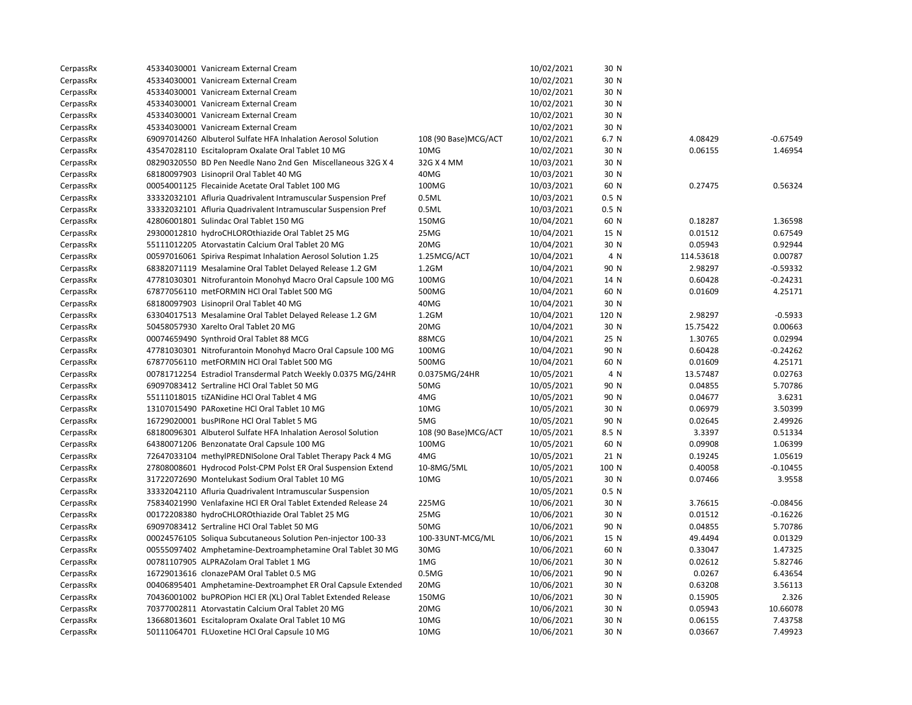| | | | | | | | |
|---|---|---|---|---|---|---|---|
| CerpassRx | 45334030001 | Vanicream External Cream | | 10/02/2021 | 30 N | | |
| CerpassRx | 45334030001 | Vanicream External Cream | | 10/02/2021 | 30 N | | |
| CerpassRx | 45334030001 | Vanicream External Cream | | 10/02/2021 | 30 N | | |
| CerpassRx | 45334030001 | Vanicream External Cream | | 10/02/2021 | 30 N | | |
| CerpassRx | 45334030001 | Vanicream External Cream | | 10/02/2021 | 30 N | | |
| CerpassRx | 45334030001 | Vanicream External Cream | | 10/02/2021 | 30 N | | |
| CerpassRx | 69097014260 | Albuterol Sulfate HFA Inhalation Aerosol Solution | 108 (90 Base)MCG/ACT | 10/02/2021 | 6.7 N | 4.08429 | -0.67549 |
| CerpassRx | 43547028110 | Escitalopram Oxalate Oral Tablet 10 MG | 10MG | 10/02/2021 | 30 N | 0.06155 | 1.46954 |
| CerpassRx | 08290320550 | BD Pen Needle Nano 2nd Gen Miscellaneous 32G X 4 | 32G X 4 MM | 10/03/2021 | 30 N | | |
| CerpassRx | 68180097903 | Lisinopril Oral Tablet 40 MG | 40MG | 10/03/2021 | 30 N | | |
| CerpassRx | 00054001125 | Flecainide Acetate Oral Tablet 100 MG | 100MG | 10/03/2021 | 60 N | 0.27475 | 0.56324 |
| CerpassRx | 33332032101 | Afluria Quadrivalent Intramuscular Suspension Pref | 0.5ML | 10/03/2021 | 0.5 N | | |
| CerpassRx | 33332032101 | Afluria Quadrivalent Intramuscular Suspension Pref | 0.5ML | 10/03/2021 | 0.5 N | | |
| CerpassRx | 42806001801 | Sulindac Oral Tablet 150 MG | 150MG | 10/04/2021 | 60 N | 0.18287 | 1.36598 |
| CerpassRx | 29300012810 | hydroCHLOROthiazide Oral Tablet 25 MG | 25MG | 10/04/2021 | 15 N | 0.01512 | 0.67549 |
| CerpassRx | 55111012205 | Atorvastatin Calcium Oral Tablet 20 MG | 20MG | 10/04/2021 | 30 N | 0.05943 | 0.92944 |
| CerpassRx | 00597016061 | Spiriva Respimat Inhalation Aerosol Solution 1.25 | 1.25MCG/ACT | 10/04/2021 | 4 N | 114.53618 | 0.00787 |
| CerpassRx | 68382071119 | Mesalamine Oral Tablet Delayed Release 1.2 GM | 1.2GM | 10/04/2021 | 90 N | 2.98297 | -0.59332 |
| CerpassRx | 47781030301 | Nitrofurantoin Monohyd Macro Oral Capsule 100 MG | 100MG | 10/04/2021 | 14 N | 0.60428 | -0.24231 |
| CerpassRx | 67877056110 | metFORMIN HCl Oral Tablet 500 MG | 500MG | 10/04/2021 | 60 N | 0.01609 | 4.25171 |
| CerpassRx | 68180097903 | Lisinopril Oral Tablet 40 MG | 40MG | 10/04/2021 | 30 N | | |
| CerpassRx | 63304017513 | Mesalamine Oral Tablet Delayed Release 1.2 GM | 1.2GM | 10/04/2021 | 120 N | 2.98297 | -0.5933 |
| CerpassRx | 50458057930 | Xarelto Oral Tablet 20 MG | 20MG | 10/04/2021 | 30 N | 15.75422 | 0.00663 |
| CerpassRx | 00074659490 | Synthroid Oral Tablet 88 MCG | 88MCG | 10/04/2021 | 25 N | 1.30765 | 0.02994 |
| CerpassRx | 47781030301 | Nitrofurantoin Monohyd Macro Oral Capsule 100 MG | 100MG | 10/04/2021 | 90 N | 0.60428 | -0.24262 |
| CerpassRx | 67877056110 | metFORMIN HCl Oral Tablet 500 MG | 500MG | 10/04/2021 | 60 N | 0.01609 | 4.25171 |
| CerpassRx | 00781712254 | Estradiol Transdermal Patch Weekly 0.0375 MG/24HR | 0.0375MG/24HR | 10/05/2021 | 4 N | 13.57487 | 0.02763 |
| CerpassRx | 69097083412 | Sertraline HCl Oral Tablet 50 MG | 50MG | 10/05/2021 | 90 N | 0.04855 | 5.70786 |
| CerpassRx | 55111018015 | tiZANidine HCl Oral Tablet 4 MG | 4MG | 10/05/2021 | 90 N | 0.04677 | 3.6231 |
| CerpassRx | 13107015490 | PARoxetine HCl Oral Tablet 10 MG | 10MG | 10/05/2021 | 30 N | 0.06979 | 3.50399 |
| CerpassRx | 16729020001 | busPIRone HCl Oral Tablet 5 MG | 5MG | 10/05/2021 | 90 N | 0.02645 | 2.49926 |
| CerpassRx | 68180096301 | Albuterol Sulfate HFA Inhalation Aerosol Solution | 108 (90 Base)MCG/ACT | 10/05/2021 | 8.5 N | 3.3397 | 0.51334 |
| CerpassRx | 64380071206 | Benzonatate Oral Capsule 100 MG | 100MG | 10/05/2021 | 60 N | 0.09908 | 1.06399 |
| CerpassRx | 72647033104 | methylPREDNISolone Oral Tablet Therapy Pack 4 MG | 4MG | 10/05/2021 | 21 N | 0.19245 | 1.05619 |
| CerpassRx | 27808008601 | Hydrocod Polst-CPM Polst ER Oral Suspension Extend | 10-8MG/5ML | 10/05/2021 | 100 N | 0.40058 | -0.10455 |
| CerpassRx | 31722072690 | Montelukast Sodium Oral Tablet 10 MG | 10MG | 10/05/2021 | 30 N | 0.07466 | 3.9558 |
| CerpassRx | 33332042110 | Afluria Quadrivalent Intramuscular Suspension | | 10/05/2021 | 0.5 N | | |
| CerpassRx | 75834021990 | Venlafaxine HCl ER Oral Tablet Extended Release 24 | 225MG | 10/06/2021 | 30 N | 3.76615 | -0.08456 |
| CerpassRx | 00172208380 | hydroCHLOROthiazide Oral Tablet 25 MG | 25MG | 10/06/2021 | 30 N | 0.01512 | -0.16226 |
| CerpassRx | 69097083412 | Sertraline HCl Oral Tablet 50 MG | 50MG | 10/06/2021 | 90 N | 0.04855 | 5.70786 |
| CerpassRx | 00024576105 | Soliqua Subcutaneous Solution Pen-injector 100-33 | 100-33UNT-MCG/ML | 10/06/2021 | 15 N | 49.4494 | 0.01329 |
| CerpassRx | 00555097402 | Amphetamine-Dextroamphetamine Oral Tablet 30 MG | 30MG | 10/06/2021 | 60 N | 0.33047 | 1.47325 |
| CerpassRx | 00781107905 | ALPRAZolam Oral Tablet 1 MG | 1MG | 10/06/2021 | 30 N | 0.02612 | 5.82746 |
| CerpassRx | 16729013616 | clonazePAM Oral Tablet 0.5 MG | 0.5MG | 10/06/2021 | 90 N | 0.0267 | 6.43654 |
| CerpassRx | 00406895401 | Amphetamine-Dextroamphet ER Oral Capsule Extended | 20MG | 10/06/2021 | 30 N | 0.63208 | 3.56113 |
| CerpassRx | 70436001002 | buPROPion HCl ER (XL) Oral Tablet Extended Release | 150MG | 10/06/2021 | 30 N | 0.15905 | 2.326 |
| CerpassRx | 70377002811 | Atorvastatin Calcium Oral Tablet 20 MG | 20MG | 10/06/2021 | 30 N | 0.05943 | 10.66078 |
| CerpassRx | 13668013601 | Escitalopram Oxalate Oral Tablet 10 MG | 10MG | 10/06/2021 | 30 N | 0.06155 | 7.43758 |
| CerpassRx | 50111064701 | FLUoxetine HCl Oral Capsule 10 MG | 10MG | 10/06/2021 | 30 N | 0.03667 | 7.49923 |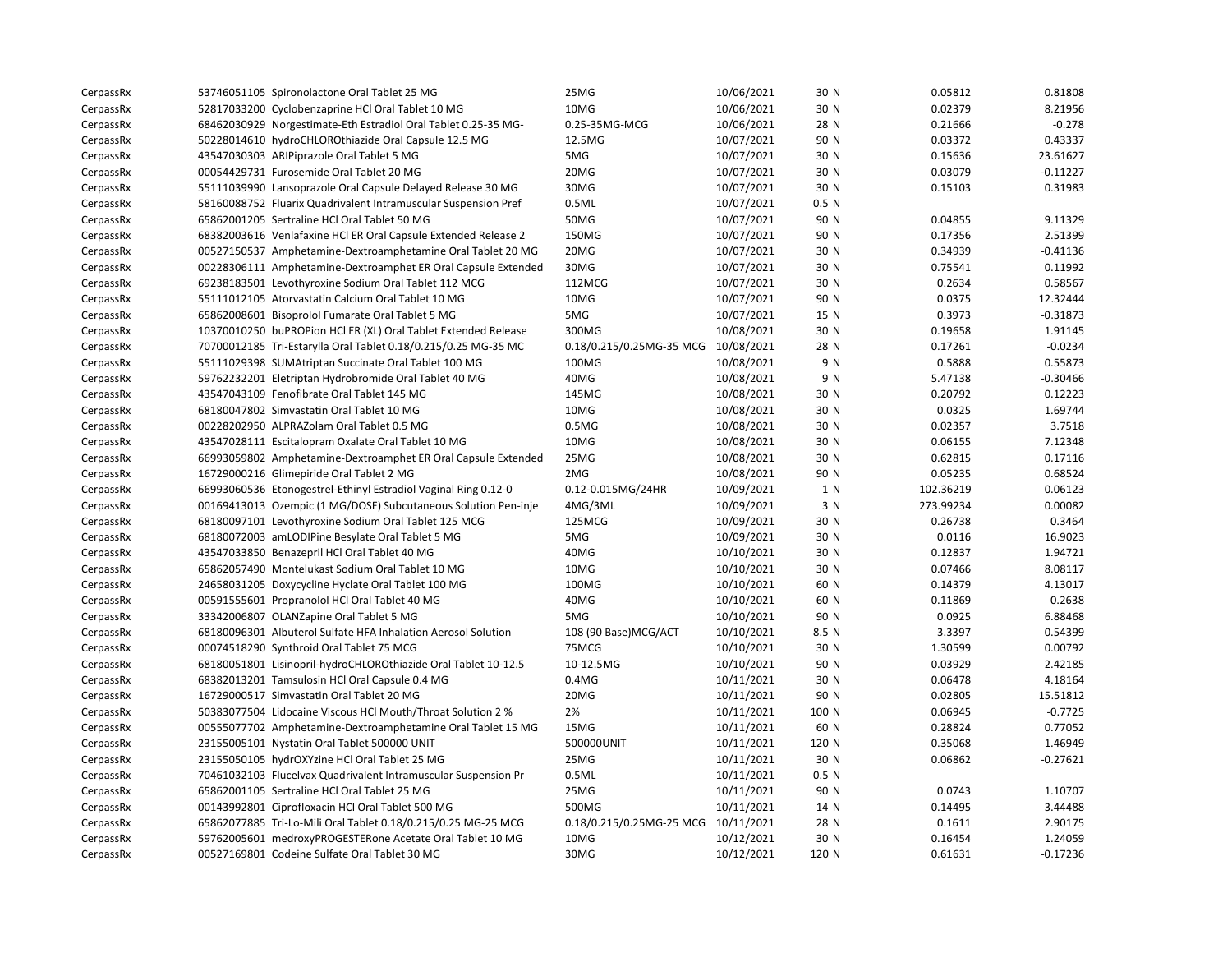| | | | | | | | | |
|---|---|---|---|---|---|---|---|---|
| CerpassRx | 53746051105 | Spironolactone Oral Tablet 25 MG | 25MG | 10/06/2021 | 30 | N | 0.05812 | 0.81808 |
| CerpassRx | 52817033200 | Cyclobenzaprine HCl Oral Tablet 10 MG | 10MG | 10/06/2021 | 30 | N | 0.02379 | 8.21956 |
| CerpassRx | 68462030929 | Norgestimate-Eth Estradiol Oral Tablet 0.25-35 MG- | 0.25-35MG-MCG | 10/06/2021 | 28 | N | 0.21666 | -0.278 |
| CerpassRx | 50228014610 | hydroCHLOROthiazide Oral Capsule 12.5 MG | 12.5MG | 10/07/2021 | 90 | N | 0.03372 | 0.43337 |
| CerpassRx | 43547030303 | ARIPiprazole Oral Tablet 5 MG | 5MG | 10/07/2021 | 30 | N | 0.15636 | 23.61627 |
| CerpassRx | 00054429731 | Furosemide Oral Tablet 20 MG | 20MG | 10/07/2021 | 30 | N | 0.03079 | -0.11227 |
| CerpassRx | 55111039990 | Lansoprazole Oral Capsule Delayed Release 30 MG | 30MG | 10/07/2021 | 30 | N | 0.15103 | 0.31983 |
| CerpassRx | 58160088752 | Fluarix Quadrivalent Intramuscular Suspension Pref | 0.5ML | 10/07/2021 | 0.5 | N | | |
| CerpassRx | 65862001205 | Sertraline HCl Oral Tablet 50 MG | 50MG | 10/07/2021 | 90 | N | 0.04855 | 9.11329 |
| CerpassRx | 68382003616 | Venlafaxine HCl ER Oral Capsule Extended Release 2 | 150MG | 10/07/2021 | 90 | N | 0.17356 | 2.51399 |
| CerpassRx | 00527150537 | Amphetamine-Dextroamphetamine Oral Tablet 20 MG | 20MG | 10/07/2021 | 30 | N | 0.34939 | -0.41136 |
| CerpassRx | 00228306111 | Amphetamine-Dextroamphet ER Oral Capsule Extended | 30MG | 10/07/2021 | 30 | N | 0.75541 | 0.11992 |
| CerpassRx | 69238183501 | Levothyroxine Sodium Oral Tablet 112 MCG | 112MCG | 10/07/2021 | 30 | N | 0.2634 | 0.58567 |
| CerpassRx | 55111012105 | Atorvastatin Calcium Oral Tablet 10 MG | 10MG | 10/07/2021 | 90 | N | 0.0375 | 12.32444 |
| CerpassRx | 65862008601 | Bisoprolol Fumarate Oral Tablet 5 MG | 5MG | 10/07/2021 | 15 | N | 0.3973 | -0.31873 |
| CerpassRx | 10370010250 | buPROPion HCl ER (XL) Oral Tablet Extended Release | 300MG | 10/08/2021 | 30 | N | 0.19658 | 1.91145 |
| CerpassRx | 70700012185 | Tri-Estarylla Oral Tablet 0.18/0.215/0.25 MG-35 MC | 0.18/0.215/0.25MG-35 MCG | 10/08/2021 | 28 | N | 0.17261 | -0.0234 |
| CerpassRx | 55111029398 | SUMAtriptan Succinate Oral Tablet 100 MG | 100MG | 10/08/2021 | 9 | N | 0.5888 | 0.55873 |
| CerpassRx | 59762232201 | Eletriptan Hydrobromide Oral Tablet 40 MG | 40MG | 10/08/2021 | 9 | N | 5.47138 | -0.30466 |
| CerpassRx | 43547043109 | Fenofibrate Oral Tablet 145 MG | 145MG | 10/08/2021 | 30 | N | 0.20792 | 0.12223 |
| CerpassRx | 68180047802 | Simvastatin Oral Tablet 10 MG | 10MG | 10/08/2021 | 30 | N | 0.0325 | 1.69744 |
| CerpassRx | 00228202950 | ALPRAZolam Oral Tablet 0.5 MG | 0.5MG | 10/08/2021 | 30 | N | 0.02357 | 3.7518 |
| CerpassRx | 43547028111 | Escitalopram Oxalate Oral Tablet 10 MG | 10MG | 10/08/2021 | 30 | N | 0.06155 | 7.12348 |
| CerpassRx | 66993059802 | Amphetamine-Dextroamphet ER Oral Capsule Extended | 25MG | 10/08/2021 | 30 | N | 0.62815 | 0.17116 |
| CerpassRx | 16729000216 | Glimepiride Oral Tablet 2 MG | 2MG | 10/08/2021 | 90 | N | 0.05235 | 0.68524 |
| CerpassRx | 66993060536 | Etonogestrel-Ethinyl Estradiol Vaginal Ring 0.12-0 | 0.12-0.015MG/24HR | 10/09/2021 | 1 | N | 102.36219 | 0.06123 |
| CerpassRx | 00169413013 | Ozempic (1 MG/DOSE) Subcutaneous Solution Pen-inje | 4MG/3ML | 10/09/2021 | 3 | N | 273.99234 | 0.00082 |
| CerpassRx | 68180097101 | Levothyroxine Sodium Oral Tablet 125 MCG | 125MCG | 10/09/2021 | 30 | N | 0.26738 | 0.3464 |
| CerpassRx | 68180072003 | amLODIPine Besylate Oral Tablet 5 MG | 5MG | 10/09/2021 | 30 | N | 0.0116 | 16.9023 |
| CerpassRx | 43547033850 | Benazepril HCl Oral Tablet 40 MG | 40MG | 10/10/2021 | 30 | N | 0.12837 | 1.94721 |
| CerpassRx | 65862057490 | Montelukast Sodium Oral Tablet 10 MG | 10MG | 10/10/2021 | 30 | N | 0.07466 | 8.08117 |
| CerpassRx | 24658031205 | Doxycycline Hyclate Oral Tablet 100 MG | 100MG | 10/10/2021 | 60 | N | 0.14379 | 4.13017 |
| CerpassRx | 00591555601 | Propranolol HCl Oral Tablet 40 MG | 40MG | 10/10/2021 | 60 | N | 0.11869 | 0.2638 |
| CerpassRx | 33342006807 | OLANZapine Oral Tablet 5 MG | 5MG | 10/10/2021 | 90 | N | 0.0925 | 6.88468 |
| CerpassRx | 68180096301 | Albuterol Sulfate HFA Inhalation Aerosol Solution | 108 (90 Base)MCG/ACT | 10/10/2021 | 8.5 | N | 3.3397 | 0.54399 |
| CerpassRx | 00074518290 | Synthroid Oral Tablet 75 MCG | 75MCG | 10/10/2021 | 30 | N | 1.30599 | 0.00792 |
| CerpassRx | 68180051801 | Lisinopril-hydroCHLOROthiazide Oral Tablet 10-12.5 | 10-12.5MG | 10/10/2021 | 90 | N | 0.03929 | 2.42185 |
| CerpassRx | 68382013201 | Tamsulosin HCl Oral Capsule 0.4 MG | 0.4MG | 10/11/2021 | 30 | N | 0.06478 | 4.18164 |
| CerpassRx | 16729000517 | Simvastatin Oral Tablet 20 MG | 20MG | 10/11/2021 | 90 | N | 0.02805 | 15.51812 |
| CerpassRx | 50383077504 | Lidocaine Viscous HCl Mouth/Throat Solution 2 % | 2% | 10/11/2021 | 100 | N | 0.06945 | -0.7725 |
| CerpassRx | 00555077702 | Amphetamine-Dextroamphetamine Oral Tablet 15 MG | 15MG | 10/11/2021 | 60 | N | 0.28824 | 0.77052 |
| CerpassRx | 23155005101 | Nystatin Oral Tablet 500000 UNIT | 500000UNIT | 10/11/2021 | 120 | N | 0.35068 | 1.46949 |
| CerpassRx | 23155050105 | hydrOXYzine HCl Oral Tablet 25 MG | 25MG | 10/11/2021 | 30 | N | 0.06862 | -0.27621 |
| CerpassRx | 70461032103 | Flucelvax Quadrivalent Intramuscular Suspension Pr | 0.5ML | 10/11/2021 | 0.5 | N | | |
| CerpassRx | 65862001105 | Sertraline HCl Oral Tablet 25 MG | 25MG | 10/11/2021 | 90 | N | 0.0743 | 1.10707 |
| CerpassRx | 00143992801 | Ciprofloxacin HCl Oral Tablet 500 MG | 500MG | 10/11/2021 | 14 | N | 0.14495 | 3.44488 |
| CerpassRx | 65862077885 | Tri-Lo-Mili Oral Tablet 0.18/0.215/0.25 MG-25 MCG | 0.18/0.215/0.25MG-25 MCG | 10/11/2021 | 28 | N | 0.1611 | 2.90175 |
| CerpassRx | 59762005601 | medroxyPROGESTERone Acetate Oral Tablet 10 MG | 10MG | 10/12/2021 | 30 | N | 0.16454 | 1.24059 |
| CerpassRx | 00527169801 | Codeine Sulfate Oral Tablet 30 MG | 30MG | 10/12/2021 | 120 | N | 0.61631 | -0.17236 |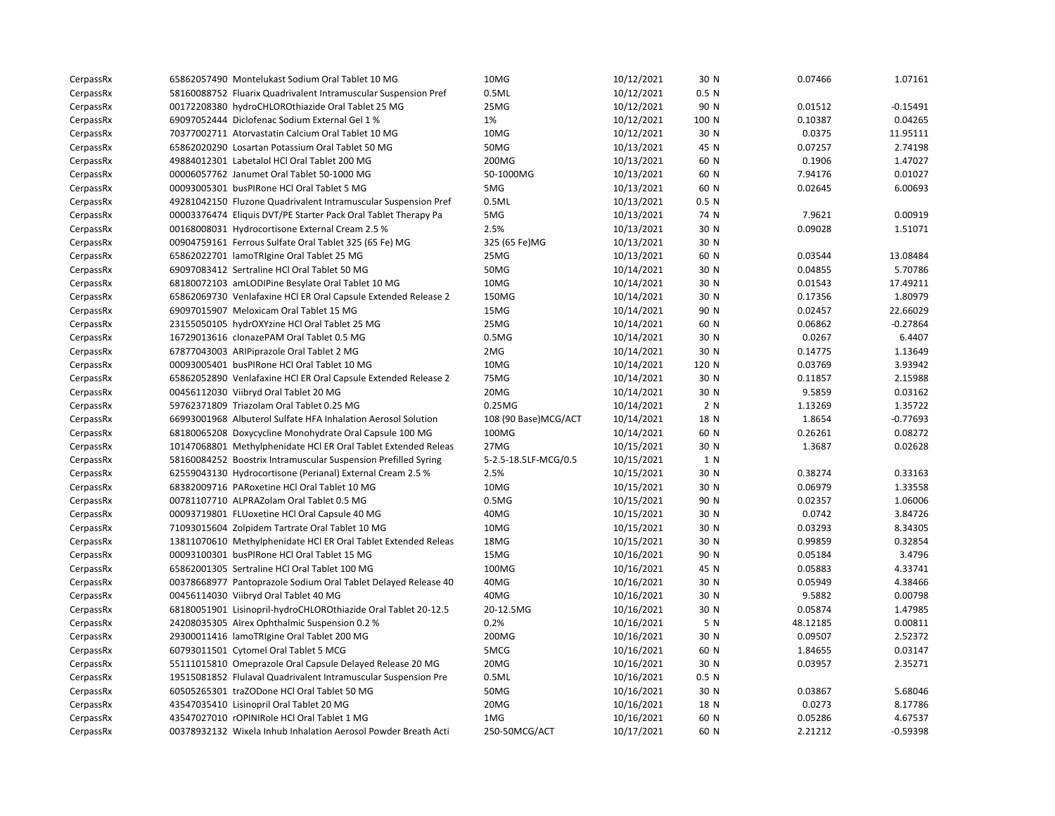| | | | | | | | |
|---|---|---|---|---|---|---|---|
| CerpassRx | 65862057490 Montelukast Sodium Oral Tablet 10 MG | 10MG | 10/12/2021 | 30 N | | 0.07466 | 1.07161 |
| CerpassRx | 58160088752 Fluarix Quadrivalent Intramuscular Suspension Pref | 0.5ML | 10/12/2021 | 0.5 N | | | |
| CerpassRx | 00172208380 hydroCHLOROthiazide Oral Tablet 25 MG | 25MG | 10/12/2021 | 90 N | | 0.01512 | -0.15491 |
| CerpassRx | 69097052444 Diclofenac Sodium External Gel 1 % | 1% | 10/12/2021 | 100 N | | 0.10387 | 0.04265 |
| CerpassRx | 70377002711 Atorvastatin Calcium Oral Tablet 10 MG | 10MG | 10/12/2021 | 30 N | | 0.0375 | 11.95111 |
| CerpassRx | 65862020290 Losartan Potassium Oral Tablet 50 MG | 50MG | 10/13/2021 | 45 N | | 0.07257 | 2.74198 |
| CerpassRx | 49884012301 Labetalol HCl Oral Tablet 200 MG | 200MG | 10/13/2021 | 60 N | | 0.1906 | 1.47027 |
| CerpassRx | 00006057762 Janumet Oral Tablet 50-1000 MG | 50-1000MG | 10/13/2021 | 60 N | | 7.94176 | 0.01027 |
| CerpassRx | 00093005301 busPIRone HCl Oral Tablet 5 MG | 5MG | 10/13/2021 | 60 N | | 0.02645 | 6.00693 |
| CerpassRx | 49281042150 Fluzone Quadrivalent Intramuscular Suspension Pref | 0.5ML | 10/13/2021 | 0.5 N | | | |
| CerpassRx | 00003376474 Eliquis DVT/PE Starter Pack Oral Tablet Therapy Pa | 5MG | 10/13/2021 | 74 N | | 7.9621 | 0.00919 |
| CerpassRx | 00168008031 Hydrocortisone External Cream 2.5 % | 2.5% | 10/13/2021 | 30 N | | 0.09028 | 1.51071 |
| CerpassRx | 00904759161 Ferrous Sulfate Oral Tablet 325 (65 Fe) MG | 325 (65 Fe)MG | 10/13/2021 | 30 N | | | |
| CerpassRx | 65862022701 lamoTRIgine Oral Tablet 25 MG | 25MG | 10/13/2021 | 60 N | | 0.03544 | 13.08484 |
| CerpassRx | 69097083412 Sertraline HCl Oral Tablet 50 MG | 50MG | 10/14/2021 | 30 N | | 0.04855 | 5.70786 |
| CerpassRx | 68180072103 amLODIPine Besylate Oral Tablet 10 MG | 10MG | 10/14/2021 | 30 N | | 0.01543 | 17.49211 |
| CerpassRx | 65862069730 Venlafaxine HCl ER Oral Capsule Extended Release 2 | 150MG | 10/14/2021 | 30 N | | 0.17356 | 1.80979 |
| CerpassRx | 69097015907 Meloxicam Oral Tablet 15 MG | 15MG | 10/14/2021 | 90 N | | 0.02457 | 22.66029 |
| CerpassRx | 23155050105 hydrOXYzine HCl Oral Tablet 25 MG | 25MG | 10/14/2021 | 60 N | | 0.06862 | -0.27864 |
| CerpassRx | 16729013616 clonazePAM Oral Tablet 0.5 MG | 0.5MG | 10/14/2021 | 30 N | | 0.0267 | 6.4407 |
| CerpassRx | 67877043003 ARIPiprazole Oral Tablet 2 MG | 2MG | 10/14/2021 | 30 N | | 0.14775 | 1.13649 |
| CerpassRx | 00093005401 busPIRone HCl Oral Tablet 10 MG | 10MG | 10/14/2021 | 120 N | | 0.03769 | 3.93942 |
| CerpassRx | 65862052890 Venlafaxine HCl ER Oral Capsule Extended Release 2 | 75MG | 10/14/2021 | 30 N | | 0.11857 | 2.15988 |
| CerpassRx | 00456112030 Viibryd Oral Tablet 20 MG | 20MG | 10/14/2021 | 30 N | | 9.5859 | 0.03162 |
| CerpassRx | 59762371809 Triazolam Oral Tablet 0.25 MG | 0.25MG | 10/14/2021 | 2 N | | 1.13269 | 1.35722 |
| CerpassRx | 66993001968 Albuterol Sulfate HFA Inhalation Aerosol Solution | 108 (90 Base)MCG/ACT | 10/14/2021 | 18 N | | 1.8654 | -0.77693 |
| CerpassRx | 68180065208 Doxycycline Monohydrate Oral Capsule 100 MG | 100MG | 10/14/2021 | 60 N | | 0.26261 | 0.08272 |
| CerpassRx | 10147068801 Methylphenidate HCl ER Oral Tablet Extended Releas | 27MG | 10/15/2021 | 30 N | | 1.3687 | 0.02628 |
| CerpassRx | 58160084252 Boostrix Intramuscular Suspension Prefilled Syring | 5-2.5-18.5LF-MCG/0.5 | 10/15/2021 | 1 N | | | |
| CerpassRx | 62559043130 Hydrocortisone (Perianal) External Cream 2.5 % | 2.5% | 10/15/2021 | 30 N | | 0.38274 | 0.33163 |
| CerpassRx | 68382009716 PARoxetine HCl Oral Tablet 10 MG | 10MG | 10/15/2021 | 30 N | | 0.06979 | 1.33558 |
| CerpassRx | 00781107710 ALPRAZolam Oral Tablet 0.5 MG | 0.5MG | 10/15/2021 | 90 N | | 0.02357 | 1.06006 |
| CerpassRx | 00093719801 FLUoxetine HCl Oral Capsule 40 MG | 40MG | 10/15/2021 | 30 N | | 0.0742 | 3.84726 |
| CerpassRx | 71093015604 Zolpidem Tartrate Oral Tablet 10 MG | 10MG | 10/15/2021 | 30 N | | 0.03293 | 8.34305 |
| CerpassRx | 13811070610 Methylphenidate HCl ER Oral Tablet Extended Releas | 18MG | 10/15/2021 | 30 N | | 0.99859 | 0.32854 |
| CerpassRx | 00093100301 busPIRone HCl Oral Tablet 15 MG | 15MG | 10/16/2021 | 90 N | | 0.05184 | 3.4796 |
| CerpassRx | 65862001305 Sertraline HCl Oral Tablet 100 MG | 100MG | 10/16/2021 | 45 N | | 0.05883 | 4.33741 |
| CerpassRx | 00378668977 Pantoprazole Sodium Oral Tablet Delayed Release 40 | 40MG | 10/16/2021 | 30 N | | 0.05949 | 4.38466 |
| CerpassRx | 00456114030 Viibryd Oral Tablet 40 MG | 40MG | 10/16/2021 | 30 N | | 9.5882 | 0.00798 |
| CerpassRx | 68180051901 Lisinopril-hydroCHLOROthiazide Oral Tablet 20-12.5 | 20-12.5MG | 10/16/2021 | 30 N | | 0.05874 | 1.47985 |
| CerpassRx | 24208035305 Alrex Ophthalmic Suspension 0.2 % | 0.2% | 10/16/2021 | 5 N | | 48.12185 | 0.00811 |
| CerpassRx | 29300011416 lamoTRIgine Oral Tablet 200 MG | 200MG | 10/16/2021 | 30 N | | 0.09507 | 2.52372 |
| CerpassRx | 60793011501 Cytomel Oral Tablet 5 MCG | 5MCG | 10/16/2021 | 60 N | | 1.84655 | 0.03147 |
| CerpassRx | 55111015810 Omeprazole Oral Capsule Delayed Release 20 MG | 20MG | 10/16/2021 | 30 N | | 0.03957 | 2.35271 |
| CerpassRx | 19515081852 Flulaval Quadrivalent Intramuscular Suspension Pre | 0.5ML | 10/16/2021 | 0.5 N | | | |
| CerpassRx | 60505265301 traZODone HCl Oral Tablet 50 MG | 50MG | 10/16/2021 | 30 N | | 0.03867 | 5.68046 |
| CerpassRx | 43547035410 Lisinopril Oral Tablet 20 MG | 20MG | 10/16/2021 | 18 N | | 0.0273 | 8.17786 |
| CerpassRx | 43547027010 rOPINIRole HCl Oral Tablet 1 MG | 1MG | 10/16/2021 | 60 N | | 0.05286 | 4.67537 |
| CerpassRx | 00378932132 Wixela Inhub Inhalation Aerosol Powder Breath Acti | 250-50MCG/ACT | 10/17/2021 | 60 N | | 2.21212 | -0.59398 |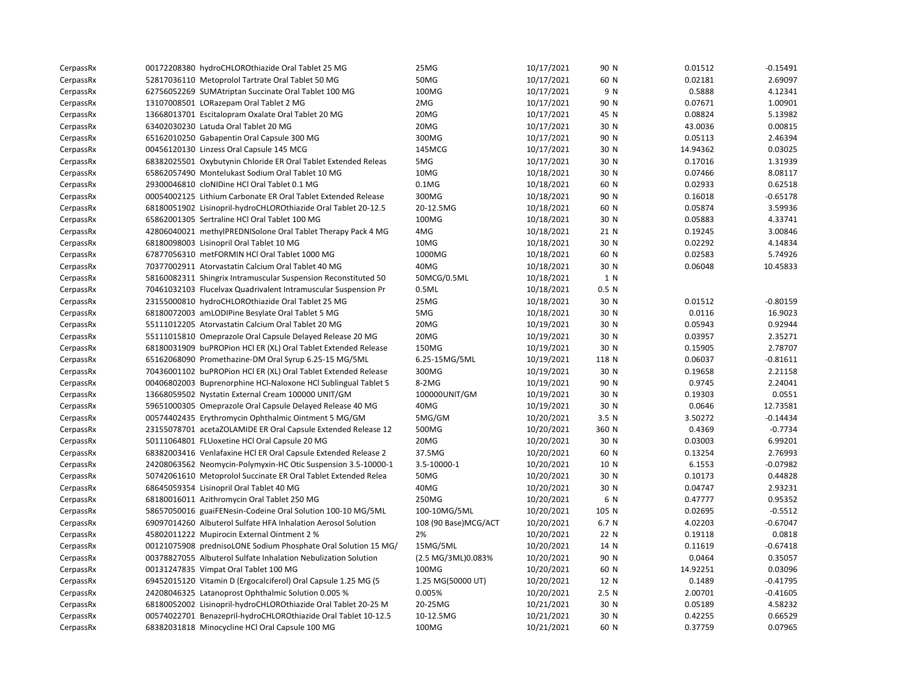| | | | | | | | |
|---|---|---|---|---|---|---|---|
| CerpassRx | 00172208380 hydroCHLOROthiazide Oral Tablet 25 MG | 25MG | 10/17/2021 | 90 N | | 0.01512 | -0.15491 |
| CerpassRx | 52817036110 Metoprolol Tartrate Oral Tablet 50 MG | 50MG | 10/17/2021 | 60 N | | 0.02181 | 2.69097 |
| CerpassRx | 62756052269 SUMAtriptan Succinate Oral Tablet 100 MG | 100MG | 10/17/2021 | 9 N | | 0.5888 | 4.12341 |
| CerpassRx | 13107008501 LORazepam Oral Tablet 2 MG | 2MG | 10/17/2021 | 90 N | | 0.07671 | 1.00901 |
| CerpassRx | 13668013701 Escitalopram Oxalate Oral Tablet 20 MG | 20MG | 10/17/2021 | 45 N | | 0.08824 | 5.13982 |
| CerpassRx | 63402030230 Latuda Oral Tablet 20 MG | 20MG | 10/17/2021 | 30 N | | 43.0036 | 0.00815 |
| CerpassRx | 65162010250 Gabapentin Oral Capsule 300 MG | 300MG | 10/17/2021 | 90 N | | 0.05113 | 2.46394 |
| CerpassRx | 00456120130 Linzess Oral Capsule 145 MCG | 145MCG | 10/17/2021 | 30 N | | 14.94362 | 0.03025 |
| CerpassRx | 68382025501 Oxybutynin Chloride ER Oral Tablet Extended Releas | 5MG | 10/17/2021 | 30 N | | 0.17016 | 1.31939 |
| CerpassRx | 65862057490 Montelukast Sodium Oral Tablet 10 MG | 10MG | 10/18/2021 | 30 N | | 0.07466 | 8.08117 |
| CerpassRx | 29300046810 cloNIDine HCl Oral Tablet 0.1 MG | 0.1MG | 10/18/2021 | 60 N | | 0.02933 | 0.62518 |
| CerpassRx | 00054002125 Lithium Carbonate ER Oral Tablet Extended Release | 300MG | 10/18/2021 | 90 N | | 0.16018 | -0.65178 |
| CerpassRx | 68180051902 Lisinopril-hydroCHLOROthiazide Oral Tablet 20-12.5 | 20-12.5MG | 10/18/2021 | 60 N | | 0.05874 | 3.59936 |
| CerpassRx | 65862001305 Sertraline HCl Oral Tablet 100 MG | 100MG | 10/18/2021 | 30 N | | 0.05883 | 4.33741 |
| CerpassRx | 42806040021 methylPREDNISolone Oral Tablet Therapy Pack 4 MG | 4MG | 10/18/2021 | 21 N | | 0.19245 | 3.00846 |
| CerpassRx | 68180098003 Lisinopril Oral Tablet 10 MG | 10MG | 10/18/2021 | 30 N | | 0.02292 | 4.14834 |
| CerpassRx | 67877056310 metFORMIN HCl Oral Tablet 1000 MG | 1000MG | 10/18/2021 | 60 N | | 0.02583 | 5.74926 |
| CerpassRx | 70377002911 Atorvastatin Calcium Oral Tablet 40 MG | 40MG | 10/18/2021 | 30 N | | 0.06048 | 10.45833 |
| CerpassRx | 58160082311 Shingrix Intramuscular Suspension Reconstituted 50 | 50MCG/0.5ML | 10/18/2021 | 1 N | | | |
| CerpassRx | 70461032103 Flucelvax Quadrivalent Intramuscular Suspension Pr | 0.5ML | 10/18/2021 | 0.5 N | | | |
| CerpassRx | 23155000810 hydroCHLOROthiazide Oral Tablet 25 MG | 25MG | 10/18/2021 | 30 N | | 0.01512 | -0.80159 |
| CerpassRx | 68180072003 amLODIPine Besylate Oral Tablet 5 MG | 5MG | 10/18/2021 | 30 N | | 0.0116 | 16.9023 |
| CerpassRx | 55111012205 Atorvastatin Calcium Oral Tablet 20 MG | 20MG | 10/19/2021 | 30 N | | 0.05943 | 0.92944 |
| CerpassRx | 55111015810 Omeprazole Oral Capsule Delayed Release 20 MG | 20MG | 10/19/2021 | 30 N | | 0.03957 | 2.35271 |
| CerpassRx | 68180031909 buPROPion HCl ER (XL) Oral Tablet Extended Release | 150MG | 10/19/2021 | 30 N | | 0.15905 | 2.78707 |
| CerpassRx | 65162068090 Promethazine-DM Oral Syrup 6.25-15 MG/5ML | 6.25-15MG/5ML | 10/19/2021 | 118 N | | 0.06037 | -0.81611 |
| CerpassRx | 70436001102 buPROPion HCl ER (XL) Oral Tablet Extended Release | 300MG | 10/19/2021 | 30 N | | 0.19658 | 2.21158 |
| CerpassRx | 00406802003 Buprenorphine HCl-Naloxone HCl Sublingual Tablet S | 8-2MG | 10/19/2021 | 90 N | | 0.9745 | 2.24041 |
| CerpassRx | 13668059502 Nystatin External Cream 100000 UNIT/GM | 100000UNIT/GM | 10/19/2021 | 30 N | | 0.19303 | 0.0551 |
| CerpassRx | 59651000305 Omeprazole Oral Capsule Delayed Release 40 MG | 40MG | 10/19/2021 | 30 N | | 0.0646 | 12.73581 |
| CerpassRx | 00574402435 Erythromycin Ophthalmic Ointment 5 MG/GM | 5MG/GM | 10/20/2021 | 3.5 N | | 3.50272 | -0.14434 |
| CerpassRx | 23155078701 acetaZOLAMIDE ER Oral Capsule Extended Release 12 | 500MG | 10/20/2021 | 360 N | | 0.4369 | -0.7734 |
| CerpassRx | 50111064801 FLUoxetine HCl Oral Capsule 20 MG | 20MG | 10/20/2021 | 30 N | | 0.03003 | 6.99201 |
| CerpassRx | 68382003416 Venlafaxine HCl ER Oral Capsule Extended Release 2 | 37.5MG | 10/20/2021 | 60 N | | 0.13254 | 2.76993 |
| CerpassRx | 24208063562 Neomycin-Polymyxin-HC Otic Suspension 3.5-10000-1 | 3.5-10000-1 | 10/20/2021 | 10 N | | 6.1553 | -0.07982 |
| CerpassRx | 50742061610 Metoprolol Succinate ER Oral Tablet Extended Relea | 50MG | 10/20/2021 | 30 N | | 0.10173 | 0.44828 |
| CerpassRx | 68645059354 Lisinopril Oral Tablet 40 MG | 40MG | 10/20/2021 | 30 N | | 0.04747 | 2.93231 |
| CerpassRx | 68180016011 Azithromycin Oral Tablet 250 MG | 250MG | 10/20/2021 | 6 N | | 0.47777 | 0.95352 |
| CerpassRx | 58657050016 guaiFENesin-Codeine Oral Solution 100-10 MG/5ML | 100-10MG/5ML | 10/20/2021 | 105 N | | 0.02695 | -0.5512 |
| CerpassRx | 69097014260 Albuterol Sulfate HFA Inhalation Aerosol Solution | 108 (90 Base)MCG/ACT | 10/20/2021 | 6.7 N | | 4.02203 | -0.67047 |
| CerpassRx | 45802011222 Mupirocin External Ointment 2 % | 2% | 10/20/2021 | 22 N | | 0.19118 | 0.0818 |
| CerpassRx | 00121075908 prednisoLONE Sodium Phosphate Oral Solution 15 MG/ | 15MG/5ML | 10/20/2021 | 14 N | | 0.11619 | -0.67418 |
| CerpassRx | 00378827055 Albuterol Sulfate Inhalation Nebulization Solution | (2.5 MG/3ML)0.083% | 10/20/2021 | 90 N | | 0.0464 | 0.35057 |
| CerpassRx | 00131247835 Vimpat Oral Tablet 100 MG | 100MG | 10/20/2021 | 60 N | | 14.92251 | 0.03096 |
| CerpassRx | 69452015120 Vitamin D (Ergocalciferol) Oral Capsule 1.25 MG (5 | 1.25 MG(50000 UT) | 10/20/2021 | 12 N | | 0.1489 | -0.41795 |
| CerpassRx | 24208046325 Latanoprost Ophthalmic Solution 0.005 % | 0.005% | 10/20/2021 | 2.5 N | | 2.00701 | -0.41605 |
| CerpassRx | 68180052002 Lisinopril-hydroCHLOROthiazide Oral Tablet 20-25 M | 20-25MG | 10/21/2021 | 30 N | | 0.05189 | 4.58232 |
| CerpassRx | 00574022701 Benazepril-hydroCHLOROthiazide Oral Tablet 10-12.5 | 10-12.5MG | 10/21/2021 | 30 N | | 0.42255 | 0.66529 |
| CerpassRx | 68382031818 Minocycline HCl Oral Capsule 100 MG | 100MG | 10/21/2021 | 60 N | | 0.37759 | 0.07965 |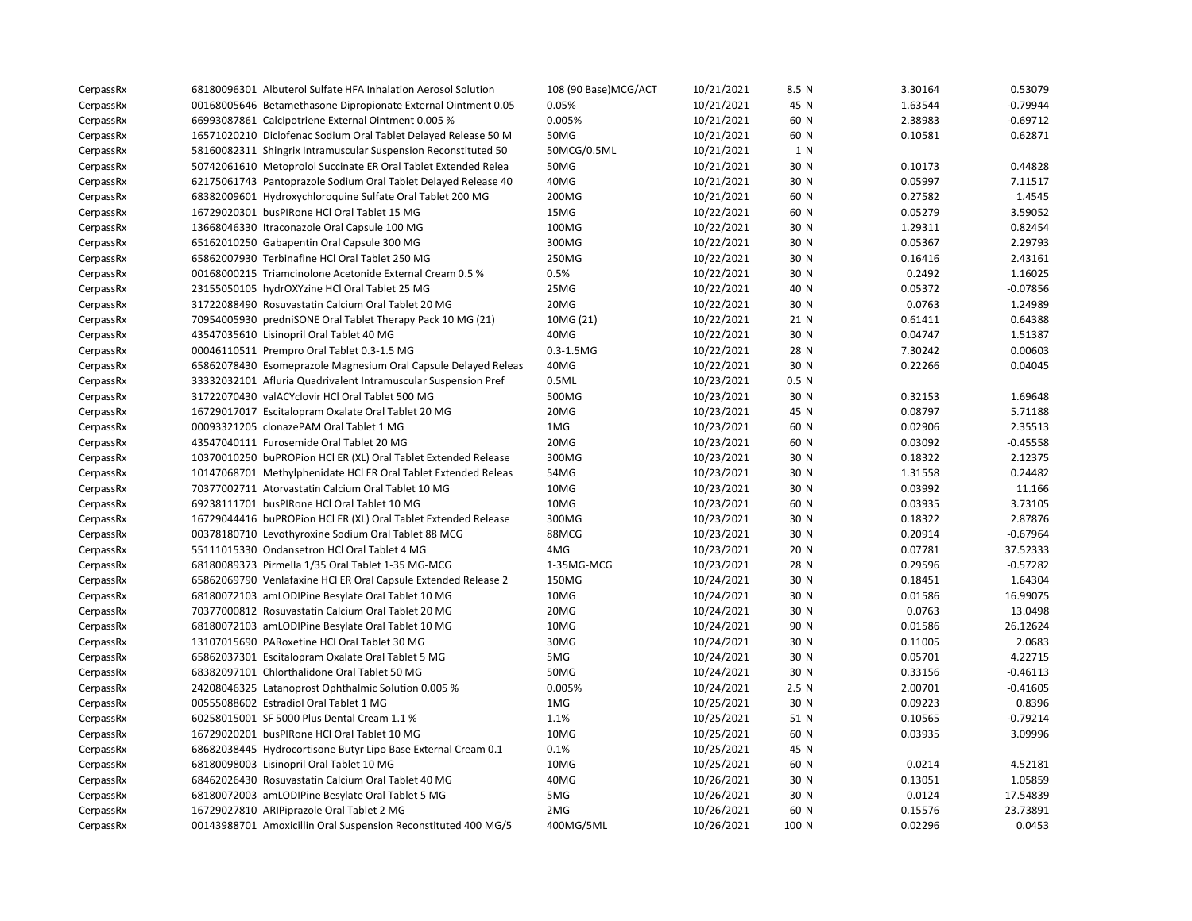| | | | | | | | |
|---|---|---|---|---|---|---|---|
| CerpassRx | 68180096301 Albuterol Sulfate HFA Inhalation Aerosol Solution | 108 (90 Base)MCG/ACT | 10/21/2021 | 8.5 N | | 3.30164 | 0.53079 |
| CerpassRx | 00168005646 Betamethasone Dipropionate External Ointment 0.05 | 0.05% | 10/21/2021 | 45 N | | 1.63544 | -0.79944 |
| CerpassRx | 66993087861 Calcipotriene External Ointment 0.005 % | 0.005% | 10/21/2021 | 60 N | | 2.38983 | -0.69712 |
| CerpassRx | 16571020210 Diclofenac Sodium Oral Tablet Delayed Release 50 M | 50MG | 10/21/2021 | 60 N | | 0.10581 | 0.62871 |
| CerpassRx | 58160082311 Shingrix Intramuscular Suspension Reconstituted 50 | 50MCG/0.5ML | 10/21/2021 | 1 N | | | |
| CerpassRx | 50742061610 Metoprolol Succinate ER Oral Tablet Extended Relea | 50MG | 10/21/2021 | 30 N | | 0.10173 | 0.44828 |
| CerpassRx | 62175061743 Pantoprazole Sodium Oral Tablet Delayed Release 40 | 40MG | 10/21/2021 | 30 N | | 0.05997 | 7.11517 |
| CerpassRx | 68382009601 Hydroxychloroquine Sulfate Oral Tablet 200 MG | 200MG | 10/21/2021 | 60 N | | 0.27582 | 1.4545 |
| CerpassRx | 16729020301 busPIRone HCl Oral Tablet 15 MG | 15MG | 10/22/2021 | 60 N | | 0.05279 | 3.59052 |
| CerpassRx | 13668046330 Itraconazole Oral Capsule 100 MG | 100MG | 10/22/2021 | 30 N | | 1.29311 | 0.82454 |
| CerpassRx | 65162010250 Gabapentin Oral Capsule 300 MG | 300MG | 10/22/2021 | 30 N | | 0.05367 | 2.29793 |
| CerpassRx | 65862007930 Terbinafine HCl Oral Tablet 250 MG | 250MG | 10/22/2021 | 30 N | | 0.16416 | 2.43161 |
| CerpassRx | 00168000215 Triamcinolone Acetonide External Cream 0.5 % | 0.5% | 10/22/2021 | 30 N | | 0.2492 | 1.16025 |
| CerpassRx | 23155050105 hydrOXYzine HCl Oral Tablet 25 MG | 25MG | 10/22/2021 | 40 N | | 0.05372 | -0.07856 |
| CerpassRx | 31722088490 Rosuvastatin Calcium Oral Tablet 20 MG | 20MG | 10/22/2021 | 30 N | | 0.0763 | 1.24989 |
| CerpassRx | 70954005930 predniSONE Oral Tablet Therapy Pack 10 MG (21) | 10MG (21) | 10/22/2021 | 21 N | | 0.61411 | 0.64388 |
| CerpassRx | 43547035610 Lisinopril Oral Tablet 40 MG | 40MG | 10/22/2021 | 30 N | | 0.04747 | 1.51387 |
| CerpassRx | 00046110511 Prempro Oral Tablet 0.3-1.5 MG | 0.3-1.5MG | 10/22/2021 | 28 N | | 7.30242 | 0.00603 |
| CerpassRx | 65862078430 Esomeprazole Magnesium Oral Capsule Delayed Releas | 40MG | 10/22/2021 | 30 N | | 0.22266 | 0.04045 |
| CerpassRx | 33332032101 Afluria Quadrivalent Intramuscular Suspension Pref | 0.5ML | 10/23/2021 | 0.5 N | | | |
| CerpassRx | 31722070430 valACYclovir HCl Oral Tablet 500 MG | 500MG | 10/23/2021 | 30 N | | 0.32153 | 1.69648 |
| CerpassRx | 16729017017 Escitalopram Oxalate Oral Tablet 20 MG | 20MG | 10/23/2021 | 45 N | | 0.08797 | 5.71188 |
| CerpassRx | 00093321205 clonazePAM Oral Tablet 1 MG | 1MG | 10/23/2021 | 60 N | | 0.02906 | 2.35513 |
| CerpassRx | 43547040111 Furosemide Oral Tablet 20 MG | 20MG | 10/23/2021 | 60 N | | 0.03092 | -0.45558 |
| CerpassRx | 10370010250 buPROPion HCl ER (XL) Oral Tablet Extended Release | 300MG | 10/23/2021 | 30 N | | 0.18322 | 2.12375 |
| CerpassRx | 10147068701 Methylphenidate HCl ER Oral Tablet Extended Releas | 54MG | 10/23/2021 | 30 N | | 1.31558 | 0.24482 |
| CerpassRx | 70377002711 Atorvastatin Calcium Oral Tablet 10 MG | 10MG | 10/23/2021 | 30 N | | 0.03992 | 11.166 |
| CerpassRx | 69238111701 busPIRone HCl Oral Tablet 10 MG | 10MG | 10/23/2021 | 60 N | | 0.03935 | 3.73105 |
| CerpassRx | 16729044416 buPROPion HCl ER (XL) Oral Tablet Extended Release | 300MG | 10/23/2021 | 30 N | | 0.18322 | 2.87876 |
| CerpassRx | 00378180710 Levothyroxine Sodium Oral Tablet 88 MCG | 88MCG | 10/23/2021 | 30 N | | 0.20914 | -0.67964 |
| CerpassRx | 55111015330 Ondansetron HCl Oral Tablet 4 MG | 4MG | 10/23/2021 | 20 N | | 0.07781 | 37.52333 |
| CerpassRx | 68180089373 Pirmella 1/35 Oral Tablet 1-35 MG-MCG | 1-35MG-MCG | 10/23/2021 | 28 N | | 0.29596 | -0.57282 |
| CerpassRx | 65862069790 Venlafaxine HCl ER Oral Capsule Extended Release 2 | 150MG | 10/24/2021 | 30 N | | 0.18451 | 1.64304 |
| CerpassRx | 68180072103 amLODIPine Besylate Oral Tablet 10 MG | 10MG | 10/24/2021 | 30 N | | 0.01586 | 16.99075 |
| CerpassRx | 70377000812 Rosuvastatin Calcium Oral Tablet 20 MG | 20MG | 10/24/2021 | 30 N | | 0.0763 | 13.0498 |
| CerpassRx | 68180072103 amLODIPine Besylate Oral Tablet 10 MG | 10MG | 10/24/2021 | 90 N | | 0.01586 | 26.12624 |
| CerpassRx | 13107015690 PARoxetine HCl Oral Tablet 30 MG | 30MG | 10/24/2021 | 30 N | | 0.11005 | 2.0683 |
| CerpassRx | 65862037301 Escitalopram Oxalate Oral Tablet 5 MG | 5MG | 10/24/2021 | 30 N | | 0.05701 | 4.22715 |
| CerpassRx | 68382097101 Chlorthalidone Oral Tablet 50 MG | 50MG | 10/24/2021 | 30 N | | 0.33156 | -0.46113 |
| CerpassRx | 24208046325 Latanoprost Ophthalmic Solution 0.005 % | 0.005% | 10/24/2021 | 2.5 N | | 2.00701 | -0.41605 |
| CerpassRx | 00555088602 Estradiol Oral Tablet 1 MG | 1MG | 10/25/2021 | 30 N | | 0.09223 | 0.8396 |
| CerpassRx | 60258015001 SF 5000 Plus Dental Cream 1.1 % | 1.1% | 10/25/2021 | 51 N | | 0.10565 | -0.79214 |
| CerpassRx | 16729020201 busPIRone HCl Oral Tablet 10 MG | 10MG | 10/25/2021 | 60 N | | 0.03935 | 3.09996 |
| CerpassRx | 68682038445 Hydrocortisone Butyr Lipo Base External Cream 0.1 | 0.1% | 10/25/2021 | 45 N | | | |
| CerpassRx | 68180098003 Lisinopril Oral Tablet 10 MG | 10MG | 10/25/2021 | 60 N | | 0.0214 | 4.52181 |
| CerpassRx | 68462026430 Rosuvastatin Calcium Oral Tablet 40 MG | 40MG | 10/26/2021 | 30 N | | 0.13051 | 1.05859 |
| CerpassRx | 68180072003 amLODIPine Besylate Oral Tablet 5 MG | 5MG | 10/26/2021 | 30 N | | 0.0124 | 17.54839 |
| CerpassRx | 16729027810 ARIPiprazole Oral Tablet 2 MG | 2MG | 10/26/2021 | 60 N | | 0.15576 | 23.73891 |
| CerpassRx | 00143988701 Amoxicillin Oral Suspension Reconstituted 400 MG/5 | 400MG/5ML | 10/26/2021 | 100 N | | 0.02296 | 0.0453 |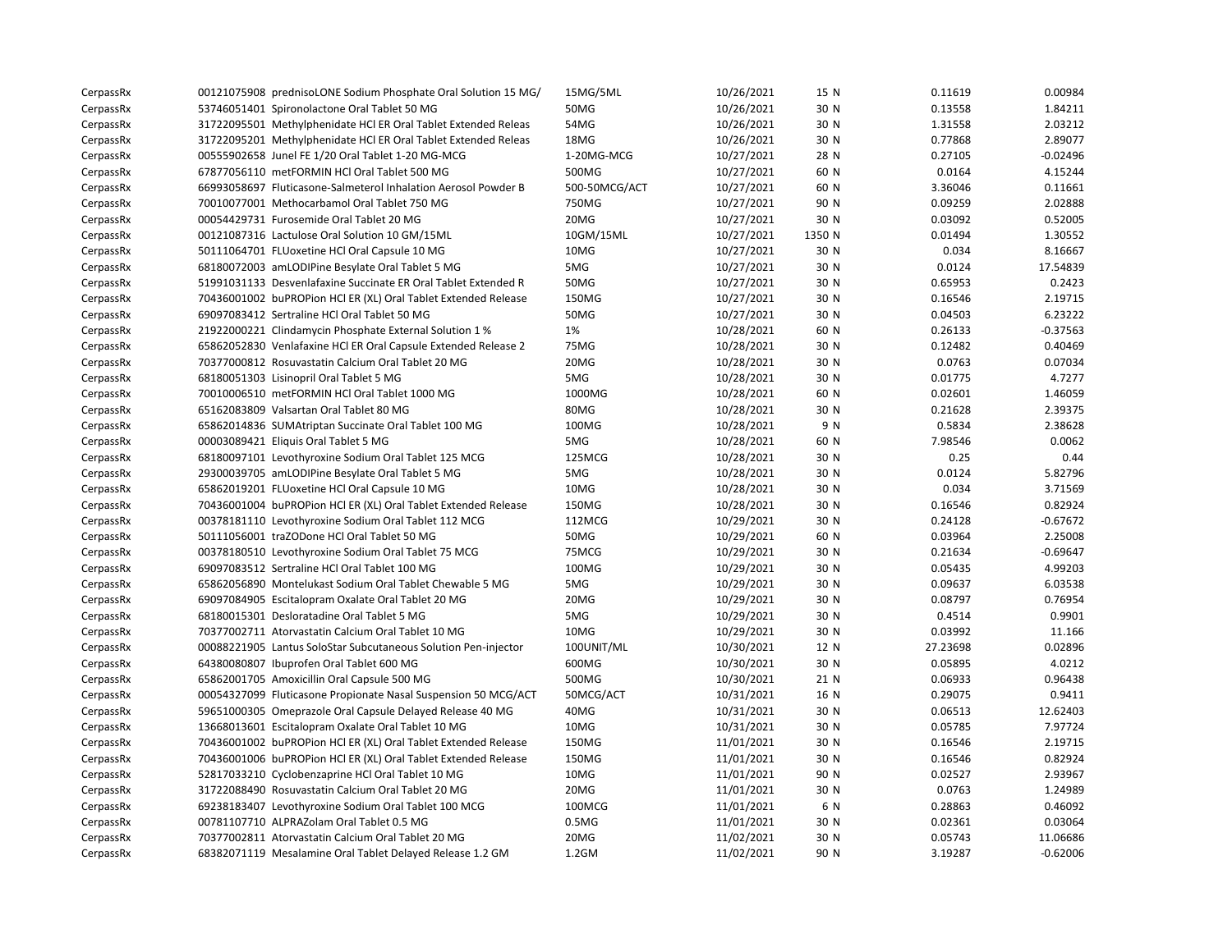| | | | | | | | |
|---|---|---|---|---|---|---|---|
| CerpassRx | 00121075908 prednisoLONE Sodium Phosphate Oral Solution 15 MG/ | 15MG/5ML | 10/26/2021 | 15 N | 0.11619 | 0.00984 |
| CerpassRx | 53746051401 Spironolactone Oral Tablet 50 MG | 50MG | 10/26/2021 | 30 N | 0.13558 | 1.84211 |
| CerpassRx | 31722095501 Methylphenidate HCl ER Oral Tablet Extended Releas | 54MG | 10/26/2021 | 30 N | 1.31558 | 2.03212 |
| CerpassRx | 31722095201 Methylphenidate HCl ER Oral Tablet Extended Releas | 18MG | 10/26/2021 | 30 N | 0.77868 | 2.89077 |
| CerpassRx | 00555902658 Junel FE 1/20 Oral Tablet 1-20 MG-MCG | 1-20MG-MCG | 10/27/2021 | 28 N | 0.27105 | -0.02496 |
| CerpassRx | 67877056110 metFORMIN HCl Oral Tablet 500 MG | 500MG | 10/27/2021 | 60 N | 0.0164 | 4.15244 |
| CerpassRx | 66993058697 Fluticasone-Salmeterol Inhalation Aerosol Powder B | 500-50MCG/ACT | 10/27/2021 | 60 N | 3.36046 | 0.11661 |
| CerpassRx | 70010077001 Methocarbamol Oral Tablet 750 MG | 750MG | 10/27/2021 | 90 N | 0.09259 | 2.02888 |
| CerpassRx | 00054429731 Furosemide Oral Tablet 20 MG | 20MG | 10/27/2021 | 30 N | 0.03092 | 0.52005 |
| CerpassRx | 00121087316 Lactulose Oral Solution 10 GM/15ML | 10GM/15ML | 10/27/2021 | 1350 N | 0.01494 | 1.30552 |
| CerpassRx | 50111064701 FLUoxetine HCl Oral Capsule 10 MG | 10MG | 10/27/2021 | 30 N | 0.034 | 8.16667 |
| CerpassRx | 68180072003 amLODIPine Besylate Oral Tablet 5 MG | 5MG | 10/27/2021 | 30 N | 0.0124 | 17.54839 |
| CerpassRx | 51991031133 Desvenlafaxine Succinate ER Oral Tablet Extended R | 50MG | 10/27/2021 | 30 N | 0.65953 | 0.2423 |
| CerpassRx | 70436001002 buPROPion HCl ER (XL) Oral Tablet Extended Release | 150MG | 10/27/2021 | 30 N | 0.16546 | 2.19715 |
| CerpassRx | 69097083412 Sertraline HCl Oral Tablet 50 MG | 50MG | 10/27/2021 | 30 N | 0.04503 | 6.23222 |
| CerpassRx | 21922000221 Clindamycin Phosphate External Solution 1 % | 1% | 10/28/2021 | 60 N | 0.26133 | -0.37563 |
| CerpassRx | 65862052830 Venlafaxine HCl ER Oral Capsule Extended Release 2 | 75MG | 10/28/2021 | 30 N | 0.12482 | 0.40469 |
| CerpassRx | 70377000812 Rosuvastatin Calcium Oral Tablet 20 MG | 20MG | 10/28/2021 | 30 N | 0.0763 | 0.07034 |
| CerpassRx | 68180051303 Lisinopril Oral Tablet 5 MG | 5MG | 10/28/2021 | 30 N | 0.01775 | 4.7277 |
| CerpassRx | 70010006510 metFORMIN HCl Oral Tablet 1000 MG | 1000MG | 10/28/2021 | 60 N | 0.02601 | 1.46059 |
| CerpassRx | 65162083809 Valsartan Oral Tablet 80 MG | 80MG | 10/28/2021 | 30 N | 0.21628 | 2.39375 |
| CerpassRx | 65862014836 SUMAtriptan Succinate Oral Tablet 100 MG | 100MG | 10/28/2021 | 9 N | 0.5834 | 2.38628 |
| CerpassRx | 00003089421 Eliquis Oral Tablet 5 MG | 5MG | 10/28/2021 | 60 N | 7.98546 | 0.0062 |
| CerpassRx | 68180097101 Levothyroxine Sodium Oral Tablet 125 MCG | 125MCG | 10/28/2021 | 30 N | 0.25 | 0.44 |
| CerpassRx | 29300039705 amLODIPine Besylate Oral Tablet 5 MG | 5MG | 10/28/2021 | 30 N | 0.0124 | 5.82796 |
| CerpassRx | 65862019201 FLUoxetine HCl Oral Capsule 10 MG | 10MG | 10/28/2021 | 30 N | 0.034 | 3.71569 |
| CerpassRx | 70436001004 buPROPion HCl ER (XL) Oral Tablet Extended Release | 150MG | 10/28/2021 | 30 N | 0.16546 | 0.82924 |
| CerpassRx | 00378181110 Levothyroxine Sodium Oral Tablet 112 MCG | 112MCG | 10/29/2021 | 30 N | 0.24128 | -0.67672 |
| CerpassRx | 50111056001 traZODone HCl Oral Tablet 50 MG | 50MG | 10/29/2021 | 60 N | 0.03964 | 2.25008 |
| CerpassRx | 00378180510 Levothyroxine Sodium Oral Tablet 75 MCG | 75MCG | 10/29/2021 | 30 N | 0.21634 | -0.69647 |
| CerpassRx | 69097083512 Sertraline HCl Oral Tablet 100 MG | 100MG | 10/29/2021 | 30 N | 0.05435 | 4.99203 |
| CerpassRx | 65862056890 Montelukast Sodium Oral Tablet Chewable 5 MG | 5MG | 10/29/2021 | 30 N | 0.09637 | 6.03538 |
| CerpassRx | 69097084905 Escitalopram Oxalate Oral Tablet 20 MG | 20MG | 10/29/2021 | 30 N | 0.08797 | 0.76954 |
| CerpassRx | 68180015301 Desloratadine Oral Tablet 5 MG | 5MG | 10/29/2021 | 30 N | 0.4514 | 0.9901 |
| CerpassRx | 70377002711 Atorvastatin Calcium Oral Tablet 10 MG | 10MG | 10/29/2021 | 30 N | 0.03992 | 11.166 |
| CerpassRx | 00088221905 Lantus SoloStar Subcutaneous Solution Pen-injector | 100UNIT/ML | 10/30/2021 | 12 N | 27.23698 | 0.02896 |
| CerpassRx | 64380080807 Ibuprofen Oral Tablet 600 MG | 600MG | 10/30/2021 | 30 N | 0.05895 | 4.0212 |
| CerpassRx | 65862001705 Amoxicillin Oral Capsule 500 MG | 500MG | 10/30/2021 | 21 N | 0.06933 | 0.96438 |
| CerpassRx | 00054327099 Fluticasone Propionate Nasal Suspension 50 MCG/ACT | 50MCG/ACT | 10/31/2021 | 16 N | 0.29075 | 0.9411 |
| CerpassRx | 59651000305 Omeprazole Oral Capsule Delayed Release 40 MG | 40MG | 10/31/2021 | 30 N | 0.06513 | 12.62403 |
| CerpassRx | 13668013601 Escitalopram Oxalate Oral Tablet 10 MG | 10MG | 10/31/2021 | 30 N | 0.05785 | 7.97724 |
| CerpassRx | 70436001002 buPROPion HCl ER (XL) Oral Tablet Extended Release | 150MG | 11/01/2021 | 30 N | 0.16546 | 2.19715 |
| CerpassRx | 70436001006 buPROPion HCl ER (XL) Oral Tablet Extended Release | 150MG | 11/01/2021 | 30 N | 0.16546 | 0.82924 |
| CerpassRx | 52817033210 Cyclobenzaprine HCl Oral Tablet 10 MG | 10MG | 11/01/2021 | 90 N | 0.02527 | 2.93967 |
| CerpassRx | 31722088490 Rosuvastatin Calcium Oral Tablet 20 MG | 20MG | 11/01/2021 | 30 N | 0.0763 | 1.24989 |
| CerpassRx | 69238183407 Levothyroxine Sodium Oral Tablet 100 MCG | 100MCG | 11/01/2021 | 6 N | 0.28863 | 0.46092 |
| CerpassRx | 00781107710 ALPRAZolam Oral Tablet 0.5 MG | 0.5MG | 11/01/2021 | 30 N | 0.02361 | 0.03064 |
| CerpassRx | 70377002811 Atorvastatin Calcium Oral Tablet 20 MG | 20MG | 11/02/2021 | 30 N | 0.05743 | 11.06686 |
| CerpassRx | 68382071119 Mesalamine Oral Tablet Delayed Release 1.2 GM | 1.2GM | 11/02/2021 | 90 N | 3.19287 | -0.62006 |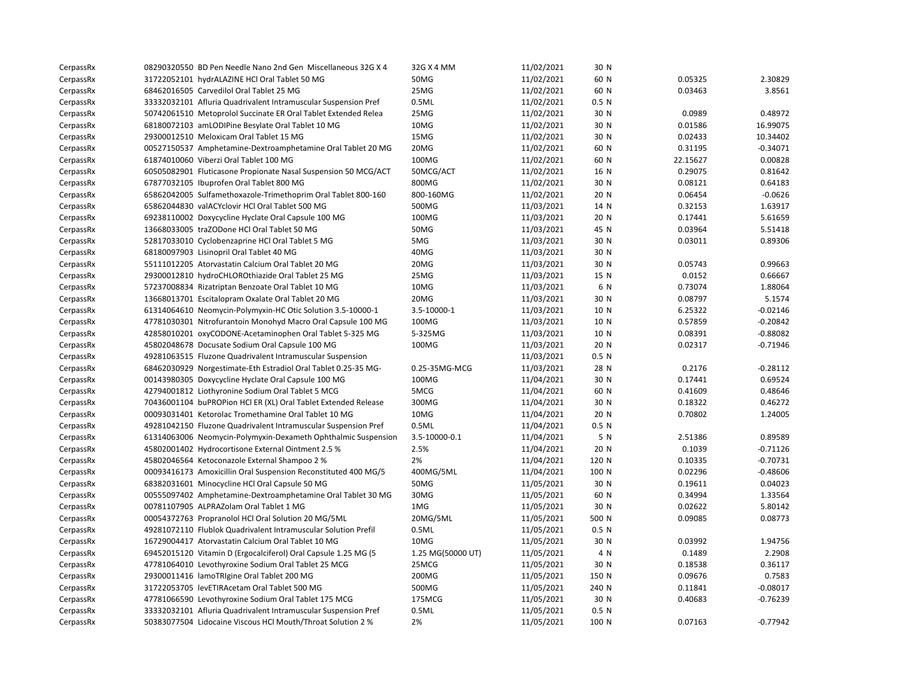| | | | | | | |
|---|---|---|---|---|---|---|
| CerpassRx | 08290320550 BD Pen Needle Nano 2nd Gen Miscellaneous 32G X 4 | 32G X 4 MM | 11/02/2021 | 30 N | | |
| CerpassRx | 31722052101 hydrALAZINE HCl Oral Tablet 50 MG | 50MG | 11/02/2021 | 60 N | 0.05325 | 2.30829 |
| CerpassRx | 68462016505 Carvedilol Oral Tablet 25 MG | 25MG | 11/02/2021 | 60 N | 0.03463 | 3.8561 |
| CerpassRx | 33332032101 Afluria Quadrivalent Intramuscular Suspension Pref | 0.5ML | 11/02/2021 | 0.5 N | | |
| CerpassRx | 50742061510 Metoprolol Succinate ER Oral Tablet Extended Relea | 25MG | 11/02/2021 | 30 N | 0.0989 | 0.48972 |
| CerpassRx | 68180072103 amLODIPine Besylate Oral Tablet 10 MG | 10MG | 11/02/2021 | 30 N | 0.01586 | 16.99075 |
| CerpassRx | 29300012510 Meloxicam Oral Tablet 15 MG | 15MG | 11/02/2021 | 30 N | 0.02433 | 10.34402 |
| CerpassRx | 00527150537 Amphetamine-Dextroamphetamine Oral Tablet 20 MG | 20MG | 11/02/2021 | 60 N | 0.31195 | -0.34071 |
| CerpassRx | 61874010060 Viberzi Oral Tablet 100 MG | 100MG | 11/02/2021 | 60 N | 22.15627 | 0.00828 |
| CerpassRx | 60505082901 Fluticasone Propionate Nasal Suspension 50 MCG/ACT | 50MCG/ACT | 11/02/2021 | 16 N | 0.29075 | 0.81642 |
| CerpassRx | 67877032105 Ibuprofen Oral Tablet 800 MG | 800MG | 11/02/2021 | 30 N | 0.08121 | 0.64183 |
| CerpassRx | 65862042005 Sulfamethoxazole-Trimethoprim Oral Tablet 800-160 | 800-160MG | 11/02/2021 | 20 N | 0.06454 | -0.0626 |
| CerpassRx | 65862044830 valACYclovir HCl Oral Tablet 500 MG | 500MG | 11/03/2021 | 14 N | 0.32153 | 1.63917 |
| CerpassRx | 69238110002 Doxycycline Hyclate Oral Capsule 100 MG | 100MG | 11/03/2021 | 20 N | 0.17441 | 5.61659 |
| CerpassRx | 13668033005 traZODone HCl Oral Tablet 50 MG | 50MG | 11/03/2021 | 45 N | 0.03964 | 5.51418 |
| CerpassRx | 52817033010 Cyclobenzaprine HCl Oral Tablet 5 MG | 5MG | 11/03/2021 | 30 N | 0.03011 | 0.89306 |
| CerpassRx | 68180097903 Lisinopril Oral Tablet 40 MG | 40MG | 11/03/2021 | 30 N | | |
| CerpassRx | 55111012205 Atorvastatin Calcium Oral Tablet 20 MG | 20MG | 11/03/2021 | 30 N | 0.05743 | 0.99663 |
| CerpassRx | 29300012810 hydroCHLOROthiazide Oral Tablet 25 MG | 25MG | 11/03/2021 | 15 N | 0.0152 | 0.66667 |
| CerpassRx | 57237008834 Rizatriptan Benzoate Oral Tablet 10 MG | 10MG | 11/03/2021 | 6 N | 0.73074 | 1.88064 |
| CerpassRx | 13668013701 Escitalopram Oxalate Oral Tablet 20 MG | 20MG | 11/03/2021 | 30 N | 0.08797 | 5.1574 |
| CerpassRx | 61314064610 Neomycin-Polymyxin-HC Otic Solution 3.5-10000-1 | 3.5-10000-1 | 11/03/2021 | 10 N | 6.25322 | -0.02146 |
| CerpassRx | 47781030301 Nitrofurantoin Monohyd Macro Oral Capsule 100 MG | 100MG | 11/03/2021 | 10 N | 0.57859 | -0.20842 |
| CerpassRx | 42858010201 oxyCODONE-Acetaminophen Oral Tablet 5-325 MG | 5-325MG | 11/03/2021 | 10 N | 0.08391 | -0.88082 |
| CerpassRx | 45802048678 Docusate Sodium Oral Capsule 100 MG | 100MG | 11/03/2021 | 20 N | 0.02317 | -0.71946 |
| CerpassRx | 49281063515 Fluzone Quadrivalent Intramuscular Suspension | | 11/03/2021 | 0.5 N | | |
| CerpassRx | 68462030929 Norgestimate-Eth Estradiol Oral Tablet 0.25-35 MG- | 0.25-35MG-MCG | 11/03/2021 | 28 N | 0.2176 | -0.28112 |
| CerpassRx | 00143980305 Doxycycline Hyclate Oral Capsule 100 MG | 100MG | 11/04/2021 | 30 N | 0.17441 | 0.69524 |
| CerpassRx | 42794001812 Liothyronine Sodium Oral Tablet 5 MCG | 5MCG | 11/04/2021 | 60 N | 0.41609 | 0.48646 |
| CerpassRx | 70436001104 buPROPion HCl ER (XL) Oral Tablet Extended Release | 300MG | 11/04/2021 | 30 N | 0.18322 | 0.46272 |
| CerpassRx | 00093031401 Ketorolac Tromethamine Oral Tablet 10 MG | 10MG | 11/04/2021 | 20 N | 0.70802 | 1.24005 |
| CerpassRx | 49281042150 Fluzone Quadrivalent Intramuscular Suspension Pref | 0.5ML | 11/04/2021 | 0.5 N | | |
| CerpassRx | 61314063006 Neomycin-Polymyxin-Dexameth Ophthalmic Suspension | 3.5-10000-0.1 | 11/04/2021 | 5 N | 2.51386 | 0.89589 |
| CerpassRx | 45802001402 Hydrocortisone External Ointment 2.5 % | 2.5% | 11/04/2021 | 20 N | 0.1039 | -0.71126 |
| CerpassRx | 45802046564 Ketoconazole External Shampoo 2 % | 2% | 11/04/2021 | 120 N | 0.10335 | -0.70731 |
| CerpassRx | 00093416173 Amoxicillin Oral Suspension Reconstituted 400 MG/5 | 400MG/5ML | 11/04/2021 | 100 N | 0.02296 | -0.48606 |
| CerpassRx | 68382031601 Minocycline HCl Oral Capsule 50 MG | 50MG | 11/05/2021 | 30 N | 0.19611 | 0.04023 |
| CerpassRx | 00555097402 Amphetamine-Dextroamphetamine Oral Tablet 30 MG | 30MG | 11/05/2021 | 60 N | 0.34994 | 1.33564 |
| CerpassRx | 00781107905 ALPRAZolam Oral Tablet 1 MG | 1MG | 11/05/2021 | 30 N | 0.02622 | 5.80142 |
| CerpassRx | 00054372763 Propranolol HCl Oral Solution 20 MG/5ML | 20MG/5ML | 11/05/2021 | 500 N | 0.09085 | 0.08773 |
| CerpassRx | 49281072110 Flublok Quadrivalent Intramuscular Solution Prefil | 0.5ML | 11/05/2021 | 0.5 N | | |
| CerpassRx | 16729004417 Atorvastatin Calcium Oral Tablet 10 MG | 10MG | 11/05/2021 | 30 N | 0.03992 | 1.94756 |
| CerpassRx | 69452015120 Vitamin D (Ergocalciferol) Oral Capsule 1.25 MG (5 | 1.25 MG(50000 UT) | 11/05/2021 | 4 N | 0.1489 | 2.2908 |
| CerpassRx | 47781064010 Levothyroxine Sodium Oral Tablet 25 MCG | 25MCG | 11/05/2021 | 30 N | 0.18538 | 0.36117 |
| CerpassRx | 29300011416 lamoTRIgine Oral Tablet 200 MG | 200MG | 11/05/2021 | 150 N | 0.09676 | 0.7583 |
| CerpassRx | 31722053705 levETIRAcetam Oral Tablet 500 MG | 500MG | 11/05/2021 | 240 N | 0.11841 | -0.08017 |
| CerpassRx | 47781066590 Levothyroxine Sodium Oral Tablet 175 MCG | 175MCG | 11/05/2021 | 30 N | 0.40683 | -0.76239 |
| CerpassRx | 33332032101 Afluria Quadrivalent Intramuscular Suspension Pref | 0.5ML | 11/05/2021 | 0.5 N | | |
| CerpassRx | 50383077504 Lidocaine Viscous HCl Mouth/Throat Solution 2 % | 2% | 11/05/2021 | 100 N | 0.07163 | -0.77942 |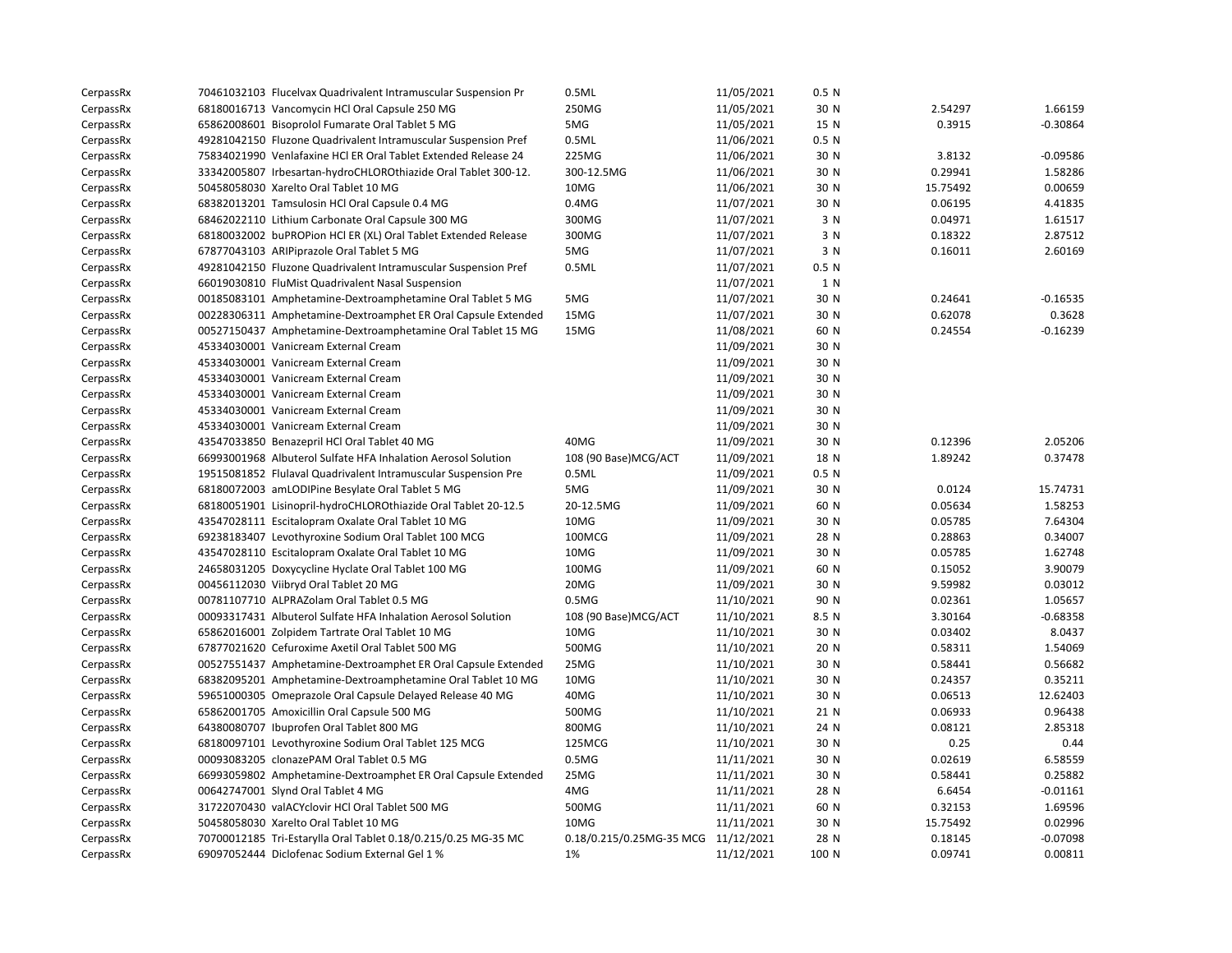| | | | | | | | | |
|---|---|---|---|---|---|---|---|---|
| CerpassRx | 70461032103 | Flucelvax Quadrivalent Intramuscular Suspension Pr | 0.5ML | 11/05/2021 | 0.5 | N | | |
| CerpassRx | 68180016713 | Vancomycin HCl Oral Capsule 250 MG | 250MG | 11/05/2021 | 30 | N | 2.54297 | 1.66159 |
| CerpassRx | 65862008601 | Bisoprolol Fumarate Oral Tablet 5 MG | 5MG | 11/05/2021 | 15 | N | 0.3915 | -0.30864 |
| CerpassRx | 49281042150 | Fluzone Quadrivalent Intramuscular Suspension Pref | 0.5ML | 11/06/2021 | 0.5 | N | | |
| CerpassRx | 75834021990 | Venlafaxine HCl ER Oral Tablet Extended Release 24 | 225MG | 11/06/2021 | 30 | N | 3.8132 | -0.09586 |
| CerpassRx | 33342005807 | Irbesartan-hydroCHLOROthiazide Oral Tablet 300-12. | 300-12.5MG | 11/06/2021 | 30 | N | 0.29941 | 1.58286 |
| CerpassRx | 50458058030 | Xarelto Oral Tablet 10 MG | 10MG | 11/06/2021 | 30 | N | 15.75492 | 0.00659 |
| CerpassRx | 68382013201 | Tamsulosin HCl Oral Capsule 0.4 MG | 0.4MG | 11/07/2021 | 30 | N | 0.06195 | 4.41835 |
| CerpassRx | 68462022110 | Lithium Carbonate Oral Capsule 300 MG | 300MG | 11/07/2021 | 3 | N | 0.04971 | 1.61517 |
| CerpassRx | 68180032002 | buPROPion HCl ER (XL) Oral Tablet Extended Release | 300MG | 11/07/2021 | 3 | N | 0.18322 | 2.87512 |
| CerpassRx | 67877043103 | ARIPiprazole Oral Tablet 5 MG | 5MG | 11/07/2021 | 3 | N | 0.16011 | 2.60169 |
| CerpassRx | 49281042150 | Fluzone Quadrivalent Intramuscular Suspension Pref | 0.5ML | 11/07/2021 | 0.5 | N | | |
| CerpassRx | 66019030810 | FluMist Quadrivalent Nasal Suspension | | 11/07/2021 | 1 | N | | |
| CerpassRx | 00185083101 | Amphetamine-Dextroamphetamine Oral Tablet 5 MG | 5MG | 11/07/2021 | 30 | N | 0.24641 | -0.16535 |
| CerpassRx | 00228306311 | Amphetamine-Dextroamphet ER Oral Capsule Extended | 15MG | 11/07/2021 | 30 | N | 0.62078 | 0.3628 |
| CerpassRx | 00527150437 | Amphetamine-Dextroamphetamine Oral Tablet 15 MG | 15MG | 11/08/2021 | 60 | N | 0.24554 | -0.16239 |
| CerpassRx | 45334030001 | Vanicream External Cream | | 11/09/2021 | 30 | N | | |
| CerpassRx | 45334030001 | Vanicream External Cream | | 11/09/2021 | 30 | N | | |
| CerpassRx | 45334030001 | Vanicream External Cream | | 11/09/2021 | 30 | N | | |
| CerpassRx | 45334030001 | Vanicream External Cream | | 11/09/2021 | 30 | N | | |
| CerpassRx | 45334030001 | Vanicream External Cream | | 11/09/2021 | 30 | N | | |
| CerpassRx | 45334030001 | Vanicream External Cream | | 11/09/2021 | 30 | N | | |
| CerpassRx | 43547033850 | Benazepril HCl Oral Tablet 40 MG | 40MG | 11/09/2021 | 30 | N | 0.12396 | 2.05206 |
| CerpassRx | 66993001968 | Albuterol Sulfate HFA Inhalation Aerosol Solution | 108 (90 Base)MCG/ACT | 11/09/2021 | 18 | N | 1.89242 | 0.37478 |
| CerpassRx | 19515081852 | Flulaval Quadrivalent Intramuscular Suspension Pre | 0.5ML | 11/09/2021 | 0.5 | N | | |
| CerpassRx | 68180072003 | amLODIPine Besylate Oral Tablet 5 MG | 5MG | 11/09/2021 | 30 | N | 0.0124 | 15.74731 |
| CerpassRx | 68180051901 | Lisinopril-hydroCHLOROthiazide Oral Tablet 20-12.5 | 20-12.5MG | 11/09/2021 | 60 | N | 0.05634 | 1.58253 |
| CerpassRx | 43547028111 | Escitalopram Oxalate Oral Tablet 10 MG | 10MG | 11/09/2021 | 30 | N | 0.05785 | 7.64304 |
| CerpassRx | 69238183407 | Levothyroxine Sodium Oral Tablet 100 MCG | 100MCG | 11/09/2021 | 28 | N | 0.28863 | 0.34007 |
| CerpassRx | 43547028110 | Escitalopram Oxalate Oral Tablet 10 MG | 10MG | 11/09/2021 | 30 | N | 0.05785 | 1.62748 |
| CerpassRx | 24658031205 | Doxycycline Hyclate Oral Tablet 100 MG | 100MG | 11/09/2021 | 60 | N | 0.15052 | 3.90079 |
| CerpassRx | 00456112030 | Viibryd Oral Tablet 20 MG | 20MG | 11/09/2021 | 30 | N | 9.59982 | 0.03012 |
| CerpassRx | 00781107710 | ALPRAZolam Oral Tablet 0.5 MG | 0.5MG | 11/10/2021 | 90 | N | 0.02361 | 1.05657 |
| CerpassRx | 00093317431 | Albuterol Sulfate HFA Inhalation Aerosol Solution | 108 (90 Base)MCG/ACT | 11/10/2021 | 8.5 | N | 3.30164 | -0.68358 |
| CerpassRx | 65862016001 | Zolpidem Tartrate Oral Tablet 10 MG | 10MG | 11/10/2021 | 30 | N | 0.03402 | 8.0437 |
| CerpassRx | 67877021620 | Cefuroxime Axetil Oral Tablet 500 MG | 500MG | 11/10/2021 | 20 | N | 0.58311 | 1.54069 |
| CerpassRx | 00527551437 | Amphetamine-Dextroamphet ER Oral Capsule Extended | 25MG | 11/10/2021 | 30 | N | 0.58441 | 0.56682 |
| CerpassRx | 68382095201 | Amphetamine-Dextroamphetamine Oral Tablet 10 MG | 10MG | 11/10/2021 | 30 | N | 0.24357 | 0.35211 |
| CerpassRx | 59651000305 | Omeprazole Oral Capsule Delayed Release 40 MG | 40MG | 11/10/2021 | 30 | N | 0.06513 | 12.62403 |
| CerpassRx | 65862001705 | Amoxicillin Oral Capsule 500 MG | 500MG | 11/10/2021 | 21 | N | 0.06933 | 0.96438 |
| CerpassRx | 64380080707 | Ibuprofen Oral Tablet 800 MG | 800MG | 11/10/2021 | 24 | N | 0.08121 | 2.85318 |
| CerpassRx | 68180097101 | Levothyroxine Sodium Oral Tablet 125 MCG | 125MCG | 11/10/2021 | 30 | N | 0.25 | 0.44 |
| CerpassRx | 00093083205 | clonazePAM Oral Tablet 0.5 MG | 0.5MG | 11/11/2021 | 30 | N | 0.02619 | 6.58559 |
| CerpassRx | 66993059802 | Amphetamine-Dextroamphet ER Oral Capsule Extended | 25MG | 11/11/2021 | 30 | N | 0.58441 | 0.25882 |
| CerpassRx | 00642747001 | Slynd Oral Tablet 4 MG | 4MG | 11/11/2021 | 28 | N | 6.6454 | -0.01161 |
| CerpassRx | 31722070430 | valACYclovir HCl Oral Tablet 500 MG | 500MG | 11/11/2021 | 60 | N | 0.32153 | 1.69596 |
| CerpassRx | 50458058030 | Xarelto Oral Tablet 10 MG | 10MG | 11/11/2021 | 30 | N | 15.75492 | 0.02996 |
| CerpassRx | 70700012185 | Tri-Estarylla Oral Tablet 0.18/0.215/0.25 MG-35 MC | 0.18/0.215/0.25MG-35 MCG | 11/12/2021 | 28 | N | 0.18145 | -0.07098 |
| CerpassRx | 69097052444 | Diclofenac Sodium External Gel 1 % | 1% | 11/12/2021 | 100 | N | 0.09741 | 0.00811 |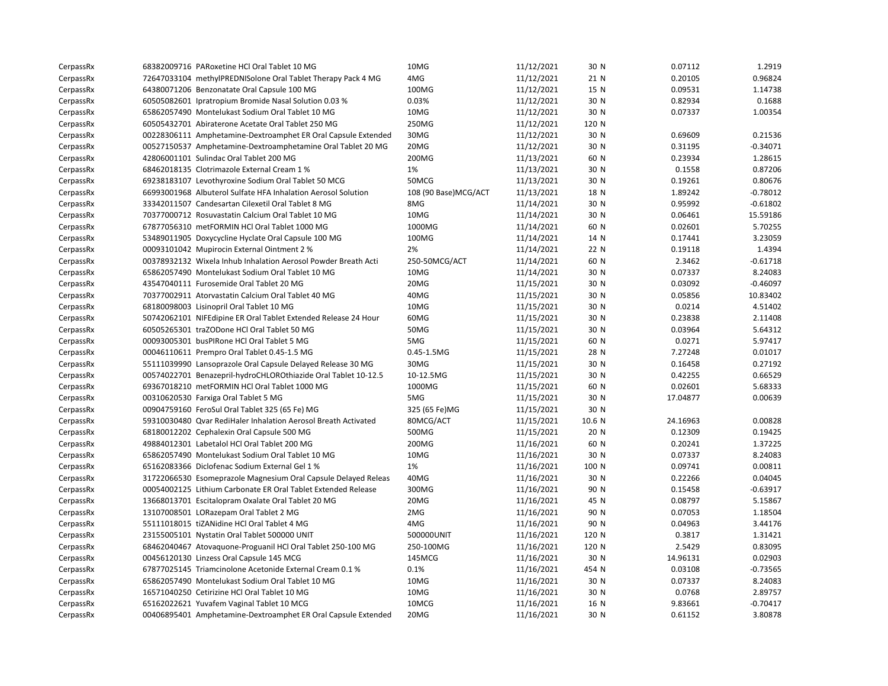| | | | | | | | | |
|---|---|---|---|---|---|---|---|---|
| CerpassRx | 68382009716 | PARoxetine HCl Oral Tablet 10 MG | 10MG | 11/12/2021 | 30 | N | 0.07112 | 1.2919 |
| CerpassRx | 72647033104 | methylPREDNISolone Oral Tablet Therapy Pack 4 MG | 4MG | 11/12/2021 | 21 | N | 0.20105 | 0.96824 |
| CerpassRx | 64380071206 | Benzonatate Oral Capsule 100 MG | 100MG | 11/12/2021 | 15 | N | 0.09531 | 1.14738 |
| CerpassRx | 60505082601 | Ipratropium Bromide Nasal Solution 0.03 % | 0.03% | 11/12/2021 | 30 | N | 0.82934 | 0.1688 |
| CerpassRx | 65862057490 | Montelukast Sodium Oral Tablet 10 MG | 10MG | 11/12/2021 | 30 | N | 0.07337 | 1.00354 |
| CerpassRx | 60505432701 | Abiraterone Acetate Oral Tablet 250 MG | 250MG | 11/12/2021 | 120 | N | | |
| CerpassRx | 00228306111 | Amphetamine-Dextroamphet ER Oral Capsule Extended | 30MG | 11/12/2021 | 30 | N | 0.69609 | 0.21536 |
| CerpassRx | 00527150537 | Amphetamine-Dextroamphetamine Oral Tablet 20 MG | 20MG | 11/12/2021 | 30 | N | 0.31195 | -0.34071 |
| CerpassRx | 42806001101 | Sulindac Oral Tablet 200 MG | 200MG | 11/13/2021 | 60 | N | 0.23934 | 1.28615 |
| CerpassRx | 68462018135 | Clotrimazole External Cream 1 % | 1% | 11/13/2021 | 30 | N | 0.1558 | 0.87206 |
| CerpassRx | 69238183107 | Levothyroxine Sodium Oral Tablet 50 MCG | 50MCG | 11/13/2021 | 30 | N | 0.19261 | 0.80676 |
| CerpassRx | 66993001968 | Albuterol Sulfate HFA Inhalation Aerosol Solution | 108 (90 Base)MCG/ACT | 11/13/2021 | 18 | N | 1.89242 | -0.78012 |
| CerpassRx | 33342011507 | Candesartan Cilexetil Oral Tablet 8 MG | 8MG | 11/14/2021 | 30 | N | 0.95992 | -0.61802 |
| CerpassRx | 70377000712 | Rosuvastatin Calcium Oral Tablet 10 MG | 10MG | 11/14/2021 | 30 | N | 0.06461 | 15.59186 |
| CerpassRx | 67877056310 | metFORMIN HCl Oral Tablet 1000 MG | 1000MG | 11/14/2021 | 60 | N | 0.02601 | 5.70255 |
| CerpassRx | 53489011905 | Doxycycline Hyclate Oral Capsule 100 MG | 100MG | 11/14/2021 | 14 | N | 0.17441 | 3.23059 |
| CerpassRx | 00093101042 | Mupirocin External Ointment 2 % | 2% | 11/14/2021 | 22 | N | 0.19118 | 1.4394 |
| CerpassRx | 00378932132 | Wixela Inhub Inhalation Aerosol Powder Breath Acti | 250-50MCG/ACT | 11/14/2021 | 60 | N | 2.3462 | -0.61718 |
| CerpassRx | 65862057490 | Montelukast Sodium Oral Tablet 10 MG | 10MG | 11/14/2021 | 30 | N | 0.07337 | 8.24083 |
| CerpassRx | 43547040111 | Furosemide Oral Tablet 20 MG | 20MG | 11/15/2021 | 30 | N | 0.03092 | -0.46097 |
| CerpassRx | 70377002911 | Atorvastatin Calcium Oral Tablet 40 MG | 40MG | 11/15/2021 | 30 | N | 0.05856 | 10.83402 |
| CerpassRx | 68180098003 | Lisinopril Oral Tablet 10 MG | 10MG | 11/15/2021 | 30 | N | 0.0214 | 4.51402 |
| CerpassRx | 50742062101 | NIFEdipine ER Oral Tablet Extended Release 24 Hour | 60MG | 11/15/2021 | 30 | N | 0.23838 | 2.11408 |
| CerpassRx | 60505265301 | traZODone HCl Oral Tablet 50 MG | 50MG | 11/15/2021 | 30 | N | 0.03964 | 5.64312 |
| CerpassRx | 00093005301 | busPIRone HCl Oral Tablet 5 MG | 5MG | 11/15/2021 | 60 | N | 0.0271 | 5.97417 |
| CerpassRx | 00046110611 | Prempro Oral Tablet 0.45-1.5 MG | 0.45-1.5MG | 11/15/2021 | 28 | N | 7.27248 | 0.01017 |
| CerpassRx | 55111039990 | Lansoprazole Oral Capsule Delayed Release 30 MG | 30MG | 11/15/2021 | 30 | N | 0.16458 | 0.27192 |
| CerpassRx | 00574022701 | Benazepril-hydroCHLOROthiazide Oral Tablet 10-12.5 | 10-12.5MG | 11/15/2021 | 30 | N | 0.42255 | 0.66529 |
| CerpassRx | 69367018210 | metFORMIN HCl Oral Tablet 1000 MG | 1000MG | 11/15/2021 | 60 | N | 0.02601 | 5.68333 |
| CerpassRx | 00310620530 | Farxiga Oral Tablet 5 MG | 5MG | 11/15/2021 | 30 | N | 17.04877 | 0.00639 |
| CerpassRx | 00904759160 | FeroSul Oral Tablet 325 (65 Fe) MG | 325 (65 Fe)MG | 11/15/2021 | 30 | N | | |
| CerpassRx | 59310030480 | Qvar RediHaler Inhalation Aerosol Breath Activated | 80MCG/ACT | 11/15/2021 | 10.6 | N | 24.16963 | 0.00828 |
| CerpassRx | 68180012202 | Cephalexin Oral Capsule 500 MG | 500MG | 11/15/2021 | 20 | N | 0.12309 | 0.19425 |
| CerpassRx | 49884012301 | Labetalol HCl Oral Tablet 200 MG | 200MG | 11/16/2021 | 60 | N | 0.20241 | 1.37225 |
| CerpassRx | 65862057490 | Montelukast Sodium Oral Tablet 10 MG | 10MG | 11/16/2021 | 30 | N | 0.07337 | 8.24083 |
| CerpassRx | 65162083366 | Diclofenac Sodium External Gel 1 % | 1% | 11/16/2021 | 100 | N | 0.09741 | 0.00811 |
| CerpassRx | 31722066530 | Esomeprazole Magnesium Oral Capsule Delayed Releas | 40MG | 11/16/2021 | 30 | N | 0.22266 | 0.04045 |
| CerpassRx | 00054002125 | Lithium Carbonate ER Oral Tablet Extended Release | 300MG | 11/16/2021 | 90 | N | 0.15458 | -0.63917 |
| CerpassRx | 13668013701 | Escitalopram Oxalate Oral Tablet 20 MG | 20MG | 11/16/2021 | 45 | N | 0.08797 | 5.15867 |
| CerpassRx | 13107008501 | LORazepam Oral Tablet 2 MG | 2MG | 11/16/2021 | 90 | N | 0.07053 | 1.18504 |
| CerpassRx | 55111018015 | tiZANidine HCl Oral Tablet 4 MG | 4MG | 11/16/2021 | 90 | N | 0.04963 | 3.44176 |
| CerpassRx | 23155005101 | Nystatin Oral Tablet 500000 UNIT | 500000UNIT | 11/16/2021 | 120 | N | 0.3817 | 1.31421 |
| CerpassRx | 68462040467 | Atovaquone-Proguanil HCl Oral Tablet 250-100 MG | 250-100MG | 11/16/2021 | 120 | N | 2.5429 | 0.83095 |
| CerpassRx | 00456120130 | Linzess Oral Capsule 145 MCG | 145MCG | 11/16/2021 | 30 | N | 14.96131 | 0.02903 |
| CerpassRx | 67877025145 | Triamcinolone Acetonide External Cream 0.1 % | 0.1% | 11/16/2021 | 454 | N | 0.03108 | -0.73565 |
| CerpassRx | 65862057490 | Montelukast Sodium Oral Tablet 10 MG | 10MG | 11/16/2021 | 30 | N | 0.07337 | 8.24083 |
| CerpassRx | 16571040250 | Cetirizine HCl Oral Tablet 10 MG | 10MG | 11/16/2021 | 30 | N | 0.0768 | 2.89757 |
| CerpassRx | 65162022621 | Yuvafem Vaginal Tablet 10 MCG | 10MCG | 11/16/2021 | 16 | N | 9.83661 | -0.70417 |
| CerpassRx | 00406895401 | Amphetamine-Dextroamphet ER Oral Capsule Extended | 20MG | 11/16/2021 | 30 | N | 0.61152 | 3.80878 |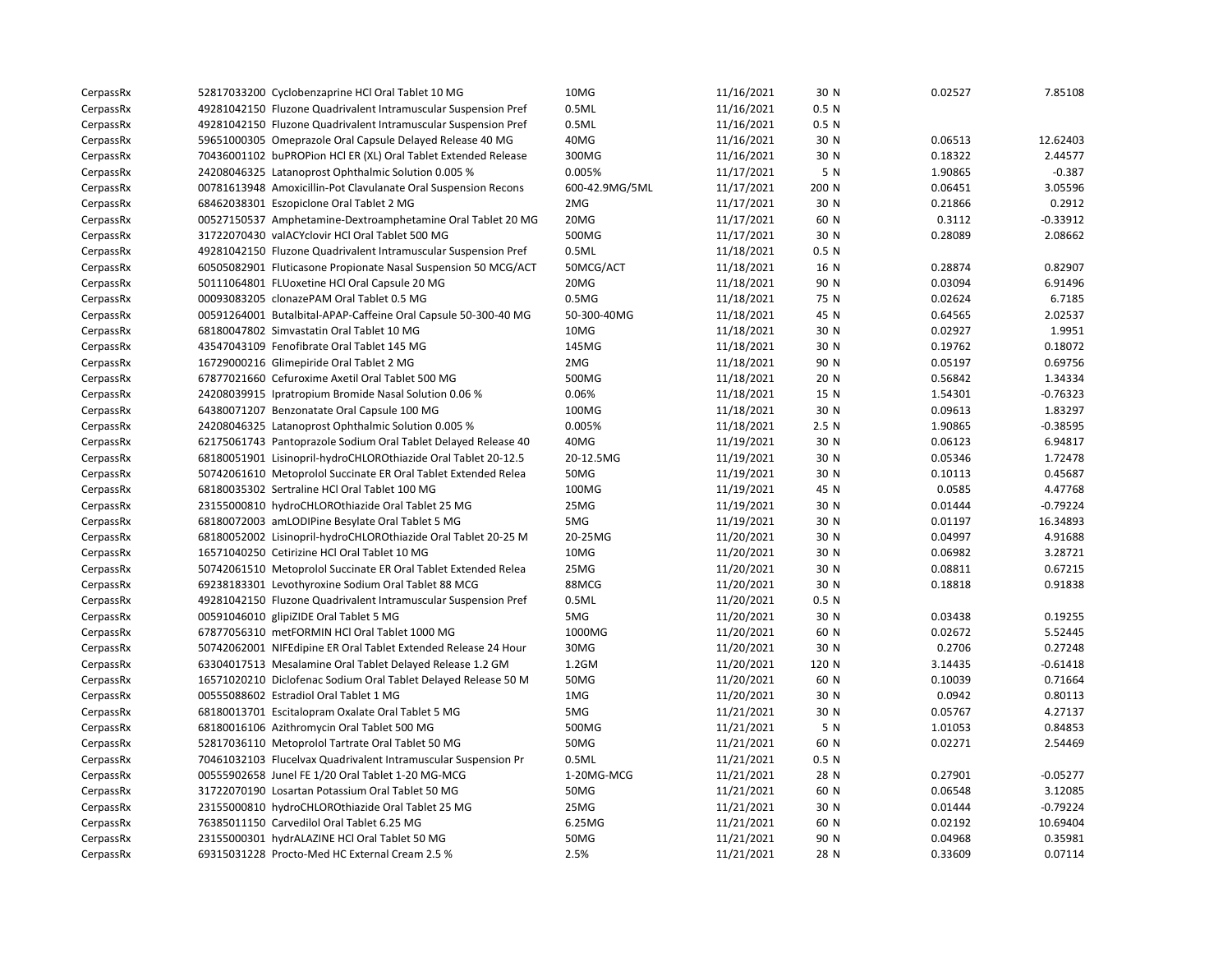| | | | | | | | | |
|---|---|---|---|---|---|---|---|---|
| CerpassRx | 52817033200 | Cyclobenzaprine HCl Oral Tablet 10 MG | 10MG | 11/16/2021 | 30 | N | 0.02527 | 7.85108 |
| CerpassRx | 49281042150 | Fluzone Quadrivalent Intramuscular Suspension Pref | 0.5ML | 11/16/2021 | 0.5 | N | | |
| CerpassRx | 49281042150 | Fluzone Quadrivalent Intramuscular Suspension Pref | 0.5ML | 11/16/2021 | 0.5 | N | | |
| CerpassRx | 59651000305 | Omeprazole Oral Capsule Delayed Release 40 MG | 40MG | 11/16/2021 | 30 | N | 0.06513 | 12.62403 |
| CerpassRx | 70436001102 | buPROPion HCl ER (XL) Oral Tablet Extended Release | 300MG | 11/16/2021 | 30 | N | 0.18322 | 2.44577 |
| CerpassRx | 24208046325 | Latanoprost Ophthalmic Solution 0.005 % | 0.005% | 11/17/2021 | 5 | N | 1.90865 | -0.387 |
| CerpassRx | 00781613948 | Amoxicillin-Pot Clavulanate Oral Suspension Recons | 600-42.9MG/5ML | 11/17/2021 | 200 | N | 0.06451 | 3.05596 |
| CerpassRx | 68462038301 | Eszopiclone Oral Tablet 2 MG | 2MG | 11/17/2021 | 30 | N | 0.21866 | 0.2912 |
| CerpassRx | 00527150537 | Amphetamine-Dextroamphetamine Oral Tablet 20 MG | 20MG | 11/17/2021 | 60 | N | 0.3112 | -0.33912 |
| CerpassRx | 31722070430 | valACYclovir HCl Oral Tablet 500 MG | 500MG | 11/17/2021 | 30 | N | 0.28089 | 2.08662 |
| CerpassRx | 49281042150 | Fluzone Quadrivalent Intramuscular Suspension Pref | 0.5ML | 11/18/2021 | 0.5 | N | | |
| CerpassRx | 60505082901 | Fluticasone Propionate Nasal Suspension 50 MCG/ACT | 50MCG/ACT | 11/18/2021 | 16 | N | 0.28874 | 0.82907 |
| CerpassRx | 50111064801 | FLUoxetine HCl Oral Capsule 20 MG | 20MG | 11/18/2021 | 90 | N | 0.03094 | 6.91496 |
| CerpassRx | 00093083205 | clonazePAM Oral Tablet 0.5 MG | 0.5MG | 11/18/2021 | 75 | N | 0.02624 | 6.7185 |
| CerpassRx | 00591264001 | Butalbital-APAP-Caffeine Oral Capsule 50-300-40 MG | 50-300-40MG | 11/18/2021 | 45 | N | 0.64565 | 2.02537 |
| CerpassRx | 68180047802 | Simvastatin Oral Tablet 10 MG | 10MG | 11/18/2021 | 30 | N | 0.02927 | 1.9951 |
| CerpassRx | 43547043109 | Fenofibrate Oral Tablet 145 MG | 145MG | 11/18/2021 | 30 | N | 0.19762 | 0.18072 |
| CerpassRx | 16729000216 | Glimepiride Oral Tablet 2 MG | 2MG | 11/18/2021 | 90 | N | 0.05197 | 0.69756 |
| CerpassRx | 67877021660 | Cefuroxime Axetil Oral Tablet 500 MG | 500MG | 11/18/2021 | 20 | N | 0.56842 | 1.34334 |
| CerpassRx | 24208039915 | Ipratropium Bromide Nasal Solution 0.06 % | 0.06% | 11/18/2021 | 15 | N | 1.54301 | -0.76323 |
| CerpassRx | 64380071207 | Benzonatate Oral Capsule 100 MG | 100MG | 11/18/2021 | 30 | N | 0.09613 | 1.83297 |
| CerpassRx | 24208046325 | Latanoprost Ophthalmic Solution 0.005 % | 0.005% | 11/18/2021 | 2.5 | N | 1.90865 | -0.38595 |
| CerpassRx | 62175061743 | Pantoprazole Sodium Oral Tablet Delayed Release 40 | 40MG | 11/19/2021 | 30 | N | 0.06123 | 6.94817 |
| CerpassRx | 68180051901 | Lisinopril-hydroCHLOROthiazide Oral Tablet 20-12.5 | 20-12.5MG | 11/19/2021 | 30 | N | 0.05346 | 1.72478 |
| CerpassRx | 50742061610 | Metoprolol Succinate ER Oral Tablet Extended Relea | 50MG | 11/19/2021 | 30 | N | 0.10113 | 0.45687 |
| CerpassRx | 68180035302 | Sertraline HCl Oral Tablet 100 MG | 100MG | 11/19/2021 | 45 | N | 0.0585 | 4.47768 |
| CerpassRx | 23155000810 | hydroCHLOROthiazide Oral Tablet 25 MG | 25MG | 11/19/2021 | 30 | N | 0.01444 | -0.79224 |
| CerpassRx | 68180072003 | amLODIPine Besylate Oral Tablet 5 MG | 5MG | 11/19/2021 | 30 | N | 0.01197 | 16.34893 |
| CerpassRx | 68180052002 | Lisinopril-hydroCHLOROthiazide Oral Tablet 20-25 M | 20-25MG | 11/20/2021 | 30 | N | 0.04997 | 4.91688 |
| CerpassRx | 16571040250 | Cetirizine HCl Oral Tablet 10 MG | 10MG | 11/20/2021 | 30 | N | 0.06982 | 3.28721 |
| CerpassRx | 50742061510 | Metoprolol Succinate ER Oral Tablet Extended Relea | 25MG | 11/20/2021 | 30 | N | 0.08811 | 0.67215 |
| CerpassRx | 69238183301 | Levothyroxine Sodium Oral Tablet 88 MCG | 88MCG | 11/20/2021 | 30 | N | 0.18818 | 0.91838 |
| CerpassRx | 49281042150 | Fluzone Quadrivalent Intramuscular Suspension Pref | 0.5ML | 11/20/2021 | 0.5 | N | | |
| CerpassRx | 00591046010 | glipiZIDE Oral Tablet 5 MG | 5MG | 11/20/2021 | 30 | N | 0.03438 | 0.19255 |
| CerpassRx | 67877056310 | metFORMIN HCl Oral Tablet 1000 MG | 1000MG | 11/20/2021 | 60 | N | 0.02672 | 5.52445 |
| CerpassRx | 50742062001 | NIFEdipine ER Oral Tablet Extended Release 24 Hour | 30MG | 11/20/2021 | 30 | N | 0.2706 | 0.27248 |
| CerpassRx | 63304017513 | Mesalamine Oral Tablet Delayed Release 1.2 GM | 1.2GM | 11/20/2021 | 120 | N | 3.14435 | -0.61418 |
| CerpassRx | 16571020210 | Diclofenac Sodium Oral Tablet Delayed Release 50 M | 50MG | 11/20/2021 | 60 | N | 0.10039 | 0.71664 |
| CerpassRx | 00555088602 | Estradiol Oral Tablet 1 MG | 1MG | 11/20/2021 | 30 | N | 0.0942 | 0.80113 |
| CerpassRx | 68180013701 | Escitalopram Oxalate Oral Tablet 5 MG | 5MG | 11/21/2021 | 30 | N | 0.05767 | 4.27137 |
| CerpassRx | 68180016106 | Azithromycin Oral Tablet 500 MG | 500MG | 11/21/2021 | 5 | N | 1.01053 | 0.84853 |
| CerpassRx | 52817036110 | Metoprolol Tartrate Oral Tablet 50 MG | 50MG | 11/21/2021 | 60 | N | 0.02271 | 2.54469 |
| CerpassRx | 70461032103 | Flucelvax Quadrivalent Intramuscular Suspension Pr | 0.5ML | 11/21/2021 | 0.5 | N | | |
| CerpassRx | 00555902658 | Junel FE 1/20 Oral Tablet 1-20 MG-MCG | 1-20MG-MCG | 11/21/2021 | 28 | N | 0.27901 | -0.05277 |
| CerpassRx | 31722070190 | Losartan Potassium Oral Tablet 50 MG | 50MG | 11/21/2021 | 60 | N | 0.06548 | 3.12085 |
| CerpassRx | 23155000810 | hydroCHLOROthiazide Oral Tablet 25 MG | 25MG | 11/21/2021 | 30 | N | 0.01444 | -0.79224 |
| CerpassRx | 76385011150 | Carvedilol Oral Tablet 6.25 MG | 6.25MG | 11/21/2021 | 60 | N | 0.02192 | 10.69404 |
| CerpassRx | 23155000301 | hydrALAZINE HCl Oral Tablet 50 MG | 50MG | 11/21/2021 | 90 | N | 0.04968 | 0.35981 |
| CerpassRx | 69315031228 | Procto-Med HC External Cream 2.5 % | 2.5% | 11/21/2021 | 28 | N | 0.33609 | 0.07114 |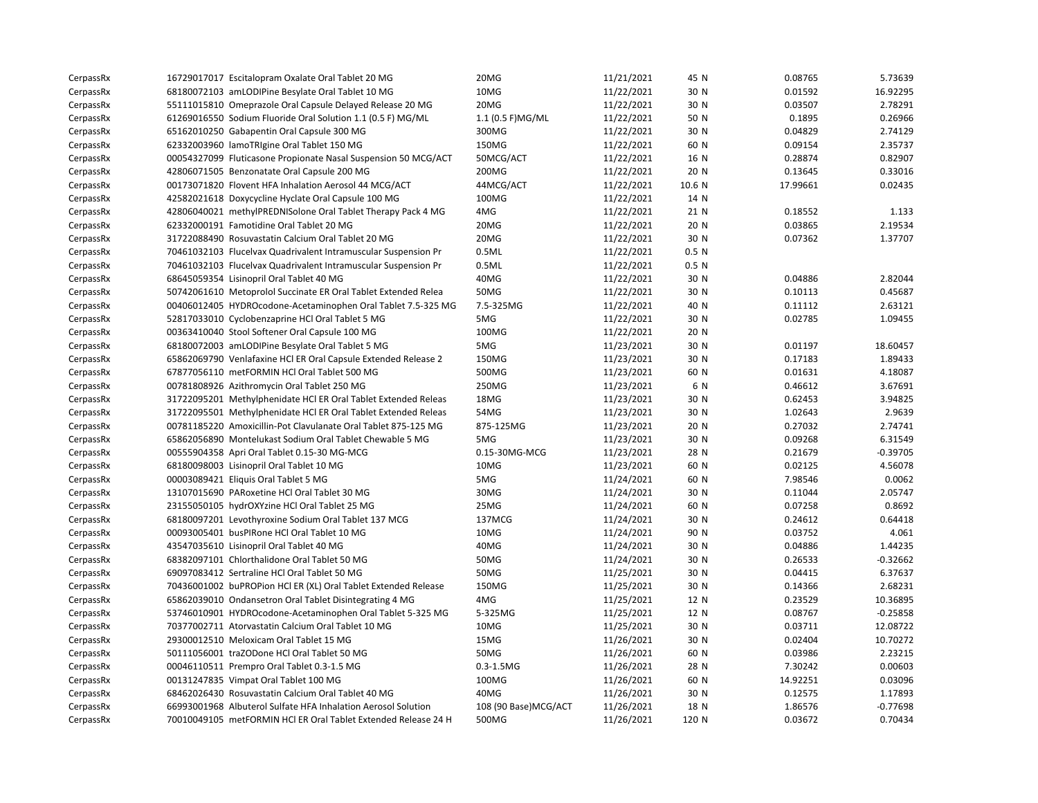| | | | | | | | | |
|---|---|---|---|---|---|---|---|---|
| CerpassRx | 16729017017 | Escitalopram Oxalate Oral Tablet 20 MG | 20MG | 11/21/2021 | 45 | N | 0.08765 | 5.73639 |
| CerpassRx | 68180072103 | amLODIPine Besylate Oral Tablet 10 MG | 10MG | 11/22/2021 | 30 | N | 0.01592 | 16.92295 |
| CerpassRx | 55111015810 | Omeprazole Oral Capsule Delayed Release 20 MG | 20MG | 11/22/2021 | 30 | N | 0.03507 | 2.78291 |
| CerpassRx | 61269016550 | Sodium Fluoride Oral Solution 1.1 (0.5 F) MG/ML | 1.1 (0.5 F)MG/ML | 11/22/2021 | 50 | N | 0.1895 | 0.26966 |
| CerpassRx | 65162010250 | Gabapentin Oral Capsule 300 MG | 300MG | 11/22/2021 | 30 | N | 0.04829 | 2.74129 |
| CerpassRx | 62332003960 | lamoTRIgine Oral Tablet 150 MG | 150MG | 11/22/2021 | 60 | N | 0.09154 | 2.35737 |
| CerpassRx | 00054327099 | Fluticasone Propionate Nasal Suspension 50 MCG/ACT | 50MCG/ACT | 11/22/2021 | 16 | N | 0.28874 | 0.82907 |
| CerpassRx | 42806071505 | Benzonatate Oral Capsule 200 MG | 200MG | 11/22/2021 | 20 | N | 0.13645 | 0.33016 |
| CerpassRx | 00173071820 | Flovent HFA Inhalation Aerosol 44 MCG/ACT | 44MCG/ACT | 11/22/2021 | 10.6 | N | 17.99661 | 0.02435 |
| CerpassRx | 42582021618 | Doxycycline Hyclate Oral Capsule 100 MG | 100MG | 11/22/2021 | 14 | N | | |
| CerpassRx | 42806040021 | methylPREDNISolone Oral Tablet Therapy Pack 4 MG | 4MG | 11/22/2021 | 21 | N | 0.18552 | 1.133 |
| CerpassRx | 62332000191 | Famotidine Oral Tablet 20 MG | 20MG | 11/22/2021 | 20 | N | 0.03865 | 2.19534 |
| CerpassRx | 31722088490 | Rosuvastatin Calcium Oral Tablet 20 MG | 20MG | 11/22/2021 | 30 | N | 0.07362 | 1.37707 |
| CerpassRx | 70461032103 | Flucelvax Quadrivalent Intramuscular Suspension Pr | 0.5ML | 11/22/2021 | 0.5 | N | | |
| CerpassRx | 70461032103 | Flucelvax Quadrivalent Intramuscular Suspension Pr | 0.5ML | 11/22/2021 | 0.5 | N | | |
| CerpassRx | 68645059354 | Lisinopril Oral Tablet 40 MG | 40MG | 11/22/2021 | 30 | N | 0.04886 | 2.82044 |
| CerpassRx | 50742061610 | Metoprolol Succinate ER Oral Tablet Extended Relea | 50MG | 11/22/2021 | 30 | N | 0.10113 | 0.45687 |
| CerpassRx | 00406012405 | HYDROcodone-Acetaminophen Oral Tablet 7.5-325 MG | 7.5-325MG | 11/22/2021 | 40 | N | 0.11112 | 2.63121 |
| CerpassRx | 52817033010 | Cyclobenzaprine HCl Oral Tablet 5 MG | 5MG | 11/22/2021 | 30 | N | 0.02785 | 1.09455 |
| CerpassRx | 00363410040 | Stool Softener Oral Capsule 100 MG | 100MG | 11/22/2021 | 20 | N | | |
| CerpassRx | 68180072003 | amLODIPine Besylate Oral Tablet 5 MG | 5MG | 11/23/2021 | 30 | N | 0.01197 | 18.60457 |
| CerpassRx | 65862069790 | Venlafaxine HCl ER Oral Capsule Extended Release 2 | 150MG | 11/23/2021 | 30 | N | 0.17183 | 1.89433 |
| CerpassRx | 67877056110 | metFORMIN HCl Oral Tablet 500 MG | 500MG | 11/23/2021 | 60 | N | 0.01631 | 4.18087 |
| CerpassRx | 00781808926 | Azithromycin Oral Tablet 250 MG | 250MG | 11/23/2021 | 6 | N | 0.46612 | 3.67691 |
| CerpassRx | 31722095201 | Methylphenidate HCl ER Oral Tablet Extended Releas | 18MG | 11/23/2021 | 30 | N | 0.62453 | 3.94825 |
| CerpassRx | 31722095501 | Methylphenidate HCl ER Oral Tablet Extended Releas | 54MG | 11/23/2021 | 30 | N | 1.02643 | 2.9639 |
| CerpassRx | 00781185220 | Amoxicillin-Pot Clavulanate Oral Tablet 875-125 MG | 875-125MG | 11/23/2021 | 20 | N | 0.27032 | 2.74741 |
| CerpassRx | 65862056890 | Montelukast Sodium Oral Tablet Chewable 5 MG | 5MG | 11/23/2021 | 30 | N | 0.09268 | 6.31549 |
| CerpassRx | 00555904358 | Apri Oral Tablet 0.15-30 MG-MCG | 0.15-30MG-MCG | 11/23/2021 | 28 | N | 0.21679 | -0.39705 |
| CerpassRx | 68180098003 | Lisinopril Oral Tablet 10 MG | 10MG | 11/23/2021 | 60 | N | 0.02125 | 4.56078 |
| CerpassRx | 00003089421 | Eliquis Oral Tablet 5 MG | 5MG | 11/24/2021 | 60 | N | 7.98546 | 0.0062 |
| CerpassRx | 13107015690 | PARoxetine HCl Oral Tablet 30 MG | 30MG | 11/24/2021 | 30 | N | 0.11044 | 2.05747 |
| CerpassRx | 23155050105 | hydrOXYzine HCl Oral Tablet 25 MG | 25MG | 11/24/2021 | 60 | N | 0.07258 | 0.8692 |
| CerpassRx | 68180097201 | Levothyroxine Sodium Oral Tablet 137 MCG | 137MCG | 11/24/2021 | 30 | N | 0.24612 | 0.64418 |
| CerpassRx | 00093005401 | busPIRone HCl Oral Tablet 10 MG | 10MG | 11/24/2021 | 90 | N | 0.03752 | 4.061 |
| CerpassRx | 43547035610 | Lisinopril Oral Tablet 40 MG | 40MG | 11/24/2021 | 30 | N | 0.04886 | 1.44235 |
| CerpassRx | 68382097101 | Chlorthalidone Oral Tablet 50 MG | 50MG | 11/24/2021 | 30 | N | 0.26533 | -0.32662 |
| CerpassRx | 69097083412 | Sertraline HCl Oral Tablet 50 MG | 50MG | 11/25/2021 | 30 | N | 0.04415 | 6.37637 |
| CerpassRx | 70436001002 | buPROPion HCl ER (XL) Oral Tablet Extended Release | 150MG | 11/25/2021 | 30 | N | 0.14366 | 2.68231 |
| CerpassRx | 65862039010 | Ondansetron Oral Tablet Disintegrating 4 MG | 4MG | 11/25/2021 | 12 | N | 0.23529 | 10.36895 |
| CerpassRx | 53746010901 | HYDROcodone-Acetaminophen Oral Tablet 5-325 MG | 5-325MG | 11/25/2021 | 12 | N | 0.08767 | -0.25858 |
| CerpassRx | 70377002711 | Atorvastatin Calcium Oral Tablet 10 MG | 10MG | 11/25/2021 | 30 | N | 0.03711 | 12.08722 |
| CerpassRx | 29300012510 | Meloxicam Oral Tablet 15 MG | 15MG | 11/26/2021 | 30 | N | 0.02404 | 10.70272 |
| CerpassRx | 50111056001 | traZODone HCl Oral Tablet 50 MG | 50MG | 11/26/2021 | 60 | N | 0.03986 | 2.23215 |
| CerpassRx | 00046110511 | Prempro Oral Tablet 0.3-1.5 MG | 0.3-1.5MG | 11/26/2021 | 28 | N | 7.30242 | 0.00603 |
| CerpassRx | 00131247835 | Vimpat Oral Tablet 100 MG | 100MG | 11/26/2021 | 60 | N | 14.92251 | 0.03096 |
| CerpassRx | 68462026430 | Rosuvastatin Calcium Oral Tablet 40 MG | 40MG | 11/26/2021 | 30 | N | 0.12575 | 1.17893 |
| CerpassRx | 66993001968 | Albuterol Sulfate HFA Inhalation Aerosol Solution | 108 (90 Base)MCG/ACT | 11/26/2021 | 18 | N | 1.86576 | -0.77698 |
| CerpassRx | 70010049105 | metFORMIN HCl ER Oral Tablet Extended Release 24 H | 500MG | 11/26/2021 | 120 | N | 0.03672 | 0.70434 |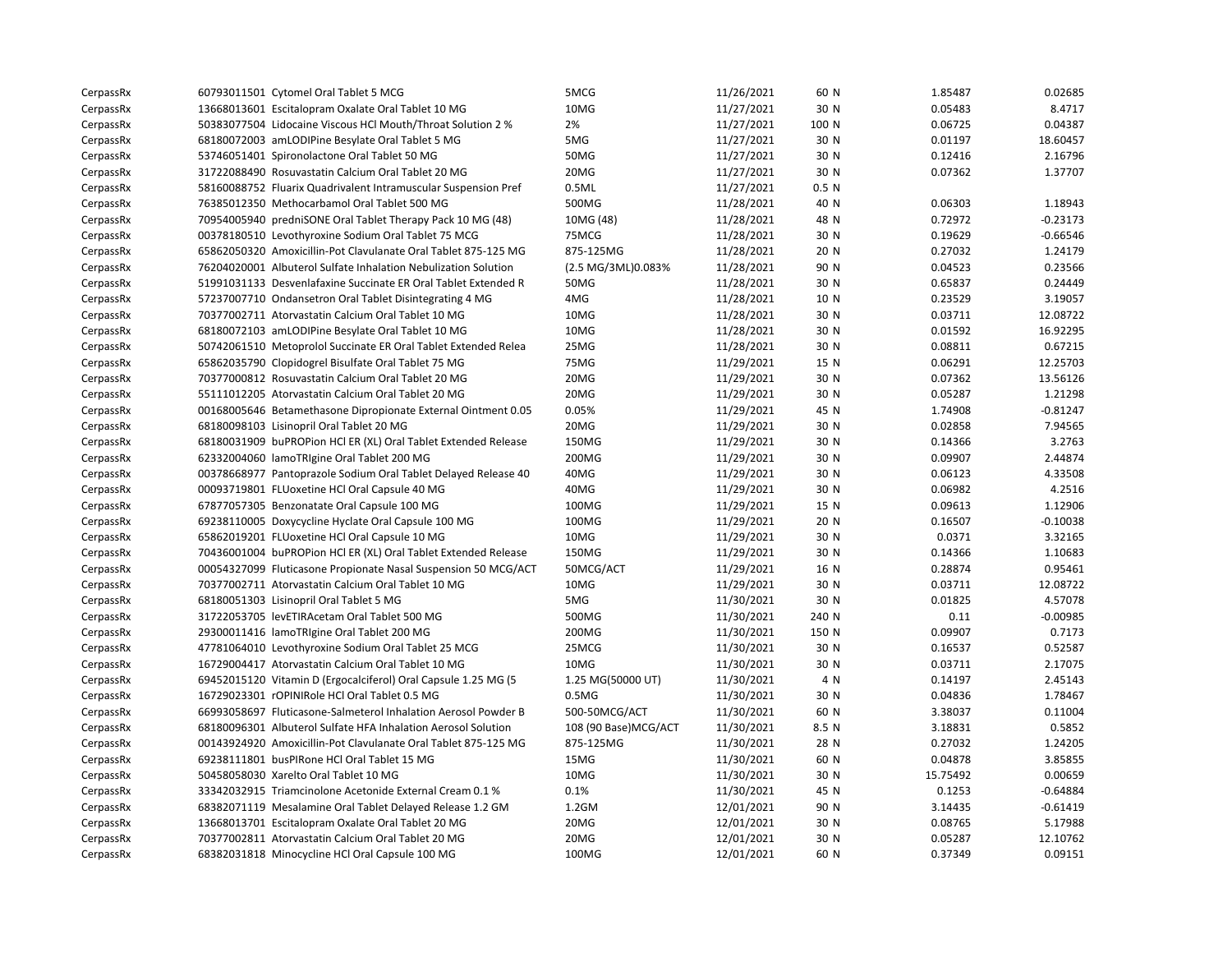| | | | | | | | | |
|---|---|---|---|---|---|---|---|---|
| CerpassRx | 60793011501 | Cytomel Oral Tablet 5 MCG | 5MCG | 11/26/2021 | 60 | N | 1.85487 | 0.02685 |
| CerpassRx | 13668013601 | Escitalopram Oxalate Oral Tablet 10 MG | 10MG | 11/27/2021 | 30 | N | 0.05483 | 8.4717 |
| CerpassRx | 50383077504 | Lidocaine Viscous HCl Mouth/Throat Solution 2 % | 2% | 11/27/2021 | 100 | N | 0.06725 | 0.04387 |
| CerpassRx | 68180072003 | amLODIPine Besylate Oral Tablet 5 MG | 5MG | 11/27/2021 | 30 | N | 0.01197 | 18.60457 |
| CerpassRx | 53746051401 | Spironolactone Oral Tablet 50 MG | 50MG | 11/27/2021 | 30 | N | 0.12416 | 2.16796 |
| CerpassRx | 31722088490 | Rosuvastatin Calcium Oral Tablet 20 MG | 20MG | 11/27/2021 | 30 | N | 0.07362 | 1.37707 |
| CerpassRx | 58160088752 | Fluarix Quadrivalent Intramuscular Suspension Pref | 0.5ML | 11/27/2021 | 0.5 | N | | |
| CerpassRx | 76385012350 | Methocarbamol Oral Tablet 500 MG | 500MG | 11/28/2021 | 40 | N | 0.06303 | 1.18943 |
| CerpassRx | 70954005940 | predniSONE Oral Tablet Therapy Pack 10 MG (48) | 10MG (48) | 11/28/2021 | 48 | N | 0.72972 | -0.23173 |
| CerpassRx | 00378180510 | Levothyroxine Sodium Oral Tablet 75 MCG | 75MCG | 11/28/2021 | 30 | N | 0.19629 | -0.66546 |
| CerpassRx | 65862050320 | Amoxicillin-Pot Clavulanate Oral Tablet 875-125 MG | 875-125MG | 11/28/2021 | 20 | N | 0.27032 | 1.24179 |
| CerpassRx | 76204020001 | Albuterol Sulfate Inhalation Nebulization Solution | (2.5 MG/3ML)0.083% | 11/28/2021 | 90 | N | 0.04523 | 0.23566 |
| CerpassRx | 51991031133 | Desvenlafaxine Succinate ER Oral Tablet Extended R | 50MG | 11/28/2021 | 30 | N | 0.65837 | 0.24449 |
| CerpassRx | 57237007710 | Ondansetron Oral Tablet Disintegrating 4 MG | 4MG | 11/28/2021 | 10 | N | 0.23529 | 3.19057 |
| CerpassRx | 70377002711 | Atorvastatin Calcium Oral Tablet 10 MG | 10MG | 11/28/2021 | 30 | N | 0.03711 | 12.08722 |
| CerpassRx | 68180072103 | amLODIPine Besylate Oral Tablet 10 MG | 10MG | 11/28/2021 | 30 | N | 0.01592 | 16.92295 |
| CerpassRx | 50742061510 | Metoprolol Succinate ER Oral Tablet Extended Relea | 25MG | 11/28/2021 | 30 | N | 0.08811 | 0.67215 |
| CerpassRx | 65862035790 | Clopidogrel Bisulfate Oral Tablet 75 MG | 75MG | 11/29/2021 | 15 | N | 0.06291 | 12.25703 |
| CerpassRx | 70377000812 | Rosuvastatin Calcium Oral Tablet 20 MG | 20MG | 11/29/2021 | 30 | N | 0.07362 | 13.56126 |
| CerpassRx | 55111012205 | Atorvastatin Calcium Oral Tablet 20 MG | 20MG | 11/29/2021 | 30 | N | 0.05287 | 1.21298 |
| CerpassRx | 00168005646 | Betamethasone Dipropionate External Ointment 0.05 | 0.05% | 11/29/2021 | 45 | N | 1.74908 | -0.81247 |
| CerpassRx | 68180098103 | Lisinopril Oral Tablet 20 MG | 20MG | 11/29/2021 | 30 | N | 0.02858 | 7.94565 |
| CerpassRx | 68180031909 | buPROPion HCl ER (XL) Oral Tablet Extended Release | 150MG | 11/29/2021 | 30 | N | 0.14366 | 3.2763 |
| CerpassRx | 62332004060 | lamoTRIgine Oral Tablet 200 MG | 200MG | 11/29/2021 | 30 | N | 0.09907 | 2.44874 |
| CerpassRx | 00378668977 | Pantoprazole Sodium Oral Tablet Delayed Release 40 | 40MG | 11/29/2021 | 30 | N | 0.06123 | 4.33508 |
| CerpassRx | 00093719801 | FLUoxetine HCl Oral Capsule 40 MG | 40MG | 11/29/2021 | 30 | N | 0.06982 | 4.2516 |
| CerpassRx | 67877057305 | Benzonatate Oral Capsule 100 MG | 100MG | 11/29/2021 | 15 | N | 0.09613 | 1.12906 |
| CerpassRx | 69238110005 | Doxycycline Hyclate Oral Capsule 100 MG | 100MG | 11/29/2021 | 20 | N | 0.16507 | -0.10038 |
| CerpassRx | 65862019201 | FLUoxetine HCl Oral Capsule 10 MG | 10MG | 11/29/2021 | 30 | N | 0.0371 | 3.32165 |
| CerpassRx | 70436001004 | buPROPion HCl ER (XL) Oral Tablet Extended Release | 150MG | 11/29/2021 | 30 | N | 0.14366 | 1.10683 |
| CerpassRx | 00054327099 | Fluticasone Propionate Nasal Suspension 50 MCG/ACT | 50MCG/ACT | 11/29/2021 | 16 | N | 0.28874 | 0.95461 |
| CerpassRx | 70377002711 | Atorvastatin Calcium Oral Tablet 10 MG | 10MG | 11/29/2021 | 30 | N | 0.03711 | 12.08722 |
| CerpassRx | 68180051303 | Lisinopril Oral Tablet 5 MG | 5MG | 11/30/2021 | 30 | N | 0.01825 | 4.57078 |
| CerpassRx | 31722053705 | levETIRAcetam Oral Tablet 500 MG | 500MG | 11/30/2021 | 240 | N | 0.11 | -0.00985 |
| CerpassRx | 29300011416 | lamoTRIgine Oral Tablet 200 MG | 200MG | 11/30/2021 | 150 | N | 0.09907 | 0.7173 |
| CerpassRx | 47781064010 | Levothyroxine Sodium Oral Tablet 25 MCG | 25MCG | 11/30/2021 | 30 | N | 0.16537 | 0.52587 |
| CerpassRx | 16729004417 | Atorvastatin Calcium Oral Tablet 10 MG | 10MG | 11/30/2021 | 30 | N | 0.03711 | 2.17075 |
| CerpassRx | 69452015120 | Vitamin D (Ergocalciferol) Oral Capsule 1.25 MG (5 | 1.25 MG(50000 UT) | 11/30/2021 | 4 | N | 0.14197 | 2.45143 |
| CerpassRx | 16729023301 | rOPINIRole HCl Oral Tablet 0.5 MG | 0.5MG | 11/30/2021 | 30 | N | 0.04836 | 1.78467 |
| CerpassRx | 66993058697 | Fluticasone-Salmeterol Inhalation Aerosol Powder B | 500-50MCG/ACT | 11/30/2021 | 60 | N | 3.38037 | 0.11004 |
| CerpassRx | 68180096301 | Albuterol Sulfate HFA Inhalation Aerosol Solution | 108 (90 Base)MCG/ACT | 11/30/2021 | 8.5 | N | 3.18831 | 0.5852 |
| CerpassRx | 00143924920 | Amoxicillin-Pot Clavulanate Oral Tablet 875-125 MG | 875-125MG | 11/30/2021 | 28 | N | 0.27032 | 1.24205 |
| CerpassRx | 69238111801 | busPIRone HCl Oral Tablet 15 MG | 15MG | 11/30/2021 | 60 | N | 0.04878 | 3.85855 |
| CerpassRx | 50458058030 | Xarelto Oral Tablet 10 MG | 10MG | 11/30/2021 | 30 | N | 15.75492 | 0.00659 |
| CerpassRx | 33342032915 | Triamcinolone Acetonide External Cream 0.1 % | 0.1% | 11/30/2021 | 45 | N | 0.1253 | -0.64884 |
| CerpassRx | 68382071119 | Mesalamine Oral Tablet Delayed Release 1.2 GM | 1.2GM | 12/01/2021 | 90 | N | 3.14435 | -0.61419 |
| CerpassRx | 13668013701 | Escitalopram Oxalate Oral Tablet 20 MG | 20MG | 12/01/2021 | 30 | N | 0.08765 | 5.17988 |
| CerpassRx | 70377002811 | Atorvastatin Calcium Oral Tablet 20 MG | 20MG | 12/01/2021 | 30 | N | 0.05287 | 12.10762 |
| CerpassRx | 68382031818 | Minocycline HCl Oral Capsule 100 MG | 100MG | 12/01/2021 | 60 | N | 0.37349 | 0.09151 |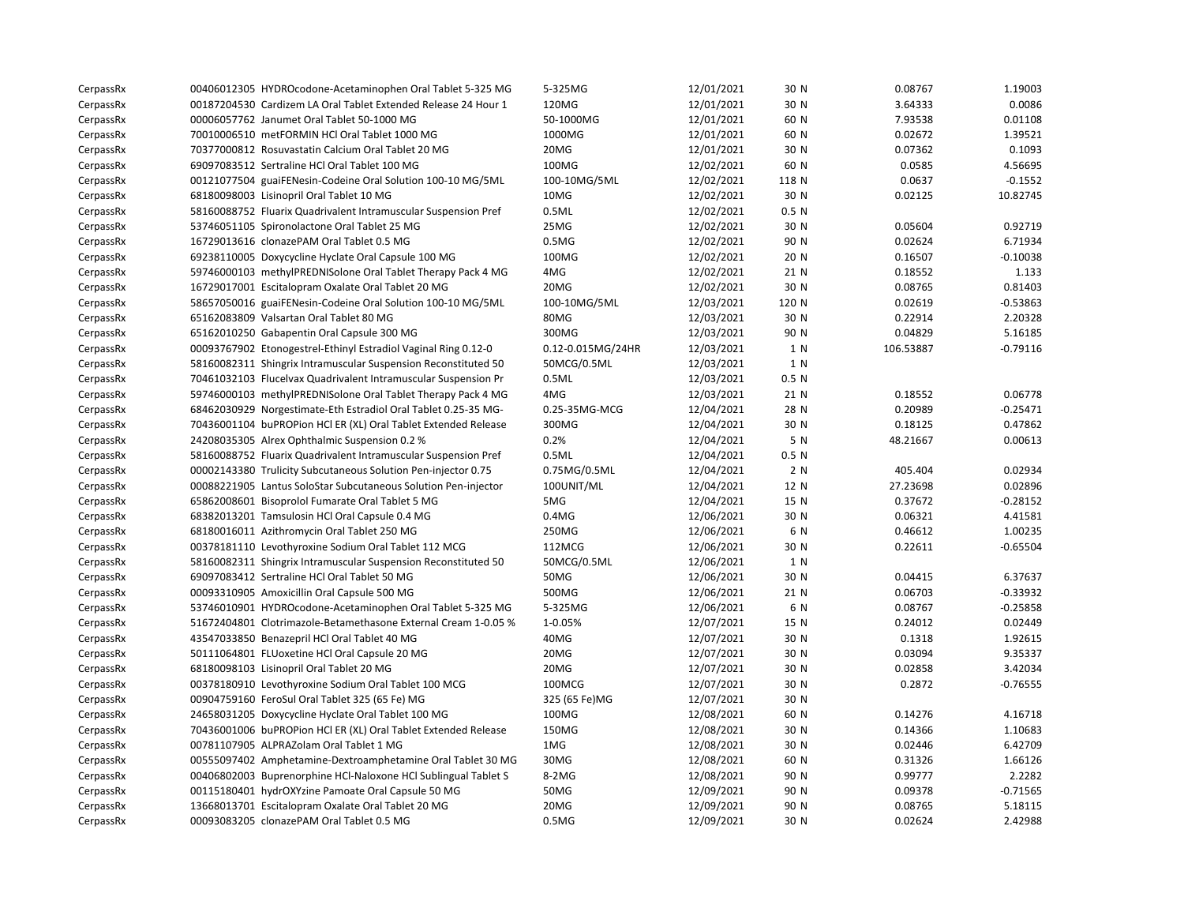| | | | | | | | |
|---|---|---|---|---|---|---|---|
| CerpassRx | 00406012305 HYDROcodone-Acetaminophen Oral Tablet 5-325 MG | 5-325MG | 12/01/2021 | 30 N | 0.08767 | 1.19003 |
| CerpassRx | 00187204530 Cardizem LA Oral Tablet Extended Release 24 Hour 1 | 120MG | 12/01/2021 | 30 N | 3.64333 | 0.0086 |
| CerpassRx | 00006057762 Janumet Oral Tablet 50-1000 MG | 50-1000MG | 12/01/2021 | 60 N | 7.93538 | 0.01108 |
| CerpassRx | 70010006510 metFORMIN HCl Oral Tablet 1000 MG | 1000MG | 12/01/2021 | 60 N | 0.02672 | 1.39521 |
| CerpassRx | 70377000812 Rosuvastatin Calcium Oral Tablet 20 MG | 20MG | 12/01/2021 | 30 N | 0.07362 | 0.1093 |
| CerpassRx | 69097083512 Sertraline HCl Oral Tablet 100 MG | 100MG | 12/02/2021 | 60 N | 0.0585 | 4.56695 |
| CerpassRx | 00121077504 guaiFENesin-Codeine Oral Solution 100-10 MG/5ML | 100-10MG/5ML | 12/02/2021 | 118 N | 0.0637 | -0.1552 |
| CerpassRx | 68180098003 Lisinopril Oral Tablet 10 MG | 10MG | 12/02/2021 | 30 N | 0.02125 | 10.82745 |
| CerpassRx | 58160088752 Fluarix Quadrivalent Intramuscular Suspension Pref | 0.5ML | 12/02/2021 | 0.5 N | | |
| CerpassRx | 53746051105 Spironolactone Oral Tablet 25 MG | 25MG | 12/02/2021 | 30 N | 0.05604 | 0.92719 |
| CerpassRx | 16729013616 clonazePAM Oral Tablet 0.5 MG | 0.5MG | 12/02/2021 | 90 N | 0.02624 | 6.71934 |
| CerpassRx | 69238110005 Doxycycline Hyclate Oral Capsule 100 MG | 100MG | 12/02/2021 | 20 N | 0.16507 | -0.10038 |
| CerpassRx | 59746000103 methylPREDNISolone Oral Tablet Therapy Pack 4 MG | 4MG | 12/02/2021 | 21 N | 0.18552 | 1.133 |
| CerpassRx | 16729017001 Escitalopram Oxalate Oral Tablet 20 MG | 20MG | 12/02/2021 | 30 N | 0.08765 | 0.81403 |
| CerpassRx | 58657050016 guaiFENesin-Codeine Oral Solution 100-10 MG/5ML | 100-10MG/5ML | 12/03/2021 | 120 N | 0.02619 | -0.53863 |
| CerpassRx | 65162083809 Valsartan Oral Tablet 80 MG | 80MG | 12/03/2021 | 30 N | 0.22914 | 2.20328 |
| CerpassRx | 65162010250 Gabapentin Oral Capsule 300 MG | 300MG | 12/03/2021 | 90 N | 0.04829 | 5.16185 |
| CerpassRx | 00093767902 Etonogestrel-Ethinyl Estradiol Vaginal Ring 0.12-0 | 0.12-0.015MG/24HR | 12/03/2021 | 1 N | 106.53887 | -0.79116 |
| CerpassRx | 58160082311 Shingrix Intramuscular Suspension Reconstituted 50 | 50MCG/0.5ML | 12/03/2021 | 1 N | | |
| CerpassRx | 70461032103 Flucelvax Quadrivalent Intramuscular Suspension Pr | 0.5ML | 12/03/2021 | 0.5 N | | |
| CerpassRx | 59746000103 methylPREDNISolone Oral Tablet Therapy Pack 4 MG | 4MG | 12/03/2021 | 21 N | 0.18552 | 0.06778 |
| CerpassRx | 68462030929 Norgestimate-Eth Estradiol Oral Tablet 0.25-35 MG- | 0.25-35MG-MCG | 12/04/2021 | 28 N | 0.20989 | -0.25471 |
| CerpassRx | 70436001104 buPROPion HCl ER (XL) Oral Tablet Extended Release | 300MG | 12/04/2021 | 30 N | 0.18125 | 0.47862 |
| CerpassRx | 24208035305 Alrex Ophthalmic Suspension 0.2 % | 0.2% | 12/04/2021 | 5 N | 48.21667 | 0.00613 |
| CerpassRx | 58160088752 Fluarix Quadrivalent Intramuscular Suspension Pref | 0.5ML | 12/04/2021 | 0.5 N | | |
| CerpassRx | 00002143380 Trulicity Subcutaneous Solution Pen-injector 0.75 | 0.75MG/0.5ML | 12/04/2021 | 2 N | 405.404 | 0.02934 |
| CerpassRx | 00088221905 Lantus SoloStar Subcutaneous Solution Pen-injector | 100UNIT/ML | 12/04/2021 | 12 N | 27.23698 | 0.02896 |
| CerpassRx | 65862008601 Bisoprolol Fumarate Oral Tablet 5 MG | 5MG | 12/04/2021 | 15 N | 0.37672 | -0.28152 |
| CerpassRx | 68382013201 Tamsulosin HCl Oral Capsule 0.4 MG | 0.4MG | 12/06/2021 | 30 N | 0.06321 | 4.41581 |
| CerpassRx | 68180016011 Azithromycin Oral Tablet 250 MG | 250MG | 12/06/2021 | 6 N | 0.46612 | 1.00235 |
| CerpassRx | 00378181110 Levothyroxine Sodium Oral Tablet 112 MCG | 112MCG | 12/06/2021 | 30 N | 0.22611 | -0.65504 |
| CerpassRx | 58160082311 Shingrix Intramuscular Suspension Reconstituted 50 | 50MCG/0.5ML | 12/06/2021 | 1 N | | |
| CerpassRx | 69097083412 Sertraline HCl Oral Tablet 50 MG | 50MG | 12/06/2021 | 30 N | 0.04415 | 6.37637 |
| CerpassRx | 00093310905 Amoxicillin Oral Capsule 500 MG | 500MG | 12/06/2021 | 21 N | 0.06703 | -0.33932 |
| CerpassRx | 53746010901 HYDROcodone-Acetaminophen Oral Tablet 5-325 MG | 5-325MG | 12/06/2021 | 6 N | 0.08767 | -0.25858 |
| CerpassRx | 51672404801 Clotrimazole-Betamethasone External Cream 1-0.05 % | 1-0.05% | 12/07/2021 | 15 N | 0.24012 | 0.02449 |
| CerpassRx | 43547033850 Benazepril HCl Oral Tablet 40 MG | 40MG | 12/07/2021 | 30 N | 0.1318 | 1.92615 |
| CerpassRx | 50111064801 FLUoxetine HCl Oral Capsule 20 MG | 20MG | 12/07/2021 | 30 N | 0.03094 | 9.35337 |
| CerpassRx | 68180098103 Lisinopril Oral Tablet 20 MG | 20MG | 12/07/2021 | 30 N | 0.02858 | 3.42034 |
| CerpassRx | 00378180910 Levothyroxine Sodium Oral Tablet 100 MCG | 100MCG | 12/07/2021 | 30 N | 0.2872 | -0.76555 |
| CerpassRx | 00904759160 FeroSul Oral Tablet 325 (65 Fe) MG | 325 (65 Fe)MG | 12/07/2021 | 30 N | | |
| CerpassRx | 24658031205 Doxycycline Hyclate Oral Tablet 100 MG | 100MG | 12/08/2021 | 60 N | 0.14276 | 4.16718 |
| CerpassRx | 70436001006 buPROPion HCl ER (XL) Oral Tablet Extended Release | 150MG | 12/08/2021 | 30 N | 0.14366 | 1.10683 |
| CerpassRx | 00781107905 ALPRAZolam Oral Tablet 1 MG | 1MG | 12/08/2021 | 30 N | 0.02446 | 6.42709 |
| CerpassRx | 00555097402 Amphetamine-Dextroamphetamine Oral Tablet 30 MG | 30MG | 12/08/2021 | 60 N | 0.31326 | 1.66126 |
| CerpassRx | 00406802003 Buprenorphine HCl-Naloxone HCl Sublingual Tablet S | 8-2MG | 12/08/2021 | 90 N | 0.99777 | 2.2282 |
| CerpassRx | 00115180401 hydrOXYzine Pamoate Oral Capsule 50 MG | 50MG | 12/09/2021 | 90 N | 0.09378 | -0.71565 |
| CerpassRx | 13668013701 Escitalopram Oxalate Oral Tablet 20 MG | 20MG | 12/09/2021 | 90 N | 0.08765 | 5.18115 |
| CerpassRx | 00093083205 clonazePAM Oral Tablet 0.5 MG | 0.5MG | 12/09/2021 | 30 N | 0.02624 | 2.42988 |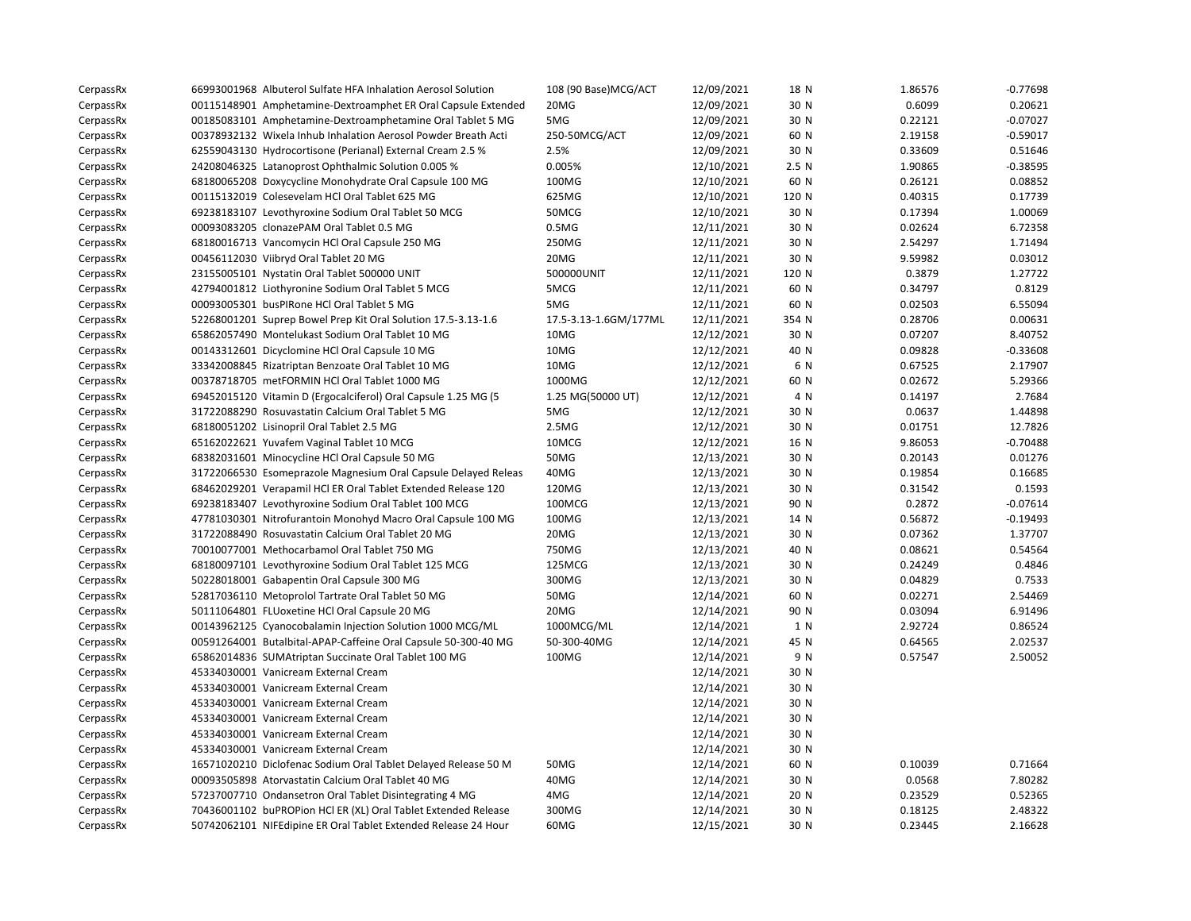| | | | | | | | |
|---|---|---|---|---|---|---|---|
| CerpassRx | 66993001968 Albuterol Sulfate HFA Inhalation Aerosol Solution | 108 (90 Base)MCG/ACT | 12/09/2021 | 18 N | | 1.86576 | -0.77698 |
| CerpassRx | 00115148901 Amphetamine-Dextroamphet ER Oral Capsule Extended | 20MG | 12/09/2021 | 30 N | | 0.6099 | 0.20621 |
| CerpassRx | 00185083101 Amphetamine-Dextroamphetamine Oral Tablet 5 MG | 5MG | 12/09/2021 | 30 N | | 0.22121 | -0.07027 |
| CerpassRx | 00378932132 Wixela Inhub Inhalation Aerosol Powder Breath Acti | 250-50MCG/ACT | 12/09/2021 | 60 N | | 2.19158 | -0.59017 |
| CerpassRx | 62559043130 Hydrocortisone (Perianal) External Cream 2.5 % | 2.5% | 12/09/2021 | 30 N | | 0.33609 | 0.51646 |
| CerpassRx | 24208046325 Latanoprost Ophthalmic Solution 0.005 % | 0.005% | 12/10/2021 | 2.5 N | | 1.90865 | -0.38595 |
| CerpassRx | 68180065208 Doxycycline Monohydrate Oral Capsule 100 MG | 100MG | 12/10/2021 | 60 N | | 0.26121 | 0.08852 |
| CerpassRx | 00115132019 Colesevelam HCl Oral Tablet 625 MG | 625MG | 12/10/2021 | 120 N | | 0.40315 | 0.17739 |
| CerpassRx | 69238183107 Levothyroxine Sodium Oral Tablet 50 MCG | 50MCG | 12/10/2021 | 30 N | | 0.17394 | 1.00069 |
| CerpassRx | 00093083205 clonazePAM Oral Tablet 0.5 MG | 0.5MG | 12/11/2021 | 30 N | | 0.02624 | 6.72358 |
| CerpassRx | 68180016713 Vancomycin HCl Oral Capsule 250 MG | 250MG | 12/11/2021 | 30 N | | 2.54297 | 1.71494 |
| CerpassRx | 00456112030 Viibryd Oral Tablet 20 MG | 20MG | 12/11/2021 | 30 N | | 9.59982 | 0.03012 |
| CerpassRx | 23155005101 Nystatin Oral Tablet 500000 UNIT | 500000UNIT | 12/11/2021 | 120 N | | 0.3879 | 1.27722 |
| CerpassRx | 42794001812 Liothyronine Sodium Oral Tablet 5 MCG | 5MCG | 12/11/2021 | 60 N | | 0.34797 | 0.8129 |
| CerpassRx | 00093005301 busPIRone HCl Oral Tablet 5 MG | 5MG | 12/11/2021 | 60 N | | 0.02503 | 6.55094 |
| CerpassRx | 52268001201 Suprep Bowel Prep Kit Oral Solution 17.5-3.13-1.6 | 17.5-3.13-1.6GM/177ML | 12/11/2021 | 354 N | | 0.28706 | 0.00631 |
| CerpassRx | 65862057490 Montelukast Sodium Oral Tablet 10 MG | 10MG | 12/12/2021 | 30 N | | 0.07207 | 8.40752 |
| CerpassRx | 00143312601 Dicyclomine HCl Oral Capsule 10 MG | 10MG | 12/12/2021 | 40 N | | 0.09828 | -0.33608 |
| CerpassRx | 33342008845 Rizatriptan Benzoate Oral Tablet 10 MG | 10MG | 12/12/2021 | 6 N | | 0.67525 | 2.17907 |
| CerpassRx | 00378718705 metFORMIN HCl Oral Tablet 1000 MG | 1000MG | 12/12/2021 | 60 N | | 0.02672 | 5.29366 |
| CerpassRx | 69452015120 Vitamin D (Ergocalciferol) Oral Capsule 1.25 MG (5 | 1.25 MG(50000 UT) | 12/12/2021 | 4 N | | 0.14197 | 2.7684 |
| CerpassRx | 31722088290 Rosuvastatin Calcium Oral Tablet 5 MG | 5MG | 12/12/2021 | 30 N | | 0.0637 | 1.44898 |
| CerpassRx | 68180051202 Lisinopril Oral Tablet 2.5 MG | 2.5MG | 12/12/2021 | 30 N | | 0.01751 | 12.7826 |
| CerpassRx | 65162022621 Yuvafem Vaginal Tablet 10 MCG | 10MCG | 12/12/2021 | 16 N | | 9.86053 | -0.70488 |
| CerpassRx | 68382031601 Minocycline HCl Oral Capsule 50 MG | 50MG | 12/13/2021 | 30 N | | 0.20143 | 0.01276 |
| CerpassRx | 31722066530 Esomeprazole Magnesium Oral Capsule Delayed Releas | 40MG | 12/13/2021 | 30 N | | 0.19854 | 0.16685 |
| CerpassRx | 68462029201 Verapamil HCl ER Oral Tablet Extended Release 120 | 120MG | 12/13/2021 | 30 N | | 0.31542 | 0.1593 |
| CerpassRx | 69238183407 Levothyroxine Sodium Oral Tablet 100 MCG | 100MCG | 12/13/2021 | 90 N | | 0.2872 | -0.07614 |
| CerpassRx | 47781030301 Nitrofurantoin Monohyd Macro Oral Capsule 100 MG | 100MG | 12/13/2021 | 14 N | | 0.56872 | -0.19493 |
| CerpassRx | 31722088490 Rosuvastatin Calcium Oral Tablet 20 MG | 20MG | 12/13/2021 | 30 N | | 0.07362 | 1.37707 |
| CerpassRx | 70010077001 Methocarbamol Oral Tablet 750 MG | 750MG | 12/13/2021 | 40 N | | 0.08621 | 0.54564 |
| CerpassRx | 68180097101 Levothyroxine Sodium Oral Tablet 125 MCG | 125MCG | 12/13/2021 | 30 N | | 0.24249 | 0.4846 |
| CerpassRx | 50228018001 Gabapentin Oral Capsule 300 MG | 300MG | 12/13/2021 | 30 N | | 0.04829 | 0.7533 |
| CerpassRx | 52817036110 Metoprolol Tartrate Oral Tablet 50 MG | 50MG | 12/14/2021 | 60 N | | 0.02271 | 2.54469 |
| CerpassRx | 50111064801 FLUoxetine HCl Oral Capsule 20 MG | 20MG | 12/14/2021 | 90 N | | 0.03094 | 6.91496 |
| CerpassRx | 00143962125 Cyanocobalamin Injection Solution 1000 MCG/ML | 1000MCG/ML | 12/14/2021 | 1 N | | 2.92724 | 0.86524 |
| CerpassRx | 00591264001 Butalbital-APAP-Caffeine Oral Capsule 50-300-40 MG | 50-300-40MG | 12/14/2021 | 45 N | | 0.64565 | 2.02537 |
| CerpassRx | 65862014836 SUMAtriptan Succinate Oral Tablet 100 MG | 100MG | 12/14/2021 | 9 N | | 0.57547 | 2.50052 |
| CerpassRx | 45334030001 Vanicream External Cream | | 12/14/2021 | 30 N | | | |
| CerpassRx | 45334030001 Vanicream External Cream | | 12/14/2021 | 30 N | | | |
| CerpassRx | 45334030001 Vanicream External Cream | | 12/14/2021 | 30 N | | | |
| CerpassRx | 45334030001 Vanicream External Cream | | 12/14/2021 | 30 N | | | |
| CerpassRx | 45334030001 Vanicream External Cream | | 12/14/2021 | 30 N | | | |
| CerpassRx | 45334030001 Vanicream External Cream | | 12/14/2021 | 30 N | | | |
| CerpassRx | 16571020210 Diclofenac Sodium Oral Tablet Delayed Release 50 M | 50MG | 12/14/2021 | 60 N | | 0.10039 | 0.71664 |
| CerpassRx | 00093505898 Atorvastatin Calcium Oral Tablet 40 MG | 40MG | 12/14/2021 | 30 N | | 0.0568 | 7.80282 |
| CerpassRx | 57237007710 Ondansetron Oral Tablet Disintegrating 4 MG | 4MG | 12/14/2021 | 20 N | | 0.23529 | 0.52365 |
| CerpassRx | 70436001102 buPROPion HCl ER (XL) Oral Tablet Extended Release | 300MG | 12/14/2021 | 30 N | | 0.18125 | 2.48322 |
| CerpassRx | 50742062101 NIFEdipine ER Oral Tablet Extended Release 24 Hour | 60MG | 12/15/2021 | 30 N | | 0.23445 | 2.16628 |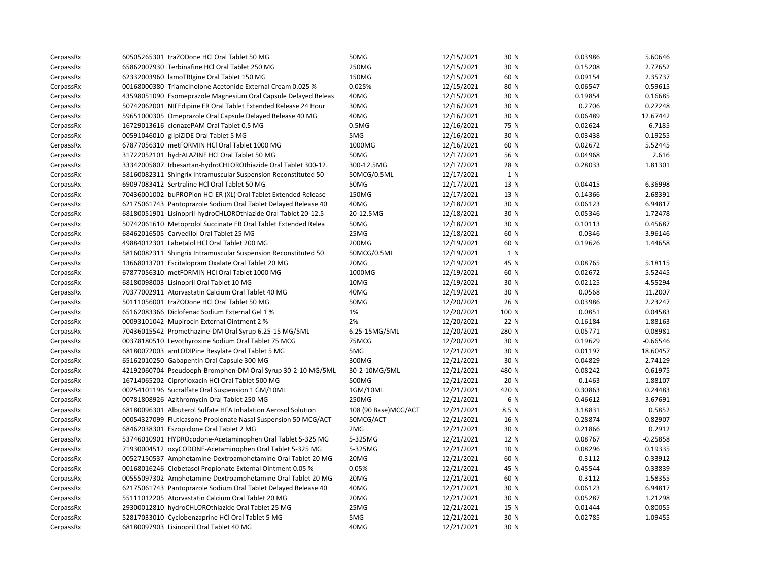| | | | | | | | |
|---|---|---|---|---|---|---|---|
| CerpassRx | 60505265301 | traZODone HCl Oral Tablet 50 MG | 50MG | 12/15/2021 | 30 N | 0.03986 | 5.60646 |
| CerpassRx | 65862007930 | Terbinafine HCl Oral Tablet 250 MG | 250MG | 12/15/2021 | 30 N | 0.15208 | 2.77652 |
| CerpassRx | 62332003960 | lamoTRIgine Oral Tablet 150 MG | 150MG | 12/15/2021 | 60 N | 0.09154 | 2.35737 |
| CerpassRx | 00168000380 | Triamcinolone Acetonide External Cream 0.025 % | 0.025% | 12/15/2021 | 80 N | 0.06547 | 0.59615 |
| CerpassRx | 43598051090 | Esomeprazole Magnesium Oral Capsule Delayed Releas | 40MG | 12/15/2021 | 30 N | 0.19854 | 0.16685 |
| CerpassRx | 50742062001 | NIFEdipine ER Oral Tablet Extended Release 24 Hour | 30MG | 12/16/2021 | 30 N | 0.2706 | 0.27248 |
| CerpassRx | 59651000305 | Omeprazole Oral Capsule Delayed Release 40 MG | 40MG | 12/16/2021 | 30 N | 0.06489 | 12.67442 |
| CerpassRx | 16729013616 | clonazePAM Oral Tablet 0.5 MG | 0.5MG | 12/16/2021 | 75 N | 0.02624 | 6.7185 |
| CerpassRx | 00591046010 | glipiZIDE Oral Tablet 5 MG | 5MG | 12/16/2021 | 30 N | 0.03438 | 0.19255 |
| CerpassRx | 67877056310 | metFORMIN HCl Oral Tablet 1000 MG | 1000MG | 12/16/2021 | 60 N | 0.02672 | 5.52445 |
| CerpassRx | 31722052101 | hydrALAZINE HCl Oral Tablet 50 MG | 50MG | 12/17/2021 | 56 N | 0.04968 | 2.616 |
| CerpassRx | 33342005807 | Irbesartan-hydroCHLOROthiazide Oral Tablet 300-12. | 300-12.5MG | 12/17/2021 | 28 N | 0.28033 | 1.81301 |
| CerpassRx | 58160082311 | Shingrix Intramuscular Suspension Reconstituted 50 | 50MCG/0.5ML | 12/17/2021 | 1 N | | |
| CerpassRx | 69097083412 | Sertraline HCl Oral Tablet 50 MG | 50MG | 12/17/2021 | 13 N | 0.04415 | 6.36998 |
| CerpassRx | 70436001002 | buPROPion HCl ER (XL) Oral Tablet Extended Release | 150MG | 12/17/2021 | 13 N | 0.14366 | 2.68391 |
| CerpassRx | 62175061743 | Pantoprazole Sodium Oral Tablet Delayed Release 40 | 40MG | 12/18/2021 | 30 N | 0.06123 | 6.94817 |
| CerpassRx | 68180051901 | Lisinopril-hydroCHLOROthiazide Oral Tablet 20-12.5 | 20-12.5MG | 12/18/2021 | 30 N | 0.05346 | 1.72478 |
| CerpassRx | 50742061610 | Metoprolol Succinate ER Oral Tablet Extended Relea | 50MG | 12/18/2021 | 30 N | 0.10113 | 0.45687 |
| CerpassRx | 68462016505 | Carvedilol Oral Tablet 25 MG | 25MG | 12/18/2021 | 60 N | 0.0346 | 3.96146 |
| CerpassRx | 49884012301 | Labetalol HCl Oral Tablet 200 MG | 200MG | 12/19/2021 | 60 N | 0.19626 | 1.44658 |
| CerpassRx | 58160082311 | Shingrix Intramuscular Suspension Reconstituted 50 | 50MCG/0.5ML | 12/19/2021 | 1 N | | |
| CerpassRx | 13668013701 | Escitalopram Oxalate Oral Tablet 20 MG | 20MG | 12/19/2021 | 45 N | 0.08765 | 5.18115 |
| CerpassRx | 67877056310 | metFORMIN HCl Oral Tablet 1000 MG | 1000MG | 12/19/2021 | 60 N | 0.02672 | 5.52445 |
| CerpassRx | 68180098003 | Lisinopril Oral Tablet 10 MG | 10MG | 12/19/2021 | 30 N | 0.02125 | 4.55294 |
| CerpassRx | 70377002911 | Atorvastatin Calcium Oral Tablet 40 MG | 40MG | 12/19/2021 | 30 N | 0.0568 | 11.2007 |
| CerpassRx | 50111056001 | traZODone HCl Oral Tablet 50 MG | 50MG | 12/20/2021 | 26 N | 0.03986 | 2.23247 |
| CerpassRx | 65162083366 | Diclofenac Sodium External Gel 1 % | 1% | 12/20/2021 | 100 N | 0.0851 | 0.04583 |
| CerpassRx | 00093101042 | Mupirocin External Ointment 2 % | 2% | 12/20/2021 | 22 N | 0.16184 | 1.88163 |
| CerpassRx | 70436015542 | Promethazine-DM Oral Syrup 6.25-15 MG/5ML | 6.25-15MG/5ML | 12/20/2021 | 280 N | 0.05771 | 0.08981 |
| CerpassRx | 00378180510 | Levothyroxine Sodium Oral Tablet 75 MCG | 75MCG | 12/20/2021 | 30 N | 0.19629 | -0.66546 |
| CerpassRx | 68180072003 | amLODIPine Besylate Oral Tablet 5 MG | 5MG | 12/21/2021 | 30 N | 0.01197 | 18.60457 |
| CerpassRx | 65162010250 | Gabapentin Oral Capsule 300 MG | 300MG | 12/21/2021 | 30 N | 0.04829 | 2.74129 |
| CerpassRx | 42192060704 | Pseudoeph-Bromphen-DM Oral Syrup 30-2-10 MG/5ML | 30-2-10MG/5ML | 12/21/2021 | 480 N | 0.08242 | 0.61975 |
| CerpassRx | 16714065202 | Ciprofloxacin HCl Oral Tablet 500 MG | 500MG | 12/21/2021 | 20 N | 0.1463 | 1.88107 |
| CerpassRx | 00254101196 | Sucralfate Oral Suspension 1 GM/10ML | 1GM/10ML | 12/21/2021 | 420 N | 0.30863 | 0.24483 |
| CerpassRx | 00781808926 | Azithromycin Oral Tablet 250 MG | 250MG | 12/21/2021 | 6 N | 0.46612 | 3.67691 |
| CerpassRx | 68180096301 | Albuterol Sulfate HFA Inhalation Aerosol Solution | 108 (90 Base)MCG/ACT | 12/21/2021 | 8.5 N | 3.18831 | 0.5852 |
| CerpassRx | 00054327099 | Fluticasone Propionate Nasal Suspension 50 MCG/ACT | 50MCG/ACT | 12/21/2021 | 16 N | 0.28874 | 0.82907 |
| CerpassRx | 68462038301 | Eszopiclone Oral Tablet 2 MG | 2MG | 12/21/2021 | 30 N | 0.21866 | 0.2912 |
| CerpassRx | 53746010901 | HYDROcodone-Acetaminophen Oral Tablet 5-325 MG | 5-325MG | 12/21/2021 | 12 N | 0.08767 | -0.25858 |
| CerpassRx | 71930004512 | oxyCODONE-Acetaminophen Oral Tablet 5-325 MG | 5-325MG | 12/21/2021 | 10 N | 0.08296 | 0.19335 |
| CerpassRx | 00527150537 | Amphetamine-Dextroamphetamine Oral Tablet 20 MG | 20MG | 12/21/2021 | 60 N | 0.3112 | -0.33912 |
| CerpassRx | 00168016246 | Clobetasol Propionate External Ointment 0.05 % | 0.05% | 12/21/2021 | 45 N | 0.45544 | 0.33839 |
| CerpassRx | 00555097302 | Amphetamine-Dextroamphetamine Oral Tablet 20 MG | 20MG | 12/21/2021 | 60 N | 0.3112 | 1.58355 |
| CerpassRx | 62175061743 | Pantoprazole Sodium Oral Tablet Delayed Release 40 | 40MG | 12/21/2021 | 30 N | 0.06123 | 6.94817 |
| CerpassRx | 55111012205 | Atorvastatin Calcium Oral Tablet 20 MG | 20MG | 12/21/2021 | 30 N | 0.05287 | 1.21298 |
| CerpassRx | 29300012810 | hydroCHLOROthiazide Oral Tablet 25 MG | 25MG | 12/21/2021 | 15 N | 0.01444 | 0.80055 |
| CerpassRx | 52817033010 | Cyclobenzaprine HCl Oral Tablet 5 MG | 5MG | 12/21/2021 | 30 N | 0.02785 | 1.09455 |
| CerpassRx | 68180097903 | Lisinopril Oral Tablet 40 MG | 40MG | 12/21/2021 | 30 N | | |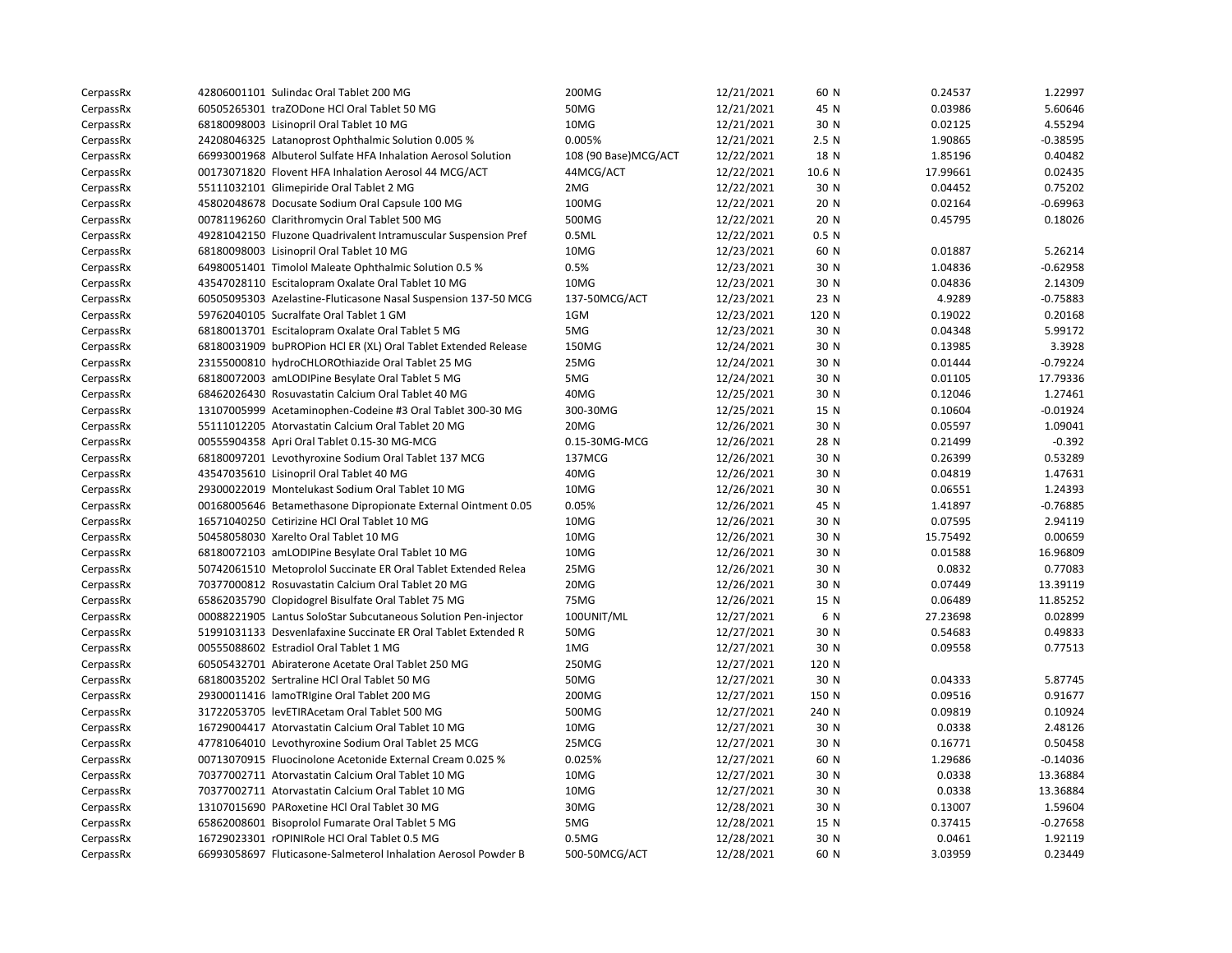| | | | | | | | | |
|---|---|---|---|---|---|---|---|---|
| CerpassRx | 42806001101 | Sulindac Oral Tablet 200 MG | 200MG | 12/21/2021 | 60 | N | 0.24537 | 1.22997 |
| CerpassRx | 60505265301 | traZODone HCl Oral Tablet 50 MG | 50MG | 12/21/2021 | 45 | N | 0.03986 | 5.60646 |
| CerpassRx | 68180098003 | Lisinopril Oral Tablet 10 MG | 10MG | 12/21/2021 | 30 | N | 0.02125 | 4.55294 |
| CerpassRx | 24208046325 | Latanoprost Ophthalmic Solution 0.005 % | 0.005% | 12/21/2021 | 2.5 | N | 1.90865 | -0.38595 |
| CerpassRx | 66993001968 | Albuterol Sulfate HFA Inhalation Aerosol Solution | 108 (90 Base)MCG/ACT | 12/22/2021 | 18 | N | 1.85196 | 0.40482 |
| CerpassRx | 00173071820 | Flovent HFA Inhalation Aerosol 44 MCG/ACT | 44MCG/ACT | 12/22/2021 | 10.6 | N | 17.99661 | 0.02435 |
| CerpassRx | 55111032101 | Glimepiride Oral Tablet 2 MG | 2MG | 12/22/2021 | 30 | N | 0.04452 | 0.75202 |
| CerpassRx | 45802048678 | Docusate Sodium Oral Capsule 100 MG | 100MG | 12/22/2021 | 20 | N | 0.02164 | -0.69963 |
| CerpassRx | 00781196260 | Clarithromycin Oral Tablet 500 MG | 500MG | 12/22/2021 | 20 | N | 0.45795 | 0.18026 |
| CerpassRx | 49281042150 | Fluzone Quadrivalent Intramuscular Suspension Pref | 0.5ML | 12/22/2021 | 0.5 | N | | |
| CerpassRx | 68180098003 | Lisinopril Oral Tablet 10 MG | 10MG | 12/23/2021 | 60 | N | 0.01887 | 5.26214 |
| CerpassRx | 64980051401 | Timolol Maleate Ophthalmic Solution 0.5 % | 0.5% | 12/23/2021 | 30 | N | 1.04836 | -0.62958 |
| CerpassRx | 43547028110 | Escitalopram Oxalate Oral Tablet 10 MG | 10MG | 12/23/2021 | 30 | N | 0.04836 | 2.14309 |
| CerpassRx | 60505095303 | Azelastine-Fluticasone Nasal Suspension 137-50 MCG | 137-50MCG/ACT | 12/23/2021 | 23 | N | 4.9289 | -0.75883 |
| CerpassRx | 59762040105 | Sucralfate Oral Tablet 1 GM | 1GM | 12/23/2021 | 120 | N | 0.19022 | 0.20168 |
| CerpassRx | 68180013701 | Escitalopram Oxalate Oral Tablet 5 MG | 5MG | 12/23/2021 | 30 | N | 0.04348 | 5.99172 |
| CerpassRx | 68180031909 | buPROPion HCl ER (XL) Oral Tablet Extended Release | 150MG | 12/24/2021 | 30 | N | 0.13985 | 3.3928 |
| CerpassRx | 23155000810 | hydroCHLOROthiazide Oral Tablet 25 MG | 25MG | 12/24/2021 | 30 | N | 0.01444 | -0.79224 |
| CerpassRx | 68180072003 | amLODIPine Besylate Oral Tablet 5 MG | 5MG | 12/24/2021 | 30 | N | 0.01105 | 17.79336 |
| CerpassRx | 68462026430 | Rosuvastatin Calcium Oral Tablet 40 MG | 40MG | 12/25/2021 | 30 | N | 0.12046 | 1.27461 |
| CerpassRx | 13107005999 | Acetaminophen-Codeine #3 Oral Tablet 300-30 MG | 300-30MG | 12/25/2021 | 15 | N | 0.10604 | -0.01924 |
| CerpassRx | 55111012205 | Atorvastatin Calcium Oral Tablet 20 MG | 20MG | 12/26/2021 | 30 | N | 0.05597 | 1.09041 |
| CerpassRx | 00555904358 | Apri Oral Tablet 0.15-30 MG-MCG | 0.15-30MG-MCG | 12/26/2021 | 28 | N | 0.21499 | -0.392 |
| CerpassRx | 68180097201 | Levothyroxine Sodium Oral Tablet 137 MCG | 137MCG | 12/26/2021 | 30 | N | 0.26399 | 0.53289 |
| CerpassRx | 43547035610 | Lisinopril Oral Tablet 40 MG | 40MG | 12/26/2021 | 30 | N | 0.04819 | 1.47631 |
| CerpassRx | 29300022019 | Montelukast Sodium Oral Tablet 10 MG | 10MG | 12/26/2021 | 30 | N | 0.06551 | 1.24393 |
| CerpassRx | 00168005646 | Betamethasone Dipropionate External Ointment 0.05 | 0.05% | 12/26/2021 | 45 | N | 1.41897 | -0.76885 |
| CerpassRx | 16571040250 | Cetirizine HCl Oral Tablet 10 MG | 10MG | 12/26/2021 | 30 | N | 0.07595 | 2.94119 |
| CerpassRx | 50458058030 | Xarelto Oral Tablet 10 MG | 10MG | 12/26/2021 | 30 | N | 15.75492 | 0.00659 |
| CerpassRx | 68180072103 | amLODIPine Besylate Oral Tablet 10 MG | 10MG | 12/26/2021 | 30 | N | 0.01588 | 16.96809 |
| CerpassRx | 50742061510 | Metoprolol Succinate ER Oral Tablet Extended Relea | 25MG | 12/26/2021 | 30 | N | 0.0832 | 0.77083 |
| CerpassRx | 70377000812 | Rosuvastatin Calcium Oral Tablet 20 MG | 20MG | 12/26/2021 | 30 | N | 0.07449 | 13.39119 |
| CerpassRx | 65862035790 | Clopidogrel Bisulfate Oral Tablet 75 MG | 75MG | 12/26/2021 | 15 | N | 0.06489 | 11.85252 |
| CerpassRx | 00088221905 | Lantus SoloStar Subcutaneous Solution Pen-injector | 100UNIT/ML | 12/27/2021 | 6 | N | 27.23698 | 0.02899 |
| CerpassRx | 51991031133 | Desvenlafaxine Succinate ER Oral Tablet Extended R | 50MG | 12/27/2021 | 30 | N | 0.54683 | 0.49833 |
| CerpassRx | 00555088602 | Estradiol Oral Tablet 1 MG | 1MG | 12/27/2021 | 30 | N | 0.09558 | 0.77513 |
| CerpassRx | 60505432701 | Abiraterone Acetate Oral Tablet 250 MG | 250MG | 12/27/2021 | 120 | N | | |
| CerpassRx | 68180035202 | Sertraline HCl Oral Tablet 50 MG | 50MG | 12/27/2021 | 30 | N | 0.04333 | 5.87745 |
| CerpassRx | 29300011416 | lamoTRIgine Oral Tablet 200 MG | 200MG | 12/27/2021 | 150 | N | 0.09516 | 0.91677 |
| CerpassRx | 31722053705 | levETIRAcetam Oral Tablet 500 MG | 500MG | 12/27/2021 | 240 | N | 0.09819 | 0.10924 |
| CerpassRx | 16729004417 | Atorvastatin Calcium Oral Tablet 10 MG | 10MG | 12/27/2021 | 30 | N | 0.0338 | 2.48126 |
| CerpassRx | 47781064010 | Levothyroxine Sodium Oral Tablet 25 MCG | 25MCG | 12/27/2021 | 30 | N | 0.16771 | 0.50458 |
| CerpassRx | 00713070915 | Fluocinolone Acetonide External Cream 0.025 % | 0.025% | 12/27/2021 | 60 | N | 1.29686 | -0.14036 |
| CerpassRx | 70377002711 | Atorvastatin Calcium Oral Tablet 10 MG | 10MG | 12/27/2021 | 30 | N | 0.0338 | 13.36884 |
| CerpassRx | 70377002711 | Atorvastatin Calcium Oral Tablet 10 MG | 10MG | 12/27/2021 | 30 | N | 0.0338 | 13.36884 |
| CerpassRx | 13107015690 | PARoxetine HCl Oral Tablet 30 MG | 30MG | 12/28/2021 | 30 | N | 0.13007 | 1.59604 |
| CerpassRx | 65862008601 | Bisoprolol Fumarate Oral Tablet 5 MG | 5MG | 12/28/2021 | 15 | N | 0.37415 | -0.27658 |
| CerpassRx | 16729023301 | rOPINIRole HCl Oral Tablet 0.5 MG | 0.5MG | 12/28/2021 | 30 | N | 0.0461 | 1.92119 |
| CerpassRx | 66993058697 | Fluticasone-Salmeterol Inhalation Aerosol Powder B | 500-50MCG/ACT | 12/28/2021 | 60 | N | 3.03959 | 0.23449 |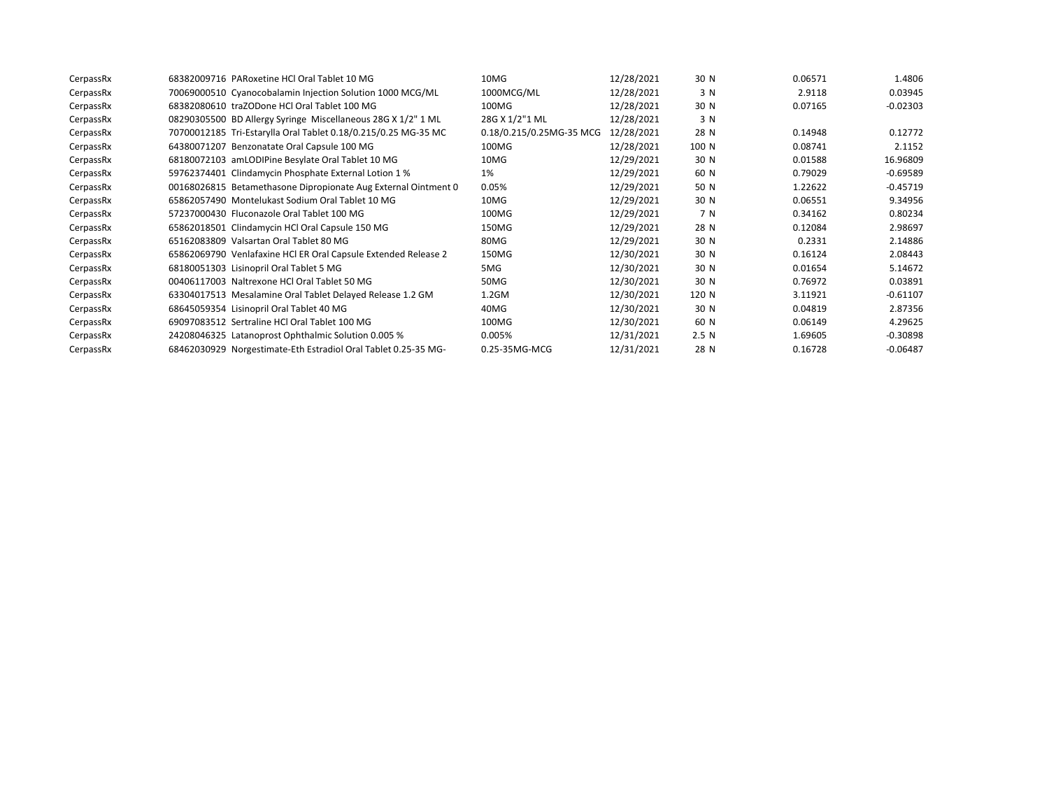| | | | | | | | | |
|---|---|---|---|---|---|---|---|---|
| CerpassRx | 68382009716 | PARoxetine HCl Oral Tablet 10 MG | 10MG | 12/28/2021 | 30 | N | 0.06571 | 1.4806 |
| CerpassRx | 70069000510 | Cyanocobalamin Injection Solution 1000 MCG/ML | 1000MCG/ML | 12/28/2021 | 3 | N | 2.9118 | 0.03945 |
| CerpassRx | 68382080610 | traZODone HCl Oral Tablet 100 MG | 100MG | 12/28/2021 | 30 | N | 0.07165 | -0.02303 |
| CerpassRx | 08290305500 | BD Allergy Syringe Miscellaneous 28G X 1/2" 1 ML | 28G X 1/2"1 ML | 12/28/2021 | 3 | N | | |
| CerpassRx | 70700012185 | Tri-Estarylla HCl Oral Tablet 0.18/0.215/0.25 MG-35 MC | 0.18/0.215/0.25MG-35 MCG | 12/28/2021 | 28 | N | 0.14948 | 0.12772 |
| CerpassRx | 64380071207 | Benzonatate Oral Capsule 100 MG | 100MG | 12/28/2021 | 100 | N | 0.08741 | 2.1152 |
| CerpassRx | 68180072103 | amLODIPine Besylate Oral Tablet 10 MG | 10MG | 12/29/2021 | 30 | N | 0.01588 | 16.96809 |
| CerpassRx | 59762374401 | Clindamycin Phosphate External Lotion 1 % | 1% | 12/29/2021 | 60 | N | 0.79029 | -0.69589 |
| CerpassRx | 00168026815 | Betamethasone Dipropionate Aug External Ointment 0 | 0.05% | 12/29/2021 | 50 | N | 1.22622 | -0.45719 |
| CerpassRx | 65862057490 | Montelukast Sodium Oral Tablet 10 MG | 10MG | 12/29/2021 | 30 | N | 0.06551 | 9.34956 |
| CerpassRx | 57237000430 | Fluconazole Oral Tablet 100 MG | 100MG | 12/29/2021 | 7 | N | 0.34162 | 0.80234 |
| CerpassRx | 65862018501 | Clindamycin HCl Oral Capsule 150 MG | 150MG | 12/29/2021 | 28 | N | 0.12084 | 2.98697 |
| CerpassRx | 65162083809 | Valsartan Oral Tablet 80 MG | 80MG | 12/29/2021 | 30 | N | 0.2331 | 2.14886 |
| CerpassRx | 65862069790 | Venlafaxine HCl ER Oral Capsule Extended Release 2 | 150MG | 12/30/2021 | 30 | N | 0.16124 | 2.08443 |
| CerpassRx | 68180051303 | Lisinopril Oral Tablet 5 MG | 5MG | 12/30/2021 | 30 | N | 0.01654 | 5.14672 |
| CerpassRx | 00406117003 | Naltrexone HCl Oral Tablet 50 MG | 50MG | 12/30/2021 | 30 | N | 0.76972 | 0.03891 |
| CerpassRx | 63304017513 | Mesalamine Oral Tablet Delayed Release 1.2 GM | 1.2GM | 12/30/2021 | 120 | N | 3.11921 | -0.61107 |
| CerpassRx | 68645059354 | Lisinopril Oral Tablet 40 MG | 40MG | 12/30/2021 | 30 | N | 0.04819 | 2.87356 |
| CerpassRx | 69097083512 | Sertraline HCl Oral Tablet 100 MG | 100MG | 12/30/2021 | 60 | N | 0.06149 | 4.29625 |
| CerpassRx | 24208046325 | Latanoprost Ophthalmic Solution 0.005 % | 0.005% | 12/31/2021 | 2.5 | N | 1.69605 | -0.30898 |
| CerpassRx | 68462030929 | Norgestimate-Eth Estradiol Oral Tablet 0.25-35 MG- | 0.25-35MG-MCG | 12/31/2021 | 28 | N | 0.16728 | -0.06487 |